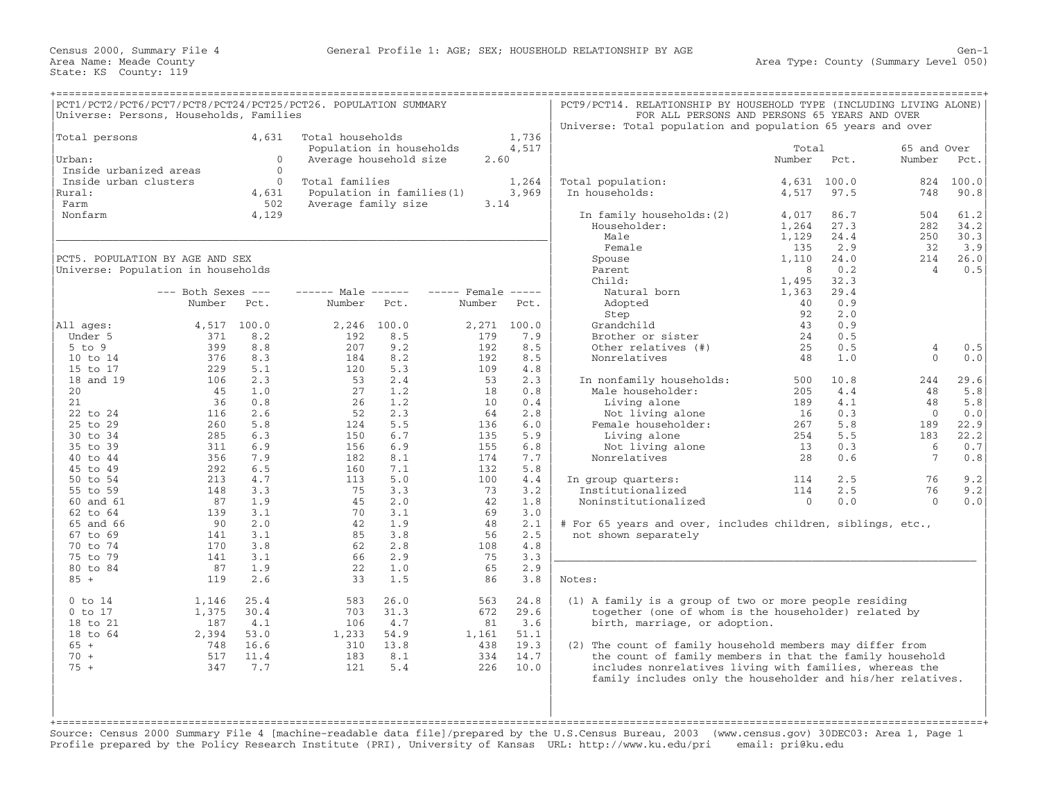Census 2000, Summary File 4 — General Profile 1: AGE; SEX; HOUSEHOLD RELATIONSHIP BY AGE — Gen-1

Area Name: Meade County — Area Type: County (Summary Level 050)

State: KS County: 119

## PCT1/PCT2/PCT6/PCT7/PCT8/PCT24/PCT25/PCT26. POPULATION SUMMARY

Universe: Persons, Households, Families

| | | | |
|---|---|---|---|
| Total persons | 4,631 | Total households | 1,736 |
| | | Population in households | 4,517 |
| Urban: | 0 | Average household size | 2.60 |
| Inside urbanized areas | 0 | | |
| Inside urban clusters | 0 | Total families | 1,264 |
| Rural: | 4,631 | Population in families(1) | 3,969 |
| Farm | 502 | Average family size | 3.14 |
| Nonfarm | 4,129 | | |

## PCT5. POPULATION BY AGE AND SEX

Universe: Population in households

| | Both Sexes Number | Both Sexes Pct. | Male Number | Male Pct. | Female Number | Female Pct. |
|---|---|---|---|---|---|---|
| All ages: | 4,517 | 100.0 | 2,246 | 100.0 | 2,271 | 100.0 |
| Under 5 | 371 | 8.2 | 192 | 8.5 | 179 | 7.9 |
| 5 to 9 | 399 | 8.8 | 207 | 9.2 | 192 | 8.5 |
| 10 to 14 | 376 | 8.3 | 184 | 8.2 | 192 | 8.5 |
| 15 to 17 | 229 | 5.1 | 120 | 5.3 | 109 | 4.8 |
| 18 and 19 | 106 | 2.3 | 53 | 2.4 | 53 | 2.3 |
| 20 | 45 | 1.0 | 27 | 1.2 | 18 | 0.8 |
| 21 | 36 | 0.8 | 26 | 1.2 | 10 | 0.4 |
| 22 to 24 | 116 | 2.6 | 52 | 2.3 | 64 | 2.8 |
| 25 to 29 | 260 | 5.8 | 124 | 5.5 | 136 | 6.0 |
| 30 to 34 | 285 | 6.3 | 150 | 6.7 | 135 | 5.9 |
| 35 to 39 | 311 | 6.9 | 156 | 6.9 | 155 | 6.8 |
| 40 to 44 | 356 | 7.9 | 182 | 8.1 | 174 | 7.7 |
| 45 to 49 | 292 | 6.5 | 160 | 7.1 | 132 | 5.8 |
| 50 to 54 | 213 | 4.7 | 113 | 5.0 | 100 | 4.4 |
| 55 to 59 | 148 | 3.3 | 75 | 3.3 | 73 | 3.2 |
| 60 and 61 | 87 | 1.9 | 45 | 2.0 | 42 | 1.8 |
| 62 to 64 | 139 | 3.1 | 70 | 3.1 | 69 | 3.0 |
| 65 and 66 | 90 | 2.0 | 42 | 1.9 | 48 | 2.1 |
| 67 to 69 | 141 | 3.1 | 85 | 3.8 | 56 | 2.5 |
| 70 to 74 | 170 | 3.8 | 62 | 2.8 | 108 | 4.8 |
| 75 to 79 | 141 | 3.1 | 66 | 2.9 | 75 | 3.3 |
| 80 to 84 | 87 | 1.9 | 22 | 1.0 | 65 | 2.9 |
| 85 + | 119 | 2.6 | 33 | 1.5 | 86 | 3.8 |
| 0 to 14 | 1,146 | 25.4 | 583 | 26.0 | 563 | 24.8 |
| 0 to 17 | 1,375 | 30.4 | 703 | 31.3 | 672 | 29.6 |
| 18 to 21 | 187 | 4.1 | 106 | 4.7 | 81 | 3.6 |
| 18 to 64 | 2,394 | 53.0 | 1,233 | 54.9 | 1,161 | 51.1 |
| 65 + | 748 | 16.6 | 310 | 13.8 | 438 | 19.3 |
| 70 + | 517 | 11.4 | 183 | 8.1 | 334 | 14.7 |
| 75 + | 347 | 7.7 | 121 | 5.4 | 226 | 10.0 |

## PCT9/PCT14. RELATIONSHIP BY HOUSEHOLD TYPE (INCLUDING LIVING ALONE) FOR ALL PERSONS AND PERSONS 65 YEARS AND OVER

Universe: Total population and population 65 years and over

| | Total Number | Total Pct. | 65 and Over Number | 65 and Over Pct. |
|---|---|---|---|---|
| Total population: | 4,631 | 100.0 | 824 | 100.0 |
| In households: | 4,517 | 97.5 | 748 | 90.8 |
| In family households:(2) | 4,017 | 86.7 | 504 | 61.2 |
| Householder: | 1,264 | 27.3 | 282 | 34.2 |
| Male | 1,129 | 24.4 | 250 | 30.3 |
| Female | 135 | 2.9 | 32 | 3.9 |
| Spouse | 1,110 | 24.0 | 214 | 26.0 |
| Parent | 8 | 0.2 | 4 | 0.5 |
| Child: | 1,495 | 32.3 | | |
| Natural born | 1,363 | 29.4 | | |
| Adopted | 40 | 0.9 | | |
| Step | 92 | 2.0 | | |
| Grandchild | 43 | 0.9 | | |
| Brother or sister | 24 | 0.5 | | |
| Other relatives (#) | 25 | 0.5 | 4 | 0.5 |
| Nonrelatives | 48 | 1.0 | 0 | 0.0 |
| In nonfamily households: | 500 | 10.8 | 244 | 29.6 |
| Male householder: | 205 | 4.4 | 48 | 5.8 |
| Living alone | 189 | 4.1 | 48 | 5.8 |
| Not living alone | 16 | 0.3 | 0 | 0.0 |
| Female householder: | 267 | 5.8 | 189 | 22.9 |
| Living alone | 254 | 5.5 | 183 | 22.2 |
| Not living alone | 13 | 0.3 | 6 | 0.7 |
| Nonrelatives | 28 | 0.6 | 7 | 0.8 |
| In group quarters: | 114 | 2.5 | 76 | 9.2 |
| Institutionalized | 114 | 2.5 | 76 | 9.2 |
| Noninstitutionalized | 0 | 0.0 | 0 | 0.0 |

# For 65 years and over, includes children, siblings, etc., not shown separately

Notes:

(1) A family is a group of two or more people residing together (one of whom is the householder) related by birth, marriage, or adoption.

(2) The count of family household members may differ from the count of family members in that the family household includes nonrelatives living with families, whereas the family includes only the householder and his/her relatives.

Source: Census 2000 Summary File 4 [machine-readable data file]/prepared by the U.S.Census Bureau, 2003 (www.census.gov) 30DEC03: Area 1, Page 1
Profile prepared by the Policy Research Institute (PRI), University of Kansas URL: http://www.ku.edu/pri email: pri@ku.edu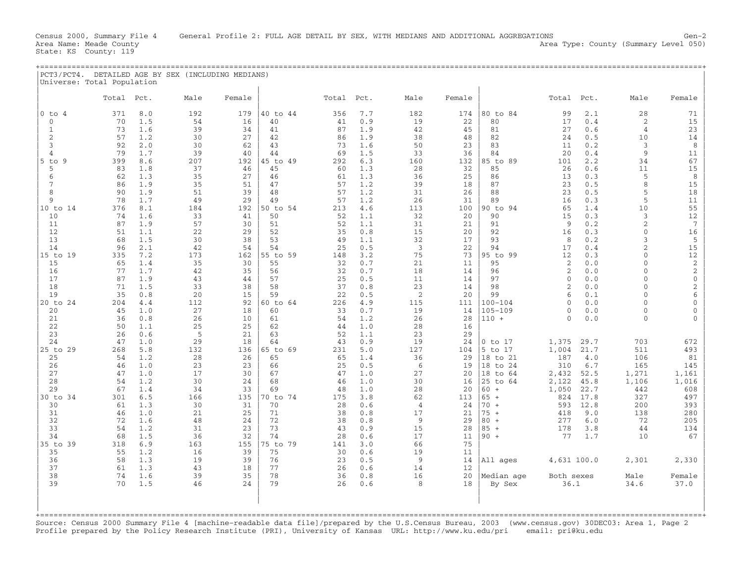Census 2000, Summary File 4 General Profile 2: FULL AGE DETAIL BY SEX, WITH MEDIANS AND ADDITIONAL AGGREGATIONS Gen-2
Area Name: Meade County Area Type: County (Summary Level 050)
State: KS County: 119

## PCT3/PCT4. DETAILED AGE BY SEX (INCLUDING MEDIANS)

Universe: Total Population

| | Total | Pct. | Male | Female | | Total | Pct. | Male | Female | | Total | Pct. | Male | Female |
|---|---|---|---|---|---|---|---|---|---|---|---|---|---|---|
| 0 to 4 | 371 | 8.0 | 192 | 179 | 40 to 44 | 356 | 7.7 | 182 | 174 | 80 to 84 | 99 | 2.1 | 28 | 71 |
| 0 | 70 | 1.5 | 54 | 16 | 40 | 41 | 0.9 | 19 | 22 | 80 | 17 | 0.4 | 2 | 15 |
| 1 | 73 | 1.6 | 39 | 34 | 41 | 87 | 1.9 | 42 | 45 | 81 | 27 | 0.6 | 4 | 23 |
| 2 | 57 | 1.2 | 30 | 27 | 42 | 86 | 1.9 | 38 | 48 | 82 | 24 | 0.5 | 10 | 14 |
| 3 | 92 | 2.0 | 30 | 62 | 43 | 73 | 1.6 | 50 | 23 | 83 | 11 | 0.2 | 3 | 8 |
| 4 | 79 | 1.7 | 39 | 40 | 44 | 69 | 1.5 | 33 | 36 | 84 | 20 | 0.4 | 9 | 11 |
| 5 to 9 | 399 | 8.6 | 207 | 192 | 45 to 49 | 292 | 6.3 | 160 | 132 | 85 to 89 | 101 | 2.2 | 34 | 67 |
| 5 | 83 | 1.8 | 37 | 46 | 45 | 60 | 1.3 | 28 | 32 | 85 | 26 | 0.6 | 11 | 15 |
| 6 | 62 | 1.3 | 35 | 27 | 46 | 61 | 1.3 | 36 | 25 | 86 | 13 | 0.3 | 5 | 8 |
| 7 | 86 | 1.9 | 35 | 51 | 47 | 57 | 1.2 | 39 | 18 | 87 | 23 | 0.5 | 8 | 15 |
| 8 | 90 | 1.9 | 51 | 39 | 48 | 57 | 1.2 | 31 | 26 | 88 | 23 | 0.5 | 5 | 18 |
| 9 | 78 | 1.7 | 49 | 29 | 49 | 57 | 1.2 | 26 | 31 | 89 | 16 | 0.3 | 5 | 11 |
| 10 to 14 | 376 | 8.1 | 184 | 192 | 50 to 54 | 213 | 4.6 | 113 | 100 | 90 to 94 | 65 | 1.4 | 10 | 55 |
| 10 | 74 | 1.6 | 33 | 41 | 50 | 52 | 1.1 | 32 | 20 | 90 | 15 | 0.3 | 3 | 12 |
| 11 | 87 | 1.9 | 57 | 30 | 51 | 52 | 1.1 | 31 | 21 | 91 | 9 | 0.2 | 2 | 7 |
| 12 | 51 | 1.1 | 22 | 29 | 52 | 35 | 0.8 | 15 | 20 | 92 | 16 | 0.3 | 0 | 16 |
| 13 | 68 | 1.5 | 30 | 38 | 53 | 49 | 1.1 | 32 | 17 | 93 | 8 | 0.2 | 3 | 5 |
| 14 | 96 | 2.1 | 42 | 54 | 54 | 25 | 0.5 | 3 | 22 | 94 | 17 | 0.4 | 2 | 15 |
| 15 to 19 | 335 | 7.2 | 173 | 162 | 55 to 59 | 148 | 3.2 | 75 | 73 | 95 to 99 | 12 | 0.3 | 0 | 12 |
| 15 | 65 | 1.4 | 35 | 30 | 55 | 32 | 0.7 | 21 | 11 | 95 | 2 | 0.0 | 0 | 2 |
| 16 | 77 | 1.7 | 42 | 35 | 56 | 32 | 0.7 | 18 | 14 | 96 | 2 | 0.0 | 0 | 2 |
| 17 | 87 | 1.9 | 43 | 44 | 57 | 25 | 0.5 | 11 | 14 | 97 | 0 | 0.0 | 0 | 0 |
| 18 | 71 | 1.5 | 33 | 38 | 58 | 37 | 0.8 | 23 | 14 | 98 | 2 | 0.0 | 0 | 2 |
| 19 | 35 | 0.8 | 20 | 15 | 59 | 22 | 0.5 | 2 | 20 | 99 | 6 | 0.1 | 0 | 6 |
| 20 to 24 | 204 | 4.4 | 112 | 92 | 60 to 64 | 226 | 4.9 | 115 | 111 | 100-104 | 0 | 0.0 | 0 | 0 |
| 20 | 45 | 1.0 | 27 | 18 | 60 | 33 | 0.7 | 19 | 14 | 105-109 | 0 | 0.0 | 0 | 0 |
| 21 | 36 | 0.8 | 26 | 10 | 61 | 54 | 1.2 | 26 | 28 | 110 + | 0 | 0.0 | 0 | 0 |
| 22 | 50 | 1.1 | 25 | 25 | 62 | 44 | 1.0 | 28 | 16 | | | | | |
| 23 | 26 | 0.6 | 5 | 21 | 63 | 52 | 1.1 | 23 | 29 | | | | | |
| 24 | 47 | 1.0 | 29 | 18 | 64 | 43 | 0.9 | 19 | 24 | 0 to 17 | 1,375 | 29.7 | 703 | 672 |
| 25 to 29 | 268 | 5.8 | 132 | 136 | 65 to 69 | 231 | 5.0 | 127 | 104 | 5 to 17 | 1,004 | 21.7 | 511 | 493 |
| 25 | 54 | 1.2 | 28 | 26 | 65 | 65 | 1.4 | 36 | 29 | 18 to 21 | 187 | 4.0 | 106 | 81 |
| 26 | 46 | 1.0 | 23 | 23 | 66 | 25 | 0.5 | 6 | 19 | 18 to 24 | 310 | 6.7 | 165 | 145 |
| 27 | 47 | 1.0 | 17 | 30 | 67 | 47 | 1.0 | 27 | 20 | 18 to 64 | 2,432 | 52.5 | 1,271 | 1,161 |
| 28 | 54 | 1.2 | 30 | 24 | 68 | 46 | 1.0 | 30 | 16 | 25 to 64 | 2,122 | 45.8 | 1,106 | 1,016 |
| 29 | 67 | 1.4 | 34 | 33 | 69 | 48 | 1.0 | 28 | 20 | 60 + | 1,050 | 22.7 | 442 | 608 |
| 30 to 34 | 301 | 6.5 | 166 | 135 | 70 to 74 | 175 | 3.8 | 62 | 113 | 65 + | 824 | 17.8 | 327 | 497 |
| 30 | 61 | 1.3 | 30 | 31 | 70 | 28 | 0.6 | 4 | 24 | 70 + | 593 | 12.8 | 200 | 393 |
| 31 | 46 | 1.0 | 21 | 25 | 71 | 38 | 0.8 | 17 | 21 | 75 + | 418 | 9.0 | 138 | 280 |
| 32 | 72 | 1.6 | 48 | 24 | 72 | 38 | 0.8 | 9 | 29 | 80 + | 277 | 6.0 | 72 | 205 |
| 33 | 54 | 1.2 | 31 | 23 | 73 | 43 | 0.9 | 15 | 28 | 85 + | 178 | 3.8 | 44 | 134 |
| 34 | 68 | 1.5 | 36 | 32 | 74 | 28 | 0.6 | 17 | 11 | 90 + | 77 | 1.7 | 10 | 67 |
| 35 to 39 | 318 | 6.9 | 163 | 155 | 75 to 79 | 141 | 3.0 | 66 | 75 | | | | | |
| 35 | 55 | 1.2 | 16 | 39 | 75 | 30 | 0.6 | 19 | 11 | | | | | |
| 36 | 58 | 1.3 | 19 | 39 | 76 | 23 | 0.5 | 9 | 14 | All ages | 4,631 | 100.0 | 2,301 | 2,330 |
| 37 | 61 | 1.3 | 43 | 18 | 77 | 26 | 0.6 | 14 | 12 | | | | | |
| 38 | 74 | 1.6 | 39 | 35 | 78 | 36 | 0.8 | 16 | 20 | Median age | Both sexes | | Male | Female |
| 39 | 70 | 1.5 | 46 | 24 | 79 | 26 | 0.6 | 8 | 18 | By Sex | 36.1 | | 34.6 | 37.0 |

Source: Census 2000 Summary File 4 [machine-readable data file]/prepared by the U.S.Census Bureau, 2003 (www.census.gov) 30DEC03: Area 1, Page 2
Profile prepared by the Policy Research Institute (PRI), University of Kansas URL: http://www.ku.edu/pri email: pri@ku.edu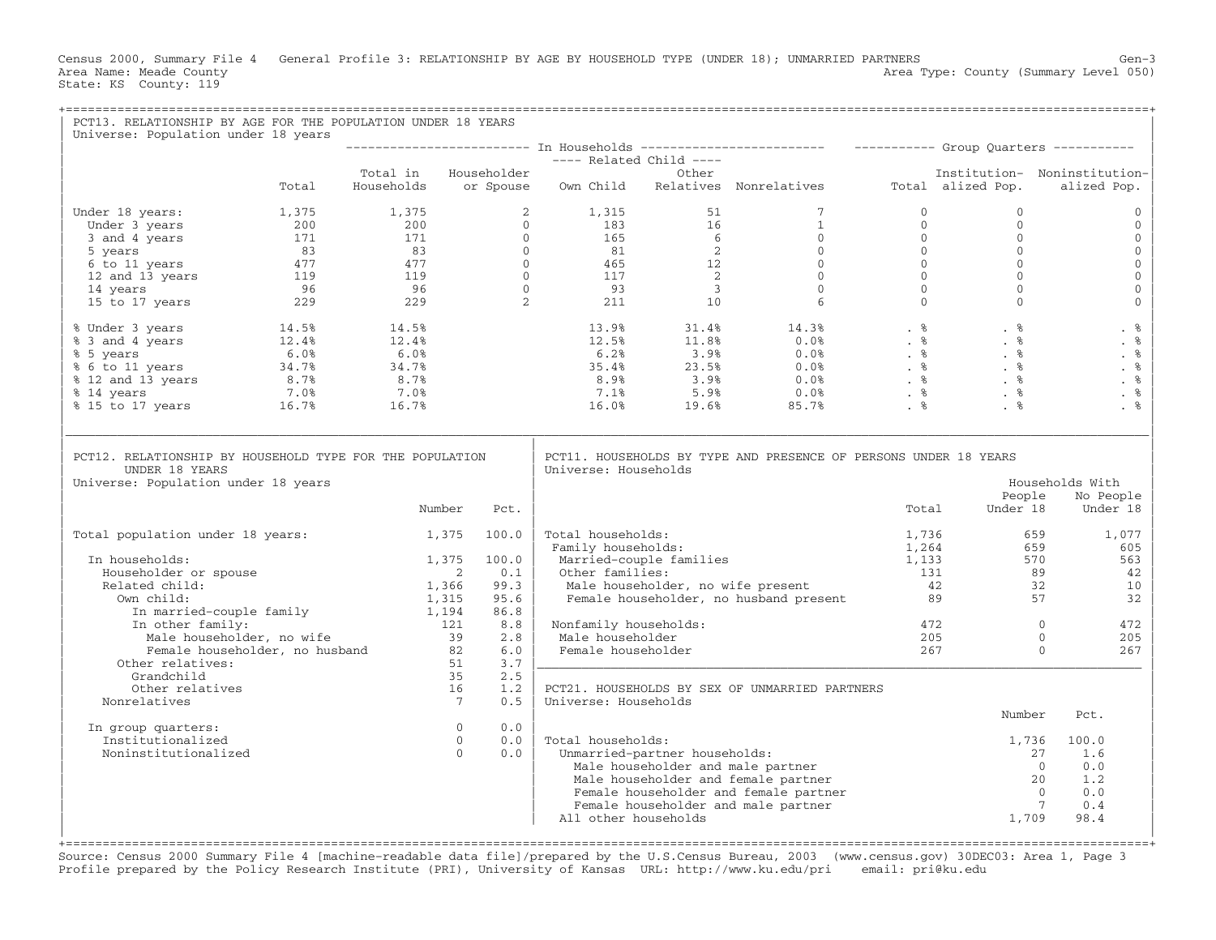Census 2000, Summary File 4 General Profile 3: RELATIONSHIP BY AGE BY HOUSEHOLD TYPE (UNDER 18); UNMARRIED PARTNERS

Area Name: Meade County — Area Type: County (Summary Level 050)

State: KS County: 119

## PCT13. RELATIONSHIP BY AGE FOR THE POPULATION UNDER 18 YEARS

Universe: Population under 18 years

| | Total | In Households: Total in Households | Householder or Spouse | Related Child: Own Child | Related Child: Other Relatives | Nonrelatives | Group Quarters: Total | Institutionalized Pop. | Noninstitutionalized Pop. |
|---|---|---|---|---|---|---|---|---|---|
| Under 18 years: | 1,375 | 1,375 | 2 | 1,315 | 51 | 7 | 0 | 0 | 0 |
| Under 3 years | 200 | 200 | 0 | 183 | 16 | 1 | 0 | 0 | 0 |
| 3 and 4 years | 171 | 171 | 0 | 165 | 6 | 0 | 0 | 0 | 0 |
| 5 years | 83 | 83 | 0 | 81 | 2 | 0 | 0 | 0 | 0 |
| 6 to 11 years | 477 | 477 | 0 | 465 | 12 | 0 | 0 | 0 | 0 |
| 12 and 13 years | 119 | 119 | 0 | 117 | 2 | 0 | 0 | 0 | 0 |
| 14 years | 96 | 96 | 0 | 93 | 3 | 0 | 0 | 0 | 0 |
| 15 to 17 years | 229 | 229 | 2 | 211 | 10 | 6 | 0 | 0 | 0 |
| % Under 3 years | 14.5% | 14.5% | | 13.9% | 31.4% | 14.3% | . % | . % | . % |
| % 3 and 4 years | 12.4% | 12.4% | | 12.5% | 11.8% | 0.0% | . % | . % | . % |
| % 5 years | 6.0% | 6.0% | | 6.2% | 3.9% | 0.0% | . % | . % | . % |
| % 6 to 11 years | 34.7% | 34.7% | | 35.4% | 23.5% | 0.0% | . % | . % | . % |
| % 12 and 13 years | 8.7% | 8.7% | | 8.9% | 3.9% | 0.0% | . % | . % | . % |
| % 14 years | 7.0% | 7.0% | | 7.1% | 5.9% | 0.0% | . % | . % | . % |
| % 15 to 17 years | 16.7% | 16.7% | | 16.0% | 19.6% | 85.7% | . % | . % | . % |

## PCT12. RELATIONSHIP BY HOUSEHOLD TYPE FOR THE POPULATION UNDER 18 YEARS

Universe: Population under 18 years

| | Number | Pct. |
|---|---|---|
| Total population under 18 years: | 1,375 | 100.0 |
| In households: | 1,375 | 100.0 |
| Householder or spouse | 2 | 0.1 |
| Related child: | 1,366 | 99.3 |
| Own child: | 1,315 | 95.6 |
| In married-couple family | 1,194 | 86.8 |
| In other family: | 121 | 8.8 |
| Male householder, no wife | 39 | 2.8 |
| Female householder, no husband | 82 | 6.0 |
| Other relatives: | 51 | 3.7 |
| Grandchild | 35 | 2.5 |
| Other relatives | 16 | 1.2 |
| Nonrelatives | 7 | 0.5 |
| In group quarters: | 0 | 0.0 |
| Institutionalized | 0 | 0.0 |
| Noninstitutionalized | 0 | 0.0 |

## PCT11. HOUSEHOLDS BY TYPE AND PRESENCE OF PERSONS UNDER 18 YEARS

Universe: Households

| | Total | Households With People Under 18 | Households With No People Under 18 |
|---|---|---|---|
| Total households: | 1,736 | 659 | 1,077 |
| Family households: | 1,264 | 659 | 605 |
| Married-couple families | 1,133 | 570 | 563 |
| Other families: | 131 | 89 | 42 |
| Male householder, no wife present | 42 | 32 | 10 |
| Female householder, no husband present | 89 | 57 | 32 |
| Nonfamily households: | 472 | 0 | 472 |
| Male householder | 205 | 0 | 205 |
| Female householder | 267 | 0 | 267 |

## PCT21. HOUSEHOLDS BY SEX OF UNMARRIED PARTNERS

Universe: Households

| | Number | Pct. |
|---|---|---|
| Total households: | 1,736 | 100.0 |
| Unmarried-partner households: | 27 | 1.6 |
| Male householder and male partner | 0 | 0.0 |
| Male householder and female partner | 20 | 1.2 |
| Female householder and female partner | 0 | 0.0 |
| Female householder and male partner | 7 | 0.4 |
| All other households | 1,709 | 98.4 |

Source: Census 2000 Summary File 4 [machine-readable data file]/prepared by the U.S.Census Bureau, 2003 (www.census.gov) 30DEC03: Area 1, Page 3

Profile prepared by the Policy Research Institute (PRI), University of Kansas URL: http://www.ku.edu/pri email: pri@ku.edu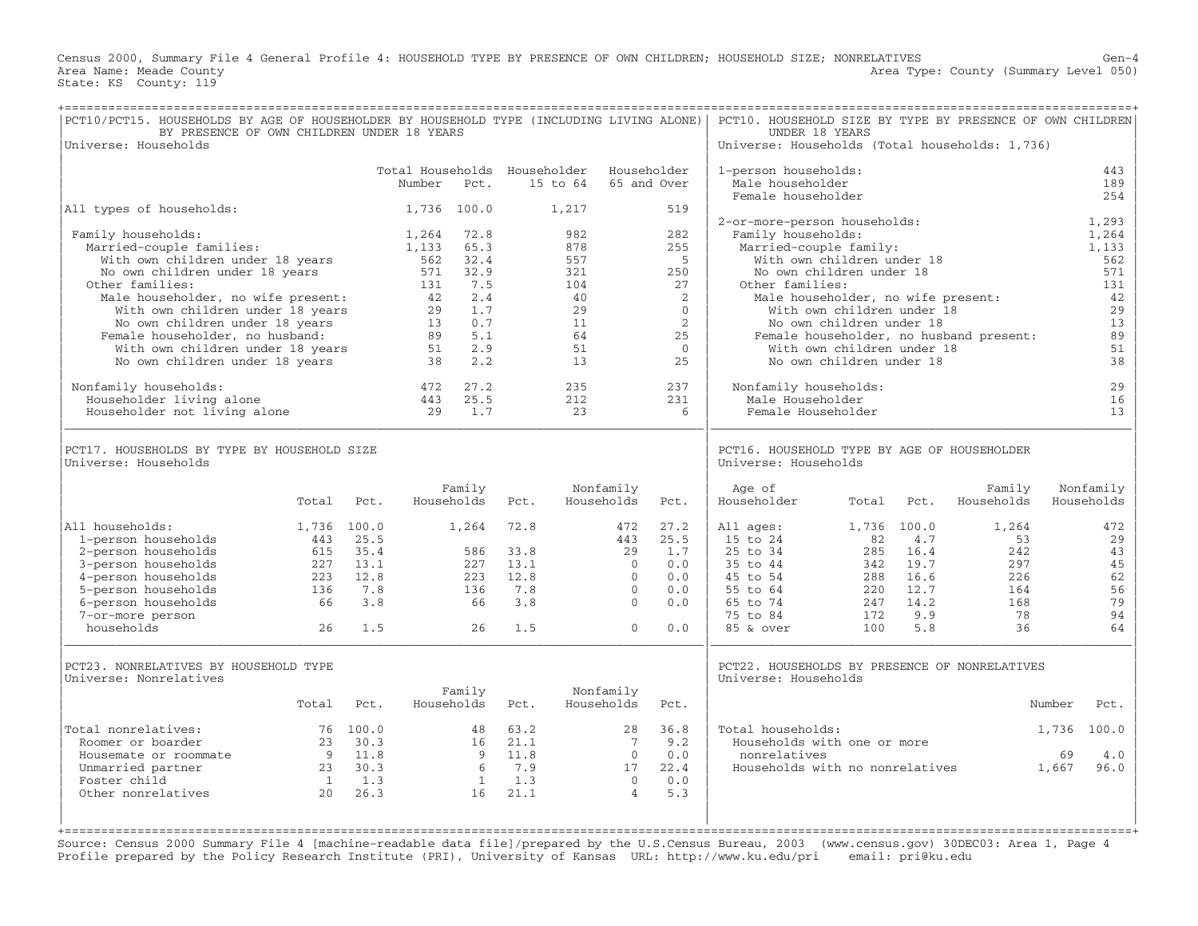Census 2000, Summary File 4 General Profile 4: HOUSEHOLD TYPE BY PRESENCE OF OWN CHILDREN; HOUSEHOLD SIZE; NONRELATIVES Gen-4
Area Name: Meade County Area Type: County (Summary Level 050)
State: KS County: 119

## PCT10/PCT15. HOUSEHOLDS BY AGE OF HOUSEHOLDER BY HOUSEHOLD TYPE (INCLUDING LIVING ALONE) BY PRESENCE OF OWN CHILDREN UNDER 18 YEARS

Universe: Households

| | Total Households Number | Pct. | Householder 15 to 64 | Householder 65 and Over |
|---|---|---|---|---|
| All types of households: | 1,736 | 100.0 | 1,217 | 519 |
| Family households: | 1,264 | 72.8 | 982 | 282 |
| Married-couple families: | 1,133 | 65.3 | 878 | 255 |
| With own children under 18 years | 562 | 32.4 | 557 | 5 |
| No own children under 18 years | 571 | 32.9 | 321 | 250 |
| Other families: | 131 | 7.5 | 104 | 27 |
| Male householder, no wife present: | 42 | 2.4 | 40 | 2 |
| With own children under 18 years | 29 | 1.7 | 29 | 0 |
| No own children under 18 years | 13 | 0.7 | 11 | 2 |
| Female householder, no husband: | 89 | 5.1 | 64 | 25 |
| With own children under 18 years | 51 | 2.9 | 51 | 0 |
| No own children under 18 years | 38 | 2.2 | 13 | 25 |
| Nonfamily households: | 472 | 27.2 | 235 | 237 |
| Householder living alone | 443 | 25.5 | 212 | 231 |
| Householder not living alone | 29 | 1.7 | 23 | 6 |

## PCT10. HOUSEHOLD SIZE BY TYPE BY PRESENCE OF OWN CHILDREN UNDER 18 YEARS

Universe: Households (Total households: 1,736)

| | |
|---|---|
| 1-person households: | 443 |
| Male householder | 189 |
| Female householder | 254 |
| 2-or-more-person households: | 1,293 |
| Family households: | 1,264 |
| Married-couple family: | 1,133 |
| With own children under 18 | 562 |
| No own children under 18 | 571 |
| Other families: | 131 |
| Male householder, no wife present: | 42 |
| With own children under 18 | 29 |
| No own children under 18 | 13 |
| Female householder, no husband present: | 89 |
| With own children under 18 | 51 |
| No own children under 18 | 38 |
| Nonfamily households: | 29 |
| Male Householder | 16 |
| Female Householder | 13 |

## PCT17. HOUSEHOLDS BY TYPE BY HOUSEHOLD SIZE

Universe: Households

| | Total | Pct. | Family Households | Pct. | Nonfamily Households | Pct. |
|---|---|---|---|---|---|---|
| All households: | 1,736 | 100.0 | 1,264 | 72.8 | 472 | 27.2 |
| 1-person households | 443 | 25.5 | | | 443 | 25.5 |
| 2-person households | 615 | 35.4 | 586 | 33.8 | 29 | 1.7 |
| 3-person households | 227 | 13.1 | 227 | 13.1 | 0 | 0.0 |
| 4-person households | 223 | 12.8 | 223 | 12.8 | 0 | 0.0 |
| 5-person households | 136 | 7.8 | 136 | 7.8 | 0 | 0.0 |
| 6-person households | 66 | 3.8 | 66 | 3.8 | 0 | 0.0 |
| 7-or-more person households | 26 | 1.5 | 26 | 1.5 | 0 | 0.0 |

## PCT16. HOUSEHOLD TYPE BY AGE OF HOUSEHOLDER

Universe: Households

| Age of Householder | Total | Pct. | Family Households | Nonfamily Households |
|---|---|---|---|---|
| All ages: | 1,736 | 100.0 | 1,264 | 472 |
| 15 to 24 | 82 | 4.7 | 53 | 29 |
| 25 to 34 | 285 | 16.4 | 242 | 43 |
| 35 to 44 | 342 | 19.7 | 297 | 45 |
| 45 to 54 | 288 | 16.6 | 226 | 62 |
| 55 to 64 | 220 | 12.7 | 164 | 56 |
| 65 to 74 | 247 | 14.2 | 168 | 79 |
| 75 to 84 | 172 | 9.9 | 78 | 94 |
| 85 & over | 100 | 5.8 | 36 | 64 |

## PCT23. NONRELATIVES BY HOUSEHOLD TYPE

Universe: Nonrelatives

| | Total | Pct. | Family Households | Pct. | Nonfamily Households | Pct. |
|---|---|---|---|---|---|---|
| Total nonrelatives: | 76 | 100.0 | 48 | 63.2 | 28 | 36.8 |
| Roomer or boarder | 23 | 30.3 | 16 | 21.1 | 7 | 9.2 |
| Housemate or roommate | 9 | 11.8 | 9 | 11.8 | 0 | 0.0 |
| Unmarried partner | 23 | 30.3 | 6 | 7.9 | 17 | 22.4 |
| Foster child | 1 | 1.3 | 1 | 1.3 | 0 | 0.0 |
| Other nonrelatives | 20 | 26.3 | 16 | 21.1 | 4 | 5.3 |

## PCT22. HOUSEHOLDS BY PRESENCE OF NONRELATIVES

Universe: Households

| | Number | Pct. |
|---|---|---|
| Total households: | 1,736 | 100.0 |
| Households with one or more nonrelatives | 69 | 4.0 |
| Households with no nonrelatives | 1,667 | 96.0 |

Source: Census 2000 Summary File 4 [machine-readable data file]/prepared by the U.S.Census Bureau, 2003 (www.census.gov) 30DEC03: Area 1, Page 4
Profile prepared by the Policy Research Institute (PRI), University of Kansas URL: http://www.ku.edu/pri email: pri@ku.edu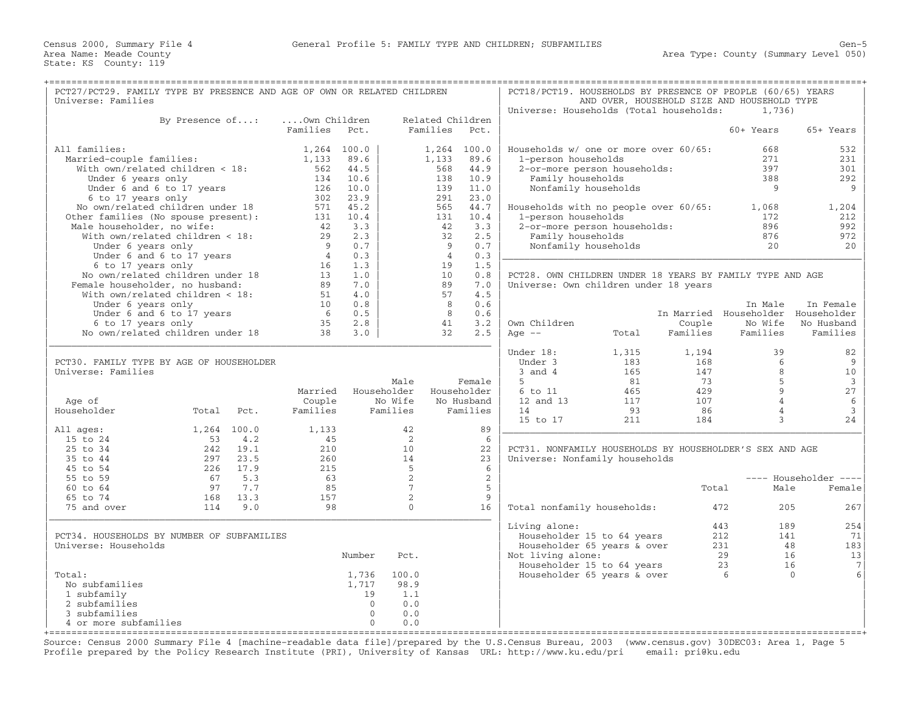Census 2000, Summary File 4 — General Profile 5: FAMILY TYPE AND CHILDREN; SUBFAMILIES — Gen-5

Area Name: Meade County — Area Type: County (Summary Level 050)

State: KS County: 119

## PCT27/PCT29. FAMILY TYPE BY PRESENCE AND AGE OF OWN OR RELATED CHILDREN

Universe: Families

| By Presence of...: | Own Children Families | Pct. | Related Children Families | Pct. |
|---|---|---|---|---|
| All families: | 1,264 | 100.0 | 1,264 | 100.0 |
| Married-couple families: | 1,133 | 89.6 | 1,133 | 89.6 |
| With own/related children < 18: | 562 | 44.5 | 568 | 44.9 |
| Under 6 years only | 134 | 10.6 | 138 | 10.9 |
| Under 6 and 6 to 17 years | 126 | 10.0 | 139 | 11.0 |
| 6 to 17 years only | 302 | 23.9 | 291 | 23.0 |
| No own/related children under 18 | 571 | 45.2 | 565 | 44.7 |
| Other families (No spouse present): | 131 | 10.4 | 131 | 10.4 |
| Male householder, no wife: | 42 | 3.3 | 42 | 3.3 |
| With own/related children < 18: | 29 | 2.3 | 32 | 2.5 |
| Under 6 years only | 9 | 0.7 | 9 | 0.7 |
| Under 6 and 6 to 17 years | 4 | 0.3 | 4 | 0.3 |
| 6 to 17 years only | 16 | 1.3 | 19 | 1.5 |
| No own/related children under 18 | 13 | 1.0 | 10 | 0.8 |
| Female householder, no husband: | 89 | 7.0 | 89 | 7.0 |
| With own/related children < 18: | 51 | 4.0 | 57 | 4.5 |
| Under 6 years only | 10 | 0.8 | 8 | 0.6 |
| Under 6 and 6 to 17 years | 6 | 0.5 | 8 | 0.6 |
| 6 to 17 years only | 35 | 2.8 | 41 | 3.2 |
| No own/related children under 18 | 38 | 3.0 | 32 | 2.5 |

## PCT30. FAMILY TYPE BY AGE OF HOUSEHOLDER

Universe: Families

| Age of Householder | Total | Pct. | Married Couple Families | Male Householder No Wife Families | Female Householder No Husband Families |
|---|---|---|---|---|---|
| All ages: | 1,264 | 100.0 | 1,133 | 42 | 89 |
| 15 to 24 | 53 | 4.2 | 45 | 2 | 6 |
| 25 to 34 | 242 | 19.1 | 210 | 10 | 22 |
| 35 to 44 | 297 | 23.5 | 260 | 14 | 23 |
| 45 to 54 | 226 | 17.9 | 215 | 5 | 6 |
| 55 to 59 | 67 | 5.3 | 63 | 2 | 2 |
| 60 to 64 | 97 | 7.7 | 85 | 7 | 5 |
| 65 to 74 | 168 | 13.3 | 157 | 2 | 9 |
| 75 and over | 114 | 9.0 | 98 | 0 | 16 |

## PCT34. HOUSEHOLDS BY NUMBER OF SUBFAMILIES

Universe: Households

| | Number | Pct. |
|---|---|---|
| Total: | 1,736 | 100.0 |
| No subfamilies | 1,717 | 98.9 |
| 1 subfamily | 19 | 1.1 |
| 2 subfamilies | 0 | 0.0 |
| 3 subfamilies | 0 | 0.0 |
| 4 or more subfamilies | 0 | 0.0 |

## PCT18/PCT19. HOUSEHOLDS BY PRESENCE OF PEOPLE (60/65) YEARS AND OVER, HOUSEHOLD SIZE AND HOUSEHOLD TYPE

Universe: Households (Total households: 1,736)

| | 60+ Years | 65+ Years |
|---|---|---|
| Households w/ one or more over 60/65: | 668 | 532 |
| 1-person households | 271 | 231 |
| 2-or-more person households: | 397 | 301 |
| Family households | 388 | 292 |
| Nonfamily households | 9 | 9 |
| Households with no people over 60/65: | 1,068 | 1,204 |
| 1-person households | 172 | 212 |
| 2-or-more person households: | 896 | 992 |
| Family households | 876 | 972 |
| Nonfamily households | 20 | 20 |

## PCT28. OWN CHILDREN UNDER 18 YEARS BY FAMILY TYPE AND AGE

Universe: Own children under 18 years

| Own Children Age -- | Total | In Married Couple Families | In Male Householder No Wife Families | In Female Householder No Husband Families |
|---|---|---|---|---|
| Under 18: | 1,315 | 1,194 | 39 | 82 |
| Under 3 | 183 | 168 | 6 | 9 |
| 3 and 4 | 165 | 147 | 8 | 10 |
| 5 | 81 | 73 | 5 | 3 |
| 6 to 11 | 465 | 429 | 9 | 27 |
| 12 and 13 | 117 | 107 | 4 | 6 |
| 14 | 93 | 86 | 4 | 3 |
| 15 to 17 | 211 | 184 | 3 | 24 |

## PCT31. NONFAMILY HOUSEHOLDS BY HOUSEHOLDER'S SEX AND AGE

Universe: Nonfamily households

| | Total | Householder Male | Householder Female |
|---|---|---|---|
| Total nonfamily households: | 472 | 205 | 267 |
| Living alone: | 443 | 189 | 254 |
| Householder 15 to 64 years | 212 | 141 | 71 |
| Householder 65 years & over | 231 | 48 | 183 |
| Not living alone: | 29 | 16 | 13 |
| Householder 15 to 64 years | 23 | 16 | 7 |
| Householder 65 years & over | 6 | 0 | 6 |

Source: Census 2000 Summary File 4 [machine-readable data file]/prepared by the U.S.Census Bureau, 2003 (www.census.gov) 30DEC03: Area 1, Page 5
Profile prepared by the Policy Research Institute (PRI), University of Kansas URL: http://www.ku.edu/pri email: pri@ku.edu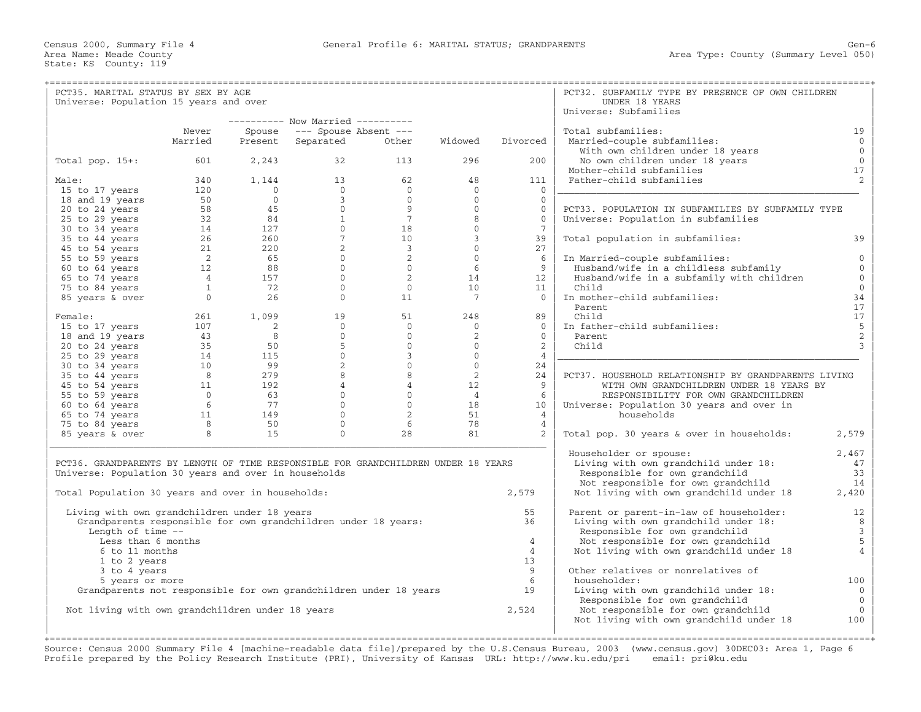Census 2000, Summary File 4 — General Profile 6: MARITAL STATUS; GRANDPARENTS — Gen-6

Area Name: Meade County — Area Type: County (Summary Level 050)

State: KS County: 119

## PCT35. MARITAL STATUS BY SEX BY AGE

Universe: Population 15 years and over

| | Never Married | Now Married: Spouse Present | Now Married: Spouse Absent: Separated | Now Married: Spouse Absent: Other | Widowed | Divorced |
|---|---|---|---|---|---|---|
| Total pop. 15+: | 601 | 2,243 | 32 | 113 | 296 | 200 |
| Male: | 340 | 1,144 | 13 | 62 | 48 | 111 |
| 15 to 17 years | 120 | 0 | 0 | 0 | 0 | 0 |
| 18 and 19 years | 50 | 0 | 3 | 0 | 0 | 0 |
| 20 to 24 years | 58 | 45 | 0 | 9 | 0 | 0 |
| 25 to 29 years | 32 | 84 | 1 | 7 | 8 | 0 |
| 30 to 34 years | 14 | 127 | 0 | 18 | 0 | 7 |
| 35 to 44 years | 26 | 260 | 7 | 10 | 3 | 39 |
| 45 to 54 years | 21 | 220 | 2 | 3 | 0 | 27 |
| 55 to 59 years | 2 | 65 | 0 | 2 | 0 | 6 |
| 60 to 64 years | 12 | 88 | 0 | 0 | 6 | 9 |
| 65 to 74 years | 4 | 157 | 0 | 2 | 14 | 12 |
| 75 to 84 years | 1 | 72 | 0 | 0 | 10 | 11 |
| 85 years & over | 0 | 26 | 0 | 11 | 7 | 0 |
| Female: | 261 | 1,099 | 19 | 51 | 248 | 89 |
| 15 to 17 years | 107 | 2 | 0 | 0 | 0 | 0 |
| 18 and 19 years | 43 | 8 | 0 | 0 | 2 | 0 |
| 20 to 24 years | 35 | 50 | 5 | 0 | 0 | 2 |
| 25 to 29 years | 14 | 115 | 0 | 3 | 0 | 4 |
| 30 to 34 years | 10 | 99 | 2 | 0 | 0 | 24 |
| 35 to 44 years | 8 | 279 | 8 | 8 | 2 | 24 |
| 45 to 54 years | 11 | 192 | 4 | 4 | 12 | 9 |
| 55 to 59 years | 0 | 63 | 0 | 0 | 4 | 6 |
| 60 to 64 years | 6 | 77 | 0 | 0 | 18 | 10 |
| 65 to 74 years | 11 | 149 | 0 | 2 | 51 | 4 |
| 75 to 84 years | 8 | 50 | 0 | 6 | 78 | 4 |
| 85 years & over | 8 | 15 | 0 | 28 | 81 | 2 |

## PCT36. GRANDPARENTS BY LENGTH OF TIME RESPONSIBLE FOR GRANDCHILDREN UNDER 18 YEARS

Universe: Population 30 years and over in households

| | |
|---|---|
| Total Population 30 years and over in households: | 2,579 |
| Living with own grandchildren under 18 years | 55 |
| Grandparents responsible for own grandchildren under 18 years: | 36 |
| Length of time -- | |
| Less than 6 months | 4 |
| 6 to 11 months | 4 |
| 1 to 2 years | 13 |
| 3 to 4 years | 9 |
| 5 years or more | 6 |
| Grandparents not responsible for own grandchildren under 18 years | 19 |
| Not living with own grandchildren under 18 years | 2,524 |

## PCT32. SUBFAMILY TYPE BY PRESENCE OF OWN CHILDREN UNDER 18 YEARS

Universe: Subfamilies

| | |
|---|---|
| Total subfamilies: | 19 |
| Married-couple subfamilies: | 0 |
| With own children under 18 years | 0 |
| No own children under 18 years | 0 |
| Mother-child subfamilies | 17 |
| Father-child subfamilies | 2 |

## PCT33. POPULATION IN SUBFAMILIES BY SUBFAMILY TYPE

Universe: Population in subfamilies

| | |
|---|---|
| Total population in subfamilies: | 39 |
| In Married-couple subfamilies: | 0 |
| Husband/wife in a childless subfamily | 0 |
| Husband/wife in a subfamily with children | 0 |
| Child | 0 |
| In mother-child subfamilies: | 34 |
| Parent | 17 |
| Child | 17 |
| In father-child subfamilies: | 5 |
| Parent | 2 |
| Child | 3 |

## PCT37. HOUSEHOLD RELATIONSHIP BY GRANDPARENTS LIVING WITH OWN GRANDCHILDREN UNDER 18 YEARS BY RESPONSIBILITY FOR OWN GRANDCHILDREN

Universe: Population 30 years and over in households

| | |
|---|---|
| Total pop. 30 years & over in households: | 2,579 |
| Householder or spouse: | 2,467 |
| Living with own grandchild under 18: | 47 |
| Responsible for own grandchild | 33 |
| Not responsible for own grandchild | 14 |
| Not living with own grandchild under 18 | 2,420 |
| Parent or parent-in-law of householder: | 12 |
| Living with own grandchild under 18: | 8 |
| Responsible for own grandchild | 3 |
| Not responsible for own grandchild | 5 |
| Not living with own grandchild under 18 | 4 |
| Other relatives or nonrelatives of householder: | 100 |
| Living with own grandchild under 18: | 0 |
| Responsible for own grandchild | 0 |
| Not responsible for own grandchild | 0 |
| Not living with own grandchild under 18 | 100 |

Source: Census 2000 Summary File 4 [machine-readable data file]/prepared by the U.S.Census Bureau, 2003 (www.census.gov) 30DEC03: Area 1, Page 6
Profile prepared by the Policy Research Institute (PRI), University of Kansas URL: http://www.ku.edu/pri email: pri@ku.edu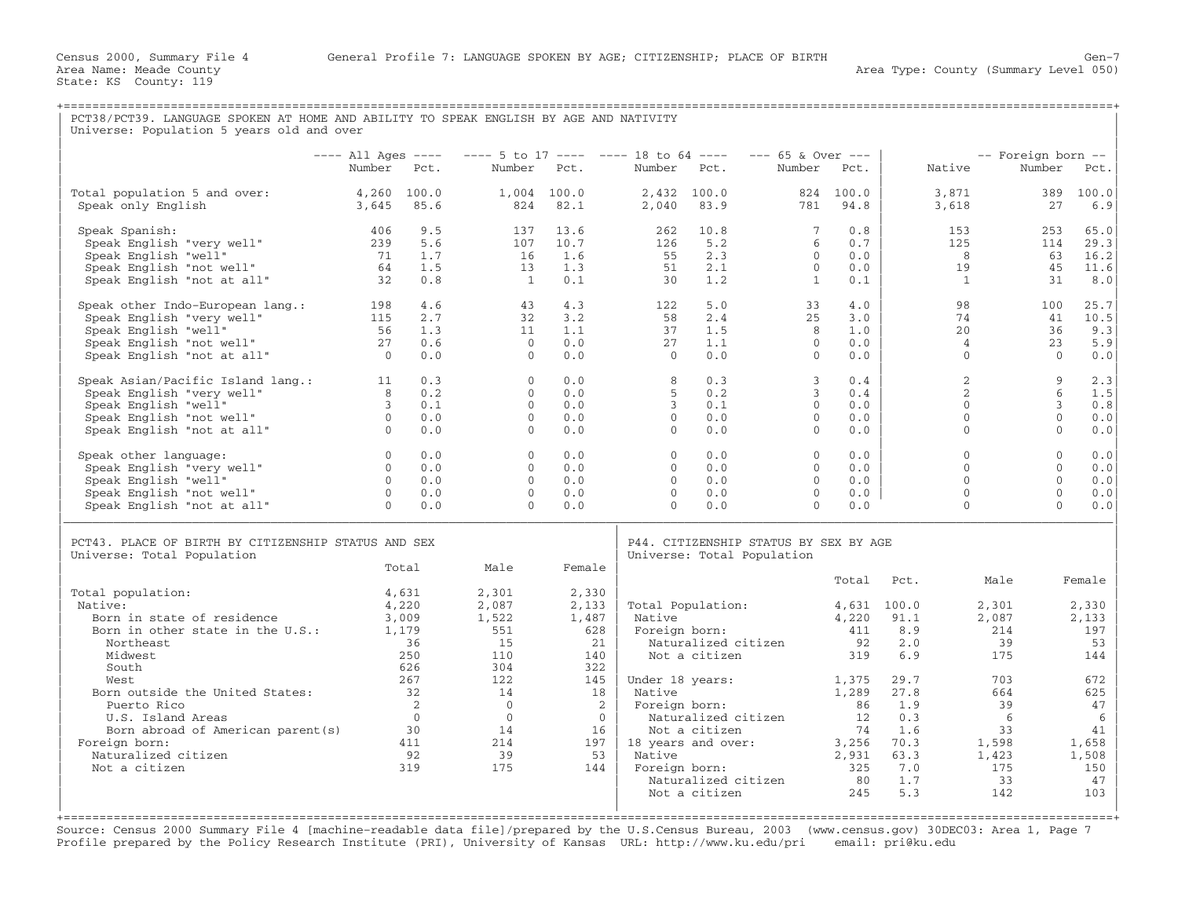Census 2000, Summary File 4 General Profile 7: LANGUAGE SPOKEN BY AGE; CITIZENSHIP; PLACE OF BIRTH Gen-7
Area Name: Meade County Area Type: County (Summary Level 050)
State: KS County: 119

## PCT38/PCT39. LANGUAGE SPOKEN AT HOME AND ABILITY TO SPEAK ENGLISH BY AGE AND NATIVITY

Universe: Population 5 years old and over

| | All Ages Number | All Ages Pct. | 5 to 17 Number | 5 to 17 Pct. | 18 to 64 Number | 18 to 64 Pct. | 65 & Over Number | 65 & Over Pct. | Native | Foreign born Number | Foreign born Pct. |
|---|---|---|---|---|---|---|---|---|---|---|---|
| Total population 5 and over: | 4,260 | 100.0 | 1,004 | 100.0 | 2,432 | 100.0 | 824 | 100.0 | 3,871 | 389 | 100.0 |
| Speak only English | 3,645 | 85.6 | 824 | 82.1 | 2,040 | 83.9 | 781 | 94.8 | 3,618 | 27 | 6.9 |
| Speak Spanish: | 406 | 9.5 | 137 | 13.6 | 262 | 10.8 | 7 | 0.8 | 153 | 253 | 65.0 |
| Speak English "very well" | 239 | 5.6 | 107 | 10.7 | 126 | 5.2 | 6 | 0.7 | 125 | 114 | 29.3 |
| Speak English "well" | 71 | 1.7 | 16 | 1.6 | 55 | 2.3 | 0 | 0.0 | 8 | 63 | 16.2 |
| Speak English "not well" | 64 | 1.5 | 13 | 1.3 | 51 | 2.1 | 0 | 0.0 | 19 | 45 | 11.6 |
| Speak English "not at all" | 32 | 0.8 | 1 | 0.1 | 30 | 1.2 | 1 | 0.1 | 1 | 31 | 8.0 |
| Speak other Indo-European lang.: | 198 | 4.6 | 43 | 4.3 | 122 | 5.0 | 33 | 4.0 | 98 | 100 | 25.7 |
| Speak English "very well" | 115 | 2.7 | 32 | 3.2 | 58 | 2.4 | 25 | 3.0 | 74 | 41 | 10.5 |
| Speak English "well" | 56 | 1.3 | 11 | 1.1 | 37 | 1.5 | 8 | 1.0 | 20 | 36 | 9.3 |
| Speak English "not well" | 27 | 0.6 | 0 | 0.0 | 27 | 1.1 | 0 | 0.0 | 4 | 23 | 5.9 |
| Speak English "not at all" | 0 | 0.0 | 0 | 0.0 | 0 | 0.0 | 0 | 0.0 | 0 | 0 | 0.0 |
| Speak Asian/Pacific Island lang.: | 11 | 0.3 | 0 | 0.0 | 8 | 0.3 | 3 | 0.4 | 2 | 9 | 2.3 |
| Speak English "very well" | 8 | 0.2 | 0 | 0.0 | 5 | 0.2 | 3 | 0.4 | 2 | 6 | 1.5 |
| Speak English "well" | 3 | 0.1 | 0 | 0.0 | 3 | 0.1 | 0 | 0.0 | 0 | 3 | 0.8 |
| Speak English "not well" | 0 | 0.0 | 0 | 0.0 | 0 | 0.0 | 0 | 0.0 | 0 | 0 | 0.0 |
| Speak English "not at all" | 0 | 0.0 | 0 | 0.0 | 0 | 0.0 | 0 | 0.0 | 0 | 0 | 0.0 |
| Speak other language: | 0 | 0.0 | 0 | 0.0 | 0 | 0.0 | 0 | 0.0 | 0 | 0 | 0.0 |
| Speak English "very well" | 0 | 0.0 | 0 | 0.0 | 0 | 0.0 | 0 | 0.0 | 0 | 0 | 0.0 |
| Speak English "well" | 0 | 0.0 | 0 | 0.0 | 0 | 0.0 | 0 | 0.0 | 0 | 0 | 0.0 |
| Speak English "not well" | 0 | 0.0 | 0 | 0.0 | 0 | 0.0 | 0 | 0.0 | 0 | 0 | 0.0 |
| Speak English "not at all" | 0 | 0.0 | 0 | 0.0 | 0 | 0.0 | 0 | 0.0 | 0 | 0 | 0.0 |

## PCT43. PLACE OF BIRTH BY CITIZENSHIP STATUS AND SEX

Universe: Total Population

| | Total | Male | Female |
|---|---|---|---|
| Total population: | 4,631 | 2,301 | 2,330 |
| Native: | 4,220 | 2,087 | 2,133 |
| Born in state of residence | 3,009 | 1,522 | 1,487 |
| Born in other state in the U.S.: | 1,179 | 551 | 628 |
| Northeast | 36 | 15 | 21 |
| Midwest | 250 | 110 | 140 |
| South | 626 | 304 | 322 |
| West | 267 | 122 | 145 |
| Born outside the United States: | 32 | 14 | 18 |
| Puerto Rico | 2 | 0 | 2 |
| U.S. Island Areas | 0 | 0 | 0 |
| Born abroad of American parent(s) | 30 | 14 | 16 |
| Foreign born: | 411 | 214 | 197 |
| Naturalized citizen | 92 | 39 | 53 |
| Not a citizen | 319 | 175 | 144 |

## P44. CITIZENSHIP STATUS BY SEX BY AGE

Universe: Total Population

| | Total | Pct. | Male | Female |
|---|---|---|---|---|
| Total Population: | 4,631 | 100.0 | 2,301 | 2,330 |
| Native | 4,220 | 91.1 | 2,087 | 2,133 |
| Foreign born: | 411 | 8.9 | 214 | 197 |
| Naturalized citizen | 92 | 2.0 | 39 | 53 |
| Not a citizen | 319 | 6.9 | 175 | 144 |
| Under 18 years: | 1,375 | 29.7 | 703 | 672 |
| Native | 1,289 | 27.8 | 664 | 625 |
| Foreign born: | 86 | 1.9 | 39 | 47 |
| Naturalized citizen | 12 | 0.3 | 6 | 6 |
| Not a citizen | 74 | 1.6 | 33 | 41 |
| 18 years and over: | 3,256 | 70.3 | 1,598 | 1,658 |
| Native | 2,931 | 63.3 | 1,423 | 1,508 |
| Foreign born: | 325 | 7.0 | 175 | 150 |
| Naturalized citizen | 80 | 1.7 | 33 | 47 |
| Not a citizen | 245 | 5.3 | 142 | 103 |

Source: Census 2000 Summary File 4 [machine-readable data file]/prepared by the U.S.Census Bureau, 2003 (www.census.gov) 30DEC03: Area 1, Page 7
Profile prepared by the Policy Research Institute (PRI), University of Kansas URL: http://www.ku.edu/pri email: pri@ku.edu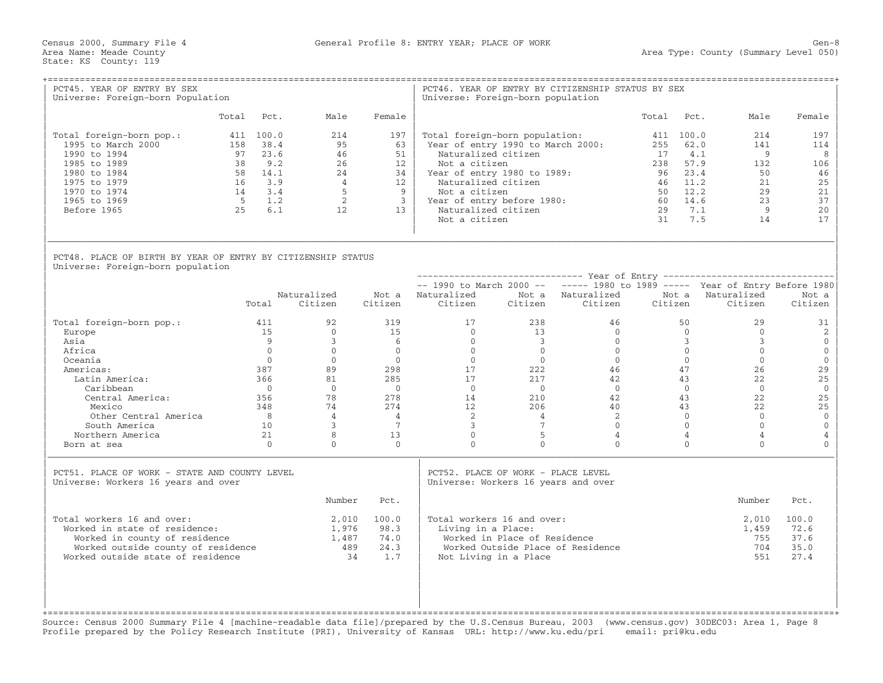Census 2000, Summary File 4 — General Profile 8: ENTRY YEAR; PLACE OF WORK — Gen-8

Area Name: Meade County — Area Type: County (Summary Level 050)

State: KS County: 119

## PCT45. YEAR OF ENTRY BY SEX

Universe: Foreign-born Population

| | Total | Pct. | Male | Female |
|---|---|---|---|---|
| Total foreign-born pop.: | 411 | 100.0 | 214 | 197 |
| 1995 to March 2000 | 158 | 38.4 | 95 | 63 |
| 1990 to 1994 | 97 | 23.6 | 46 | 51 |
| 1985 to 1989 | 38 | 9.2 | 26 | 12 |
| 1980 to 1984 | 58 | 14.1 | 24 | 34 |
| 1975 to 1979 | 16 | 3.9 | 4 | 12 |
| 1970 to 1974 | 14 | 3.4 | 5 | 9 |
| 1965 to 1969 | 5 | 1.2 | 2 | 3 |
| Before 1965 | 25 | 6.1 | 12 | 13 |

## PCT46. YEAR OF ENTRY BY CITIZENSHIP STATUS BY SEX

Universe: Foreign-born population

| | Total | Pct. | Male | Female |
|---|---|---|---|---|
| Total foreign-born population: | 411 | 100.0 | 214 | 197 |
| Year of entry 1990 to March 2000: | 255 | 62.0 | 141 | 114 |
| Naturalized citizen | 17 | 4.1 | 9 | 8 |
| Not a citizen | 238 | 57.9 | 132 | 106 |
| Year of entry 1980 to 1989: | 96 | 23.4 | 50 | 46 |
| Naturalized citizen | 46 | 11.2 | 21 | 25 |
| Not a citizen | 50 | 12.2 | 29 | 21 |
| Year of entry before 1980: | 60 | 14.6 | 23 | 37 |
| Naturalized citizen | 29 | 7.1 | 9 | 20 |
| Not a citizen | 31 | 7.5 | 14 | 17 |

## PCT48. PLACE OF BIRTH BY YEAR OF ENTRY BY CITIZENSHIP STATUS

Universe: Foreign-born population

| | | | | Year of Entry | | | | | |
|---|---|---|---|---|---|---|---|---|---|
| | | | | 1990 to March 2000 | | 1980 to 1989 | | Year of Entry Before 1980 | |
| | Total | Naturalized Citizen | Not a Citizen | Naturalized Citizen | Not a Citizen | Naturalized Citizen | Not a Citizen | Naturalized Citizen | Not a Citizen |
| Total foreign-born pop.: | 411 | 92 | 319 | 17 | 238 | 46 | 50 | 29 | 31 |
| Europe | 15 | 0 | 15 | 0 | 13 | 0 | 0 | 0 | 2 |
| Asia | 9 | 3 | 6 | 0 | 3 | 0 | 3 | 3 | 0 |
| Africa | 0 | 0 | 0 | 0 | 0 | 0 | 0 | 0 | 0 |
| Oceania | 0 | 0 | 0 | 0 | 0 | 0 | 0 | 0 | 0 |
| Americas: | 387 | 89 | 298 | 17 | 222 | 46 | 47 | 26 | 29 |
| Latin America: | 366 | 81 | 285 | 17 | 217 | 42 | 43 | 22 | 25 |
| Caribbean | 0 | 0 | 0 | 0 | 0 | 0 | 0 | 0 | 0 |
| Central America: | 356 | 78 | 278 | 14 | 210 | 42 | 43 | 22 | 25 |
| Mexico | 348 | 74 | 274 | 12 | 206 | 40 | 43 | 22 | 25 |
| Other Central America | 8 | 4 | 4 | 2 | 4 | 2 | 0 | 0 | 0 |
| South America | 10 | 3 | 7 | 3 | 7 | 0 | 0 | 0 | 0 |
| Northern America | 21 | 8 | 13 | 0 | 5 | 4 | 4 | 4 | 4 |
| Born at sea | 0 | 0 | 0 | 0 | 0 | 0 | 0 | 0 | 0 |

## PCT51. PLACE OF WORK - STATE AND COUNTY LEVEL

Universe: Workers 16 years and over

| | Number | Pct. |
|---|---|---|
| Total workers 16 and over: | 2,010 | 100.0 |
| Worked in state of residence: | 1,976 | 98.3 |
| Worked in county of residence | 1,487 | 74.0 |
| Worked outside county of residence | 489 | 24.3 |
| Worked outside state of residence | 34 | 1.7 |

## PCT52. PLACE OF WORK - PLACE LEVEL

Universe: Workers 16 years and over

| | Number | Pct. |
|---|---|---|
| Total workers 16 and over: | 2,010 | 100.0 |
| Living in a Place: | 1,459 | 72.6 |
| Worked in Place of Residence | 755 | 37.6 |
| Worked Outside Place of Residence | 704 | 35.0 |
| Not Living in a Place | 551 | 27.4 |

Source: Census 2000 Summary File 4 [machine-readable data file]/prepared by the U.S.Census Bureau, 2003 (www.census.gov) 30DEC03: Area 1, Page 8

Profile prepared by the Policy Research Institute (PRI), University of Kansas URL: http://www.ku.edu/pri email: pri@ku.edu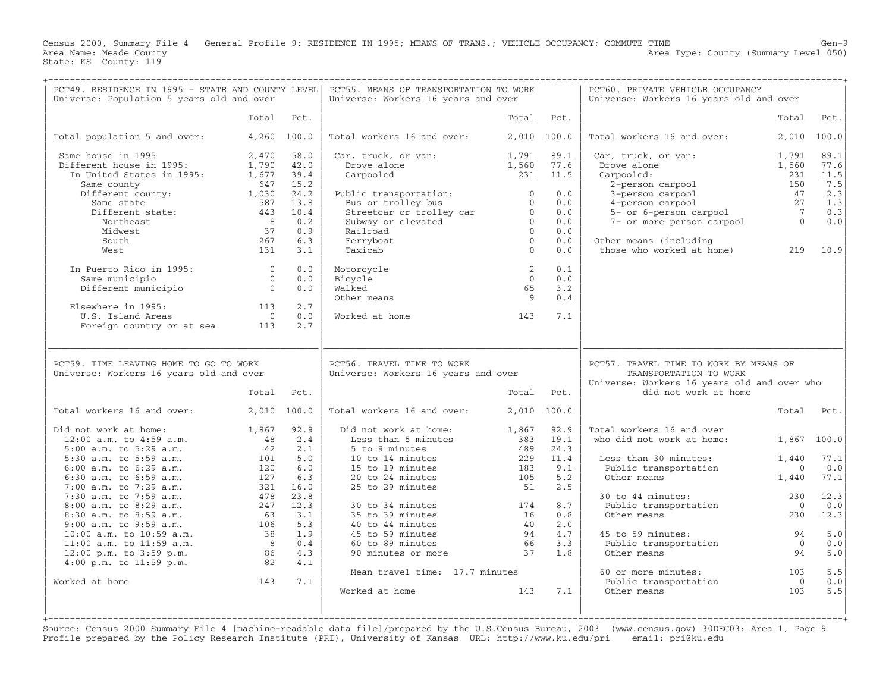Census 2000, Summary File 4 General Profile 9: RESIDENCE IN 1995; MEANS OF TRANS.; VEHICLE OCCUPANCY; COMMUTE TIME

Area Name: Meade County
State: KS County: 119

Area Type: County (Summary Level 050)

## PCT49. RESIDENCE IN 1995 - STATE AND COUNTY LEVEL

Universe: Population 5 years old and over

| | Total | Pct. |
|---|---|---|
| Total population 5 and over: | 4,260 | 100.0 |
| Same house in 1995 | 2,470 | 58.0 |
| Different house in 1995: | 1,790 | 42.0 |
| In United States in 1995: | 1,677 | 39.4 |
| Same county | 647 | 15.2 |
| Different county: | 1,030 | 24.2 |
| Same state | 587 | 13.8 |
| Different state: | 443 | 10.4 |
| Northeast | 8 | 0.2 |
| Midwest | 37 | 0.9 |
| South | 267 | 6.3 |
| West | 131 | 3.1 |
| In Puerto Rico in 1995: | 0 | 0.0 |
| Same municipio | 0 | 0.0 |
| Different municipio | 0 | 0.0 |
| Elsewhere in 1995: | 113 | 2.7 |
| U.S. Island Areas | 0 | 0.0 |
| Foreign country or at sea | 113 | 2.7 |

## PCT55. MEANS OF TRANSPORTATION TO WORK

Universe: Workers 16 years and over

| | Total | Pct. |
|---|---|---|
| Total workers 16 and over: | 2,010 | 100.0 |
| Car, truck, or van: | 1,791 | 89.1 |
| Drove alone | 1,560 | 77.6 |
| Carpooled | 231 | 11.5 |
| Public transportation: | 0 | 0.0 |
| Bus or trolley bus | 0 | 0.0 |
| Streetcar or trolley car | 0 | 0.0 |
| Subway or elevated | 0 | 0.0 |
| Railroad | 0 | 0.0 |
| Ferryboat | 0 | 0.0 |
| Taxicab | 0 | 0.0 |
| Motorcycle | 2 | 0.1 |
| Bicycle | 0 | 0.0 |
| Walked | 65 | 3.2 |
| Other means | 9 | 0.4 |
| Worked at home | 143 | 7.1 |

## PCT60. PRIVATE VEHICLE OCCUPANCY

Universe: Workers 16 years old and over

| | Total | Pct. |
|---|---|---|
| Total workers 16 and over: | 2,010 | 100.0 |
| Car, truck, or van: | 1,791 | 89.1 |
| Drove alone | 1,560 | 77.6 |
| Carpooled: | 231 | 11.5 |
| 2-person carpool | 150 | 7.5 |
| 3-person carpool | 47 | 2.3 |
| 4-person carpool | 27 | 1.3 |
| 5- or 6-person carpool | 7 | 0.3 |
| 7- or more person carpool | 0 | 0.0 |
| Other means (including those who worked at home) | 219 | 10.9 |

## PCT59. TIME LEAVING HOME TO GO TO WORK

Universe: Workers 16 years old and over

| | Total | Pct. |
|---|---|---|
| Total workers 16 and over: | 2,010 | 100.0 |
| Did not work at home: | 1,867 | 92.9 |
| 12:00 a.m. to 4:59 a.m. | 48 | 2.4 |
| 5:00 a.m. to 5:29 a.m. | 42 | 2.1 |
| 5:30 a.m. to 5:59 a.m. | 101 | 5.0 |
| 6:00 a.m. to 6:29 a.m. | 120 | 6.0 |
| 6:30 a.m. to 6:59 a.m. | 127 | 6.3 |
| 7:00 a.m. to 7:29 a.m. | 321 | 16.0 |
| 7:30 a.m. to 7:59 a.m. | 478 | 23.8 |
| 8:00 a.m. to 8:29 a.m. | 247 | 12.3 |
| 8:30 a.m. to 8:59 a.m. | 63 | 3.1 |
| 9:00 a.m. to 9:59 a.m. | 106 | 5.3 |
| 10:00 a.m. to 10:59 a.m. | 38 | 1.9 |
| 11:00 a.m. to 11:59 a.m. | 8 | 0.4 |
| 12:00 p.m. to 3:59 p.m. | 86 | 4.3 |
| 4:00 p.m. to 11:59 p.m. | 82 | 4.1 |
| Worked at home | 143 | 7.1 |

## PCT56. TRAVEL TIME TO WORK

Universe: Workers 16 years and over

| | Total | Pct. |
|---|---|---|
| Total workers 16 and over: | 2,010 | 100.0 |
| Did not work at home: | 1,867 | 92.9 |
| Less than 5 minutes | 383 | 19.1 |
| 5 to 9 minutes | 489 | 24.3 |
| 10 to 14 minutes | 229 | 11.4 |
| 15 to 19 minutes | 183 | 9.1 |
| 20 to 24 minutes | 105 | 5.2 |
| 25 to 29 minutes | 51 | 2.5 |
| 30 to 34 minutes | 174 | 8.7 |
| 35 to 39 minutes | 16 | 0.8 |
| 40 to 44 minutes | 40 | 2.0 |
| 45 to 59 minutes | 94 | 4.7 |
| 60 to 89 minutes | 66 | 3.3 |
| 90 minutes or more | 37 | 1.8 |
| Mean travel time: 17.7 minutes | | |
| Worked at home | 143 | 7.1 |

## PCT57. TRAVEL TIME TO WORK BY MEANS OF TRANSPORTATION TO WORK

Universe: Workers 16 years old and over who did not work at home

| | Total | Pct. |
|---|---|---|
| Total workers 16 and over who did not work at home: | 1,867 | 100.0 |
| Less than 30 minutes: | 1,440 | 77.1 |
| Public transportation | 0 | 0.0 |
| Other means | 1,440 | 77.1 |
| 30 to 44 minutes: | 230 | 12.3 |
| Public transportation | 0 | 0.0 |
| Other means | 230 | 12.3 |
| 45 to 59 minutes: | 94 | 5.0 |
| Public transportation | 0 | 0.0 |
| Other means | 94 | 5.0 |
| 60 or more minutes: | 103 | 5.5 |
| Public transportation | 0 | 0.0 |
| Other means | 103 | 5.5 |

Source: Census 2000 Summary File 4 [machine-readable data file]/prepared by the U.S.Census Bureau, 2003 (www.census.gov) 30DEC03: Area 1, Page 9
Profile prepared by the Policy Research Institute (PRI), University of Kansas URL: http://www.ku.edu/pri email: pri@ku.edu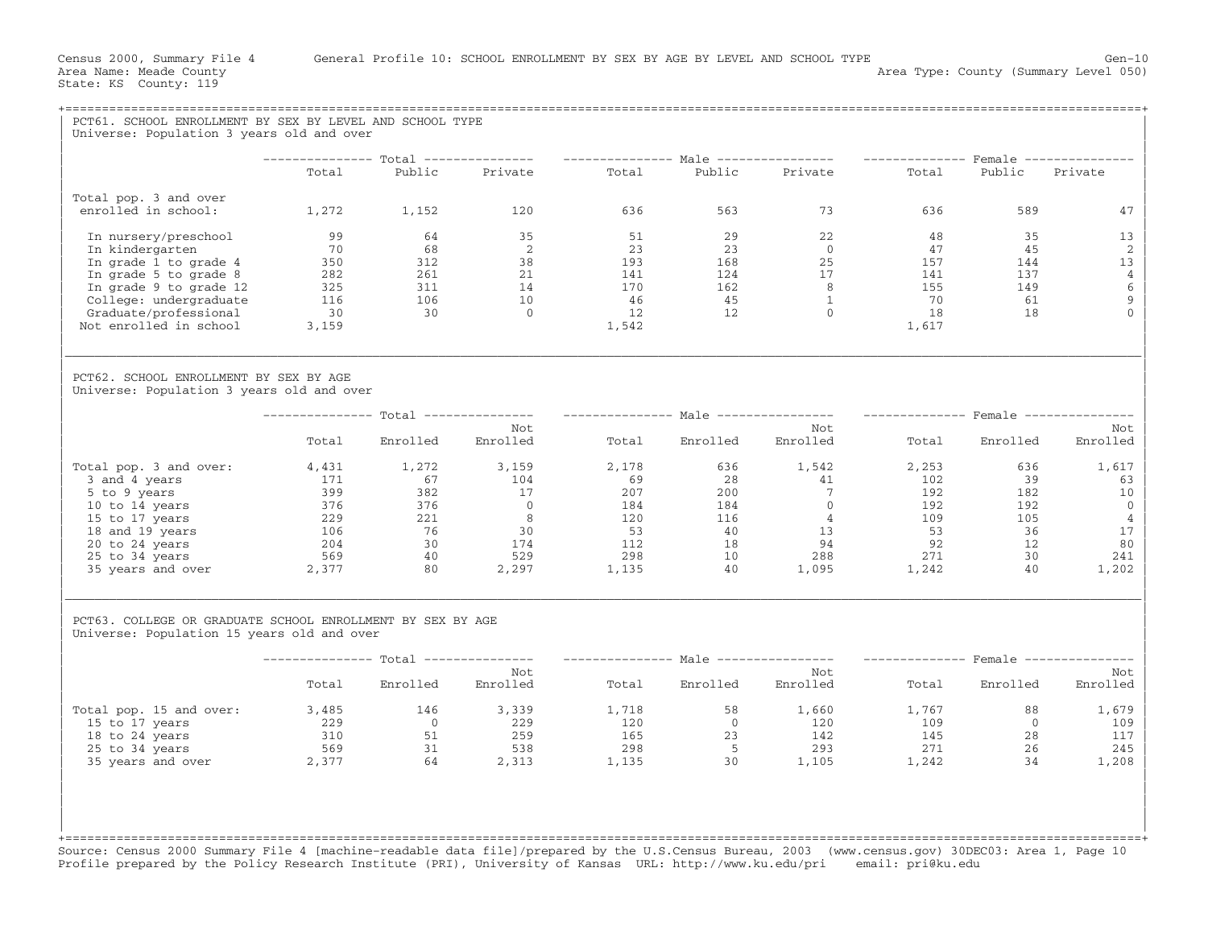Census 2000, Summary File 4 General Profile 10: SCHOOL ENROLLMENT BY SEX BY AGE BY LEVEL AND SCHOOL TYPE Gen-10
Area Name: Meade County Area Type: County (Summary Level 050)
State: KS County: 119

## PCT61. SCHOOL ENROLLMENT BY SEX BY LEVEL AND SCHOOL TYPE

Universe: Population 3 years old and over

| | Total | | | Male | | | Female | | |
|---|---|---|---|---|---|---|---|---|---|
| | Total | Public | Private | Total | Public | Private | Total | Public | Private |
| Total pop. 3 and over enrolled in school: | 1,272 | 1,152 | 120 | 636 | 563 | 73 | 636 | 589 | 47 |
| In nursery/preschool | 99 | 64 | 35 | 51 | 29 | 22 | 48 | 35 | 13 |
| In kindergarten | 70 | 68 | 2 | 23 | 23 | 0 | 47 | 45 | 2 |
| In grade 1 to grade 4 | 350 | 312 | 38 | 193 | 168 | 25 | 157 | 144 | 13 |
| In grade 5 to grade 8 | 282 | 261 | 21 | 141 | 124 | 17 | 141 | 137 | 4 |
| In grade 9 to grade 12 | 325 | 311 | 14 | 170 | 162 | 8 | 155 | 149 | 6 |
| College: undergraduate | 116 | 106 | 10 | 46 | 45 | 1 | 70 | 61 | 9 |
| Graduate/professional | 30 | 30 | 0 | 12 | 12 | 0 | 18 | 18 | 0 |
| Not enrolled in school | 3,159 | | | 1,542 | | | 1,617 | | |

## PCT62. SCHOOL ENROLLMENT BY SEX BY AGE

Universe: Population 3 years old and over

| | Total | | | Male | | | Female | | |
|---|---|---|---|---|---|---|---|---|---|
| | Total | Enrolled | Not Enrolled | Total | Enrolled | Not Enrolled | Total | Enrolled | Not Enrolled |
| Total pop. 3 and over: | 4,431 | 1,272 | 3,159 | 2,178 | 636 | 1,542 | 2,253 | 636 | 1,617 |
| 3 and 4 years | 171 | 67 | 104 | 69 | 28 | 41 | 102 | 39 | 63 |
| 5 to 9 years | 399 | 382 | 17 | 207 | 200 | 7 | 192 | 182 | 10 |
| 10 to 14 years | 376 | 376 | 0 | 184 | 184 | 0 | 192 | 192 | 0 |
| 15 to 17 years | 229 | 221 | 8 | 120 | 116 | 4 | 109 | 105 | 4 |
| 18 and 19 years | 106 | 76 | 30 | 53 | 40 | 13 | 53 | 36 | 17 |
| 20 to 24 years | 204 | 30 | 174 | 112 | 18 | 94 | 92 | 12 | 80 |
| 25 to 34 years | 569 | 40 | 529 | 298 | 10 | 288 | 271 | 30 | 241 |
| 35 years and over | 2,377 | 80 | 2,297 | 1,135 | 40 | 1,095 | 1,242 | 40 | 1,202 |

## PCT63. COLLEGE OR GRADUATE SCHOOL ENROLLMENT BY SEX BY AGE

Universe: Population 15 years old and over

| | Total | | | Male | | | Female | | |
|---|---|---|---|---|---|---|---|---|---|
| | Total | Enrolled | Not Enrolled | Total | Enrolled | Not Enrolled | Total | Enrolled | Not Enrolled |
| Total pop. 15 and over: | 3,485 | 146 | 3,339 | 1,718 | 58 | 1,660 | 1,767 | 88 | 1,679 |
| 15 to 17 years | 229 | 0 | 229 | 120 | 0 | 120 | 109 | 0 | 109 |
| 18 to 24 years | 310 | 51 | 259 | 165 | 23 | 142 | 145 | 28 | 117 |
| 25 to 34 years | 569 | 31 | 538 | 298 | 5 | 293 | 271 | 26 | 245 |
| 35 years and over | 2,377 | 64 | 2,313 | 1,135 | 30 | 1,105 | 1,242 | 34 | 1,208 |

Source: Census 2000 Summary File 4 [machine-readable data file]/prepared by the U.S.Census Bureau, 2003 (www.census.gov) 30DEC03: Area 1, Page 10
Profile prepared by the Policy Research Institute (PRI), University of Kansas URL: http://www.ku.edu/pri email: pri@ku.edu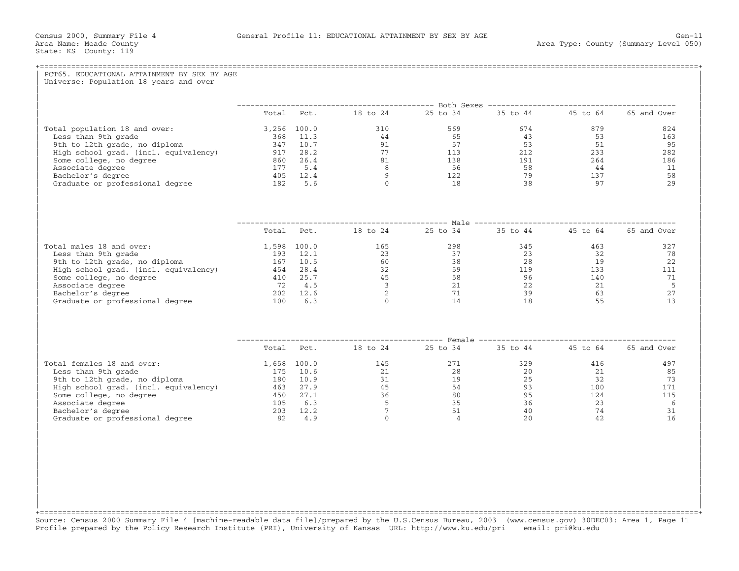Census 2000, Summary File 4 — General Profile 11: EDUCATIONAL ATTAINMENT BY SEX BY AGE — Gen-11

Area Name: Meade County — Area Type: County (Summary Level 050)

State: KS County: 119

## PCT65. EDUCATIONAL ATTAINMENT BY SEX BY AGE

Universe: Population 18 years and over

| | Both Sexes | | | | | | |
|---|---|---|---|---|---|---|---|
| | Total | Pct. | 18 to 24 | 25 to 34 | 35 to 44 | 45 to 64 | 65 and Over |
| Total population 18 and over: | 3,256 | 100.0 | 310 | 569 | 674 | 879 | 824 |
| Less than 9th grade | 368 | 11.3 | 44 | 65 | 43 | 53 | 163 |
| 9th to 12th grade, no diploma | 347 | 10.7 | 91 | 57 | 53 | 51 | 95 |
| High school grad. (incl. equivalency) | 917 | 28.2 | 77 | 113 | 212 | 233 | 282 |
| Some college, no degree | 860 | 26.4 | 81 | 138 | 191 | 264 | 186 |
| Associate degree | 177 | 5.4 | 8 | 56 | 58 | 44 | 11 |
| Bachelor's degree | 405 | 12.4 | 9 | 122 | 79 | 137 | 58 |
| Graduate or professional degree | 182 | 5.6 | 0 | 18 | 38 | 97 | 29 |

| | Male | | | | | | |
|---|---|---|---|---|---|---|---|
| | Total | Pct. | 18 to 24 | 25 to 34 | 35 to 44 | 45 to 64 | 65 and Over |
| Total males 18 and over: | 1,598 | 100.0 | 165 | 298 | 345 | 463 | 327 |
| Less than 9th grade | 193 | 12.1 | 23 | 37 | 23 | 32 | 78 |
| 9th to 12th grade, no diploma | 167 | 10.5 | 60 | 38 | 28 | 19 | 22 |
| High school grad. (incl. equivalency) | 454 | 28.4 | 32 | 59 | 119 | 133 | 111 |
| Some college, no degree | 410 | 25.7 | 45 | 58 | 96 | 140 | 71 |
| Associate degree | 72 | 4.5 | 3 | 21 | 22 | 21 | 5 |
| Bachelor's degree | 202 | 12.6 | 2 | 71 | 39 | 63 | 27 |
| Graduate or professional degree | 100 | 6.3 | 0 | 14 | 18 | 55 | 13 |

| | Female | | | | | | |
|---|---|---|---|---|---|---|---|
| | Total | Pct. | 18 to 24 | 25 to 34 | 35 to 44 | 45 to 64 | 65 and Over |
| Total females 18 and over: | 1,658 | 100.0 | 145 | 271 | 329 | 416 | 497 |
| Less than 9th grade | 175 | 10.6 | 21 | 28 | 20 | 21 | 85 |
| 9th to 12th grade, no diploma | 180 | 10.9 | 31 | 19 | 25 | 32 | 73 |
| High school grad. (incl. equivalency) | 463 | 27.9 | 45 | 54 | 93 | 100 | 171 |
| Some college, no degree | 450 | 27.1 | 36 | 80 | 95 | 124 | 115 |
| Associate degree | 105 | 6.3 | 5 | 35 | 36 | 23 | 6 |
| Bachelor's degree | 203 | 12.2 | 7 | 51 | 40 | 74 | 31 |
| Graduate or professional degree | 82 | 4.9 | 0 | 4 | 20 | 42 | 16 |

Source: Census 2000 Summary File 4 [machine-readable data file]/prepared by the U.S.Census Bureau, 2003 (www.census.gov) 30DEC03: Area 1, Page 11
Profile prepared by the Policy Research Institute (PRI), University of Kansas URL: http://www.ku.edu/pri email: pri@ku.edu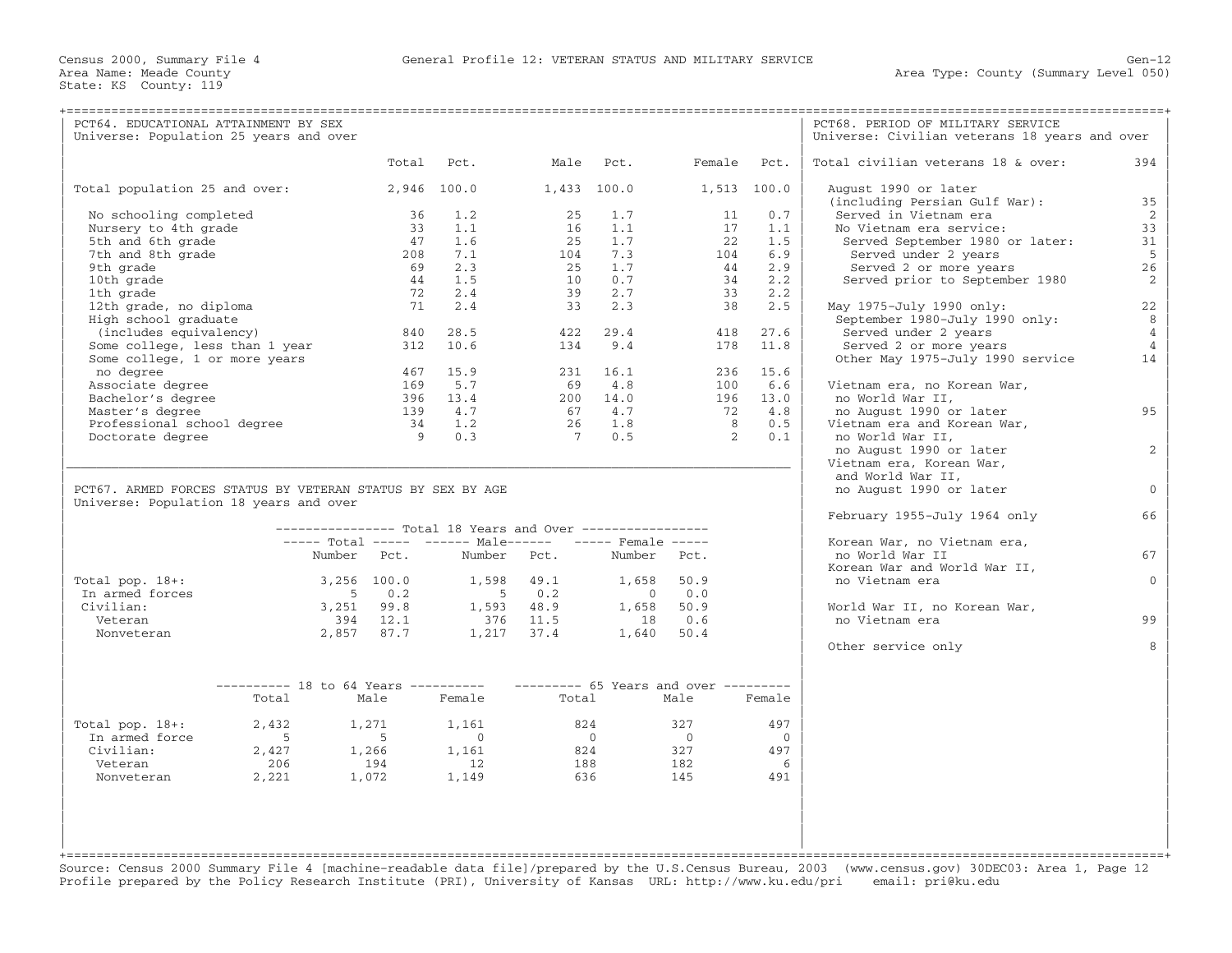Census 2000, Summary File 4 — General Profile 12: VETERAN STATUS AND MILITARY SERVICE — Gen-12

Area Name: Meade County — Area Type: County (Summary Level 050)

State: KS County: 119

## PCT64. EDUCATIONAL ATTAINMENT BY SEX

Universe: Population 25 years and over

| | Total | Pct. | Male | Pct. | Female | Pct. |
|---|---|---|---|---|---|---|
| Total population 25 and over: | 2,946 | 100.0 | 1,433 | 100.0 | 1,513 | 100.0 |
| No schooling completed | 36 | 1.2 | 25 | 1.7 | 11 | 0.7 |
| Nursery to 4th grade | 33 | 1.1 | 16 | 1.1 | 17 | 1.1 |
| 5th and 6th grade | 47 | 1.6 | 25 | 1.7 | 22 | 1.5 |
| 7th and 8th grade | 208 | 7.1 | 104 | 7.3 | 104 | 6.9 |
| 9th grade | 69 | 2.3 | 25 | 1.7 | 44 | 2.9 |
| 10th grade | 44 | 1.5 | 10 | 0.7 | 34 | 2.2 |
| 1th grade | 72 | 2.4 | 39 | 2.7 | 33 | 2.2 |
| 12th grade, no diploma | 71 | 2.4 | 33 | 2.3 | 38 | 2.5 |
| High school graduate (includes equivalency) | 840 | 28.5 | 422 | 29.4 | 418 | 27.6 |
| Some college, less than 1 year | 312 | 10.6 | 134 | 9.4 | 178 | 11.8 |
| Some college, 1 or more years no degree | 467 | 15.9 | 231 | 16.1 | 236 | 15.6 |
| Associate degree | 169 | 5.7 | 69 | 4.8 | 100 | 6.6 |
| Bachelor's degree | 396 | 13.4 | 200 | 14.0 | 196 | 13.0 |
| Master's degree | 139 | 4.7 | 67 | 4.7 | 72 | 4.8 |
| Professional school degree | 34 | 1.2 | 26 | 1.8 | 8 | 0.5 |
| Doctorate degree | 9 | 0.3 | 7 | 0.5 | 2 | 0.1 |

## PCT67. ARMED FORCES STATUS BY VETERAN STATUS BY SEX BY AGE

Universe: Population 18 years and over

| | Total 18 Years and Over | | | | | |
|---|---|---|---|---|---|---|
| | Total | | Male | | Female | |
| | Number | Pct. | Number | Pct. | Number | Pct. |
| Total pop. 18+: | 3,256 | 100.0 | 1,598 | 49.1 | 1,658 | 50.9 |
| In armed forces | 5 | 0.2 | 5 | 0.2 | 0 | 0.0 |
| Civilian: | 3,251 | 99.8 | 1,593 | 48.9 | 1,658 | 50.9 |
| Veteran | 394 | 12.1 | 376 | 11.5 | 18 | 0.6 |
| Nonveteran | 2,857 | 87.7 | 1,217 | 37.4 | 1,640 | 50.4 |

| | 18 to 64 Years | | | 65 Years and over | | |
|---|---|---|---|---|---|---|
| | Total | Male | Female | Total | Male | Female |
| Total pop. 18+: | 2,432 | 1,271 | 1,161 | 824 | 327 | 497 |
| In armed force | 5 | 5 | 0 | 0 | 0 | 0 |
| Civilian: | 2,427 | 1,266 | 1,161 | 824 | 327 | 497 |
| Veteran | 206 | 194 | 12 | 188 | 182 | 6 |
| Nonveteran | 2,221 | 1,072 | 1,149 | 636 | 145 | 491 |

## PCT68. PERIOD OF MILITARY SERVICE

Universe: Civilian veterans 18 years and over

| | |
|---|---|
| Total civilian veterans 18 & over: | 394 |
| August 1990 or later (including Persian Gulf War): | 35 |
| Served in Vietnam era | 2 |
| No Vietnam era service: | 33 |
| Served September 1980 or later: | 31 |
| Served under 2 years | 5 |
| Served 2 or more years | 26 |
| Served prior to September 1980 | 2 |
| May 1975–July 1990 only: | 22 |
| September 1980–July 1990 only: | 8 |
| Served under 2 years | 4 |
| Served 2 or more years | 4 |
| Other May 1975–July 1990 service | 14 |
| Vietnam era, no Korean War, no World War II, no August 1990 or later | 95 |
| Vietnam era and Korean War, no World War II, no August 1990 or later | 2 |
| Vietnam era, Korean War, and World War II, no August 1990 or later | 0 |
| February 1955–July 1964 only | 66 |
| Korean War, no Vietnam era, no World War II | 67 |
| Korean War and World War II, no Vietnam era | 0 |
| World War II, no Korean War, no Vietnam era | 99 |
| Other service only | 8 |

Source: Census 2000 Summary File 4 [machine-readable data file]/prepared by the U.S.Census Bureau, 2003 (www.census.gov) 30DEC03: Area 1, Page 12
Profile prepared by the Policy Research Institute (PRI), University of Kansas URL: http://www.ku.edu/pri email: pri@ku.edu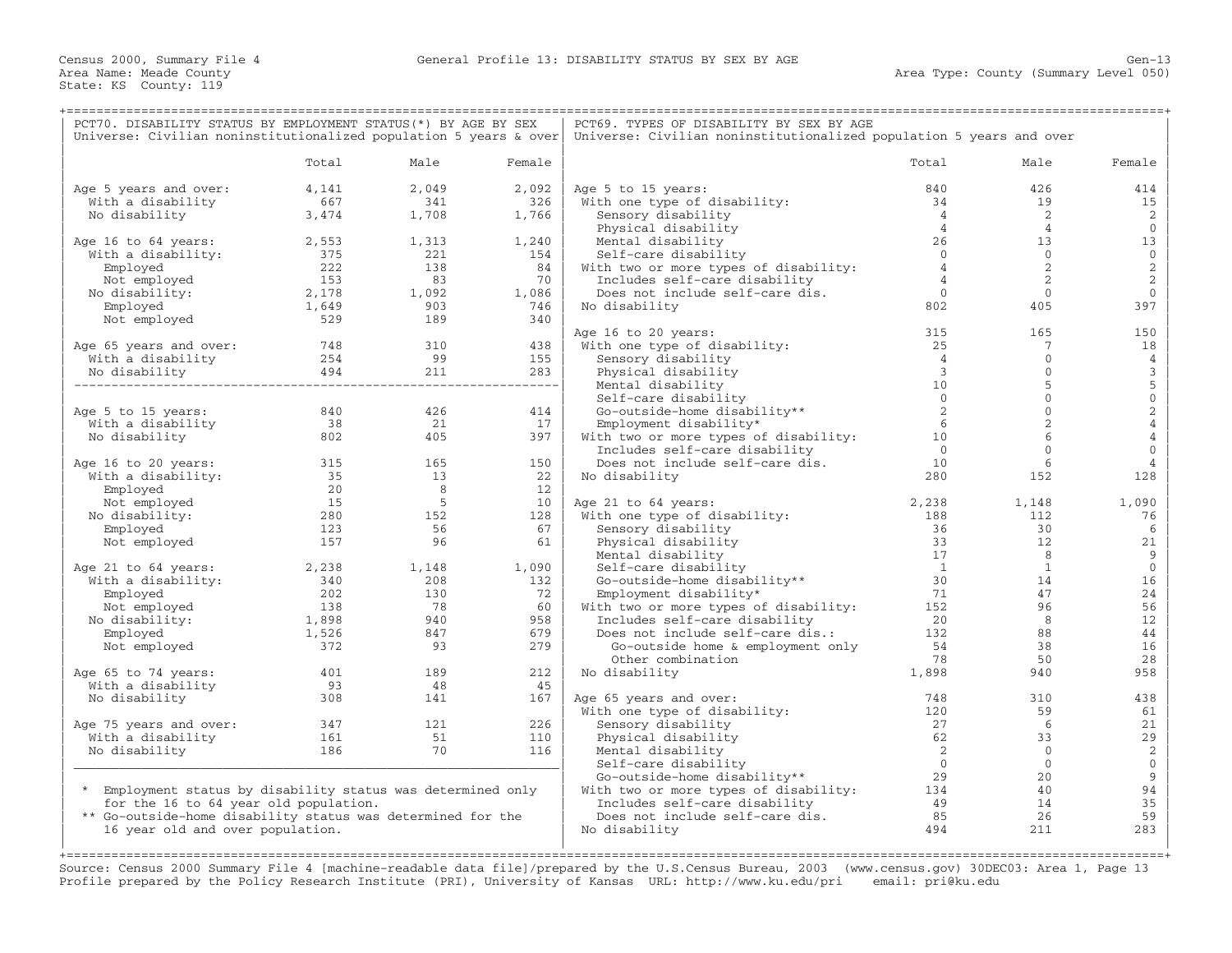Census 2000, Summary File 4 — General Profile 13: DISABILITY STATUS BY SEX BY AGE — Gen-13
Area Name: Meade County — Area Type: County (Summary Level 050)
State: KS County: 119

## PCT70. DISABILITY STATUS BY EMPLOYMENT STATUS(*) BY AGE BY SEX

Universe: Civilian noninstitutionalized population 5 years & over

| | Total | Male | Female |
|---|---|---|---|
| Age 5 years and over: | 4,141 | 2,049 | 2,092 |
| With a disability | 667 | 341 | 326 |
| No disability | 3,474 | 1,708 | 1,766 |
| Age 16 to 64 years: | 2,553 | 1,313 | 1,240 |
| With a disability: | 375 | 221 | 154 |
| Employed | 222 | 138 | 84 |
| Not employed | 153 | 83 | 70 |
| No disability: | 2,178 | 1,092 | 1,086 |
| Employed | 1,649 | 903 | 746 |
| Not employed | 529 | 189 | 340 |
| Age 65 years and over: | 748 | 310 | 438 |
| With a disability | 254 | 99 | 155 |
| No disability | 494 | 211 | 283 |
| Age 5 to 15 years: | 840 | 426 | 414 |
| With a disability | 38 | 21 | 17 |
| No disability | 802 | 405 | 397 |
| Age 16 to 20 years: | 315 | 165 | 150 |
| With a disability: | 35 | 13 | 22 |
| Employed | 20 | 8 | 12 |
| Not employed | 15 | 5 | 10 |
| No disability: | 280 | 152 | 128 |
| Employed | 123 | 56 | 67 |
| Not employed | 157 | 96 | 61 |
| Age 21 to 64 years: | 2,238 | 1,148 | 1,090 |
| With a disability: | 340 | 208 | 132 |
| Employed | 202 | 130 | 72 |
| Not employed | 138 | 78 | 60 |
| No disability: | 1,898 | 940 | 958 |
| Employed | 1,526 | 847 | 679 |
| Not employed | 372 | 93 | 279 |
| Age 65 to 74 years: | 401 | 189 | 212 |
| With a disability | 93 | 48 | 45 |
| No disability | 308 | 141 | 167 |
| Age 75 years and over: | 347 | 121 | 226 |
| With a disability | 161 | 51 | 110 |
| No disability | 186 | 70 | 116 |

* Employment status by disability status was determined only for the 16 to 64 year old population.
** Go-outside-home disability status was determined for the 16 year old and over population.

## PCT69. TYPES OF DISABILITY BY SEX BY AGE

Universe: Civilian noninstitutionalized population 5 years and over

| | Total | Male | Female |
|---|---|---|---|
| Age 5 to 15 years: | 840 | 426 | 414 |
| With one type of disability: | 34 | 19 | 15 |
| Sensory disability | 4 | 2 | 2 |
| Physical disability | 4 | 4 | 0 |
| Mental disability | 26 | 13 | 13 |
| Self-care disability | 0 | 0 | 0 |
| With two or more types of disability: | 4 | 2 | 2 |
| Includes self-care disability | 4 | 2 | 2 |
| Does not include self-care dis. | 0 | 0 | 0 |
| No disability | 802 | 405 | 397 |
| Age 16 to 20 years: | 315 | 165 | 150 |
| With one type of disability: | 25 | 7 | 18 |
| Sensory disability | 4 | 0 | 4 |
| Physical disability | 3 | 0 | 3 |
| Mental disability | 10 | 5 | 5 |
| Self-care disability | 0 | 0 | 0 |
| Go-outside-home disability** | 2 | 0 | 2 |
| Employment disability* | 6 | 2 | 4 |
| With two or more types of disability: | 10 | 6 | 4 |
| Includes self-care disability | 0 | 0 | 0 |
| Does not include self-care dis. | 10 | 6 | 4 |
| No disability | 280 | 152 | 128 |
| Age 21 to 64 years: | 2,238 | 1,148 | 1,090 |
| With one type of disability: | 188 | 112 | 76 |
| Sensory disability | 36 | 30 | 6 |
| Physical disability | 33 | 12 | 21 |
| Mental disability | 17 | 8 | 9 |
| Self-care disability | 1 | 1 | 0 |
| Go-outside-home disability** | 30 | 14 | 16 |
| Employment disability* | 71 | 47 | 24 |
| With two or more types of disability: | 152 | 96 | 56 |
| Includes self-care disability | 20 | 8 | 12 |
| Does not include self-care dis.: | 132 | 88 | 44 |
| Go-outside home & employment only | 54 | 38 | 16 |
| Other combination | 78 | 50 | 28 |
| No disability | 1,898 | 940 | 958 |
| Age 65 years and over: | 748 | 310 | 438 |
| With one type of disability: | 120 | 59 | 61 |
| Sensory disability | 27 | 6 | 21 |
| Physical disability | 62 | 33 | 29 |
| Mental disability | 2 | 0 | 2 |
| Self-care disability | 0 | 0 | 0 |
| Go-outside-home disability** | 29 | 20 | 9 |
| With two or more types of disability: | 134 | 40 | 94 |
| Includes self-care disability | 49 | 14 | 35 |
| Does not include self-care dis. | 85 | 26 | 59 |
| No disability | 494 | 211 | 283 |

Source: Census 2000 Summary File 4 [machine-readable data file]/prepared by the U.S.Census Bureau, 2003 (www.census.gov) 30DEC03: Area 1, Page 13
Profile prepared by the Policy Research Institute (PRI), University of Kansas URL: http://www.ku.edu/pri email: pri@ku.edu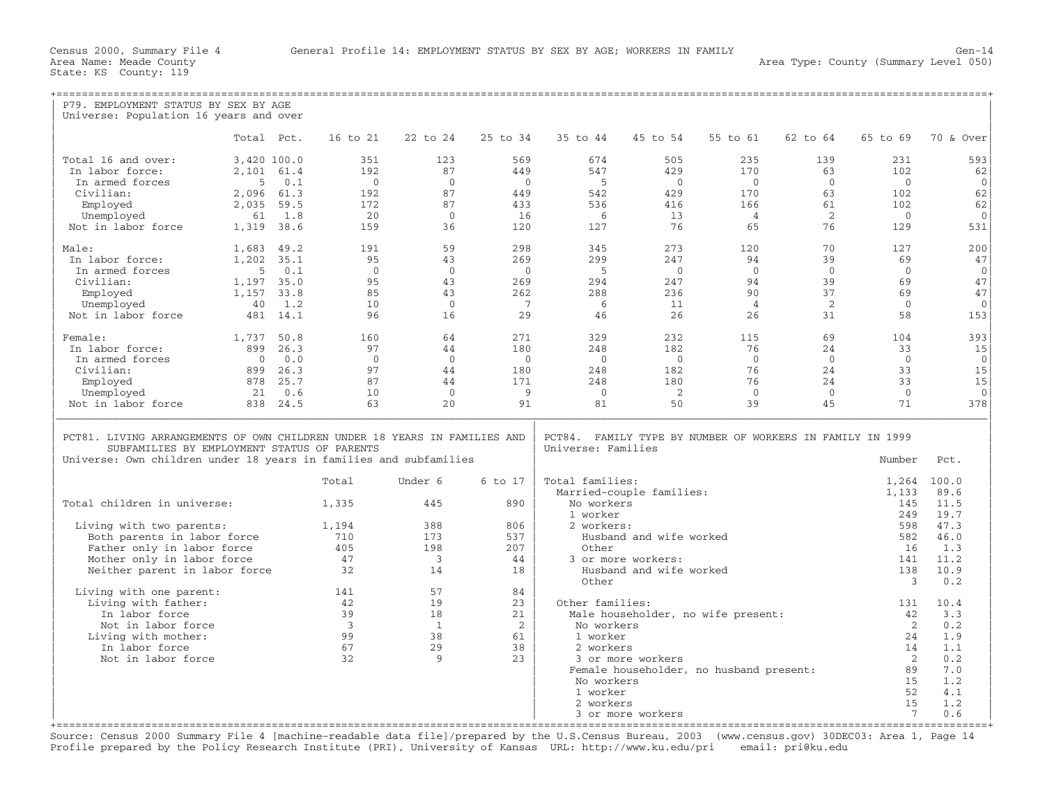Census 2000, Summary File 4 — General Profile 14: EMPLOYMENT STATUS BY SEX BY AGE; WORKERS IN FAMILY — Gen-14

Area Name: Meade County — Area Type: County (Summary Level 050)

State: KS County: 119

## P79. EMPLOYMENT STATUS BY SEX BY AGE

Universe: Population 16 years and over

| | Total | Pct. | 16 to 21 | 22 to 24 | 25 to 34 | 35 to 44 | 45 to 54 | 55 to 61 | 62 to 64 | 65 to 69 | 70 & Over |
|---|---|---|---|---|---|---|---|---|---|---|---|
| Total 16 and over: | 3,420 | 100.0 | 351 | 123 | 569 | 674 | 505 | 235 | 139 | 231 | 593 |
| In labor force: | 2,101 | 61.4 | 192 | 87 | 449 | 547 | 429 | 170 | 63 | 102 | 62 |
| In armed forces | 5 | 0.1 | 0 | 0 | 0 | 5 | 0 | 0 | 0 | 0 | 0 |
| Civilian: | 2,096 | 61.3 | 192 | 87 | 449 | 542 | 429 | 170 | 63 | 102 | 62 |
| Employed | 2,035 | 59.5 | 172 | 87 | 433 | 536 | 416 | 166 | 61 | 102 | 62 |
| Unemployed | 61 | 1.8 | 20 | 0 | 16 | 6 | 13 | 4 | 2 | 0 | 0 |
| Not in labor force | 1,319 | 38.6 | 159 | 36 | 120 | 127 | 76 | 65 | 76 | 129 | 531 |
| Male: | 1,683 | 49.2 | 191 | 59 | 298 | 345 | 273 | 120 | 70 | 127 | 200 |
| In labor force: | 1,202 | 35.1 | 95 | 43 | 269 | 299 | 247 | 94 | 39 | 69 | 47 |
| In armed forces | 5 | 0.1 | 0 | 0 | 0 | 5 | 0 | 0 | 0 | 0 | 0 |
| Civilian: | 1,197 | 35.0 | 95 | 43 | 269 | 294 | 247 | 94 | 39 | 69 | 47 |
| Employed | 1,157 | 33.8 | 85 | 43 | 262 | 288 | 236 | 90 | 37 | 69 | 47 |
| Unemployed | 40 | 1.2 | 10 | 0 | 7 | 6 | 11 | 4 | 2 | 0 | 0 |
| Not in labor force | 481 | 14.1 | 96 | 16 | 29 | 46 | 26 | 26 | 31 | 58 | 153 |
| Female: | 1,737 | 50.8 | 160 | 64 | 271 | 329 | 232 | 115 | 69 | 104 | 393 |
| In labor force: | 899 | 26.3 | 97 | 44 | 180 | 248 | 182 | 76 | 24 | 33 | 15 |
| In armed forces | 0 | 0.0 | 0 | 0 | 0 | 0 | 0 | 0 | 0 | 0 | 0 |
| Civilian: | 899 | 26.3 | 97 | 44 | 180 | 248 | 182 | 76 | 24 | 33 | 15 |
| Employed | 878 | 25.7 | 87 | 44 | 171 | 248 | 180 | 76 | 24 | 33 | 15 |
| Unemployed | 21 | 0.6 | 10 | 0 | 9 | 0 | 2 | 0 | 0 | 0 | 0 |
| Not in labor force | 838 | 24.5 | 63 | 20 | 91 | 81 | 50 | 39 | 45 | 71 | 378 |

## PCT81. LIVING ARRANGEMENTS OF OWN CHILDREN UNDER 18 YEARS IN FAMILIES AND SUBFAMILIES BY EMPLOYMENT STATUS OF PARENTS

Universe: Own children under 18 years in families and subfamilies

| | Total | Under 6 | 6 to 17 |
|---|---|---|---|
| Total children in universe: | 1,335 | 445 | 890 |
| Living with two parents: | 1,194 | 388 | 806 |
| Both parents in labor force | 710 | 173 | 537 |
| Father only in labor force | 405 | 198 | 207 |
| Mother only in labor force | 47 | 3 | 44 |
| Neither parent in labor force | 32 | 14 | 18 |
| Living with one parent: | 141 | 57 | 84 |
| Living with father: | 42 | 19 | 23 |
| In labor force | 39 | 18 | 21 |
| Not in labor force | 3 | 1 | 2 |
| Living with mother: | 99 | 38 | 61 |
| In labor force | 67 | 29 | 38 |
| Not in labor force | 32 | 9 | 23 |

## PCT84. FAMILY TYPE BY NUMBER OF WORKERS IN FAMILY IN 1999

Universe: Families

| | Number | Pct. |
|---|---|---|
| Total families: | 1,264 | 100.0 |
| Married-couple families: | 1,133 | 89.6 |
| No workers | 145 | 11.5 |
| 1 worker | 249 | 19.7 |
| 2 workers: | 598 | 47.3 |
| Husband and wife worked | 582 | 46.0 |
| Other | 16 | 1.3 |
| 3 or more workers: | 141 | 11.2 |
| Husband and wife worked | 138 | 10.9 |
| Other | 3 | 0.2 |
| Other families: | 131 | 10.4 |
| Male householder, no wife present: | 42 | 3.3 |
| No workers | 2 | 0.2 |
| 1 worker | 24 | 1.9 |
| 2 workers | 14 | 1.1 |
| 3 or more workers | 2 | 0.2 |
| Female householder, no husband present: | 89 | 7.0 |
| No workers | 15 | 1.2 |
| 1 worker | 52 | 4.1 |
| 2 workers | 15 | 1.2 |
| 3 or more workers | 7 | 0.6 |

Source: Census 2000 Summary File 4 [machine-readable data file]/prepared by the U.S.Census Bureau, 2003 (www.census.gov) 30DEC03: Area 1, Page 14
Profile prepared by the Policy Research Institute (PRI), University of Kansas URL: http://www.ku.edu/pri email: pri@ku.edu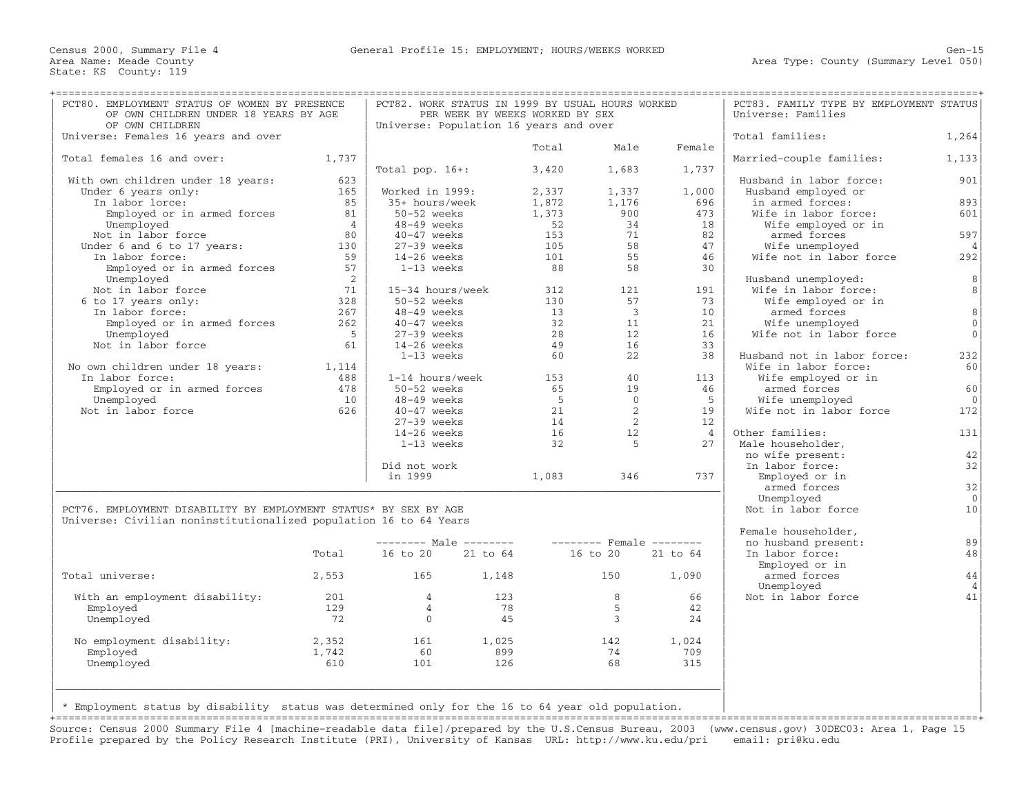Census 2000, Summary File 4 — General Profile 15: EMPLOYMENT; HOURS/WEEKS WORKED — Gen-15

Area Name: Meade County — Area Type: County (Summary Level 050)

State: KS County: 119

## PCT80. EMPLOYMENT STATUS OF WOMEN BY PRESENCE OF OWN CHILDREN UNDER 18 YEARS BY AGE OF OWN CHILDREN

Universe: Females 16 years and over

| | |
|---|---|
| Total females 16 and over: | 1,737 |
| With own children under 18 years: | 623 |
| Under 6 years only: | 165 |
| In labor lorce: | 85 |
| Employed or in armed forces | 81 |
| Unemployed | 4 |
| Not in labor force | 80 |
| Under 6 and 6 to 17 years: | 130 |
| In labor force: | 59 |
| Employed or in armed forces | 57 |
| Unemployed | 2 |
| Not in labor force | 71 |
| 6 to 17 years only: | 328 |
| In labor force: | 267 |
| Employed or in armed forces | 262 |
| Unemployed | 5 |
| Not in labor force | 61 |
| No own children under 18 years: | 1,114 |
| In labor force: | 488 |
| Employed or in armed forces | 478 |
| Unemployed | 10 |
| Not in labor force | 626 |

## PCT82. WORK STATUS IN 1999 BY USUAL HOURS WORKED PER WEEK BY WEEKS WORKED BY SEX

Universe: Population 16 years and over

| | Total | Male | Female |
|---|---|---|---|
| Total pop. 16+: | 3,420 | 1,683 | 1,737 |
| Worked in 1999: | 2,337 | 1,337 | 1,000 |
| 35+ hours/week | 1,872 | 1,176 | 696 |
| 50-52 weeks | 1,373 | 900 | 473 |
| 48-49 weeks | 52 | 34 | 18 |
| 40-47 weeks | 153 | 71 | 82 |
| 27-39 weeks | 105 | 58 | 47 |
| 14-26 weeks | 101 | 55 | 46 |
| 1-13 weeks | 88 | 58 | 30 |
| 15-34 hours/week | 312 | 121 | 191 |
| 50-52 weeks | 130 | 57 | 73 |
| 48-49 weeks | 13 | 3 | 10 |
| 40-47 weeks | 32 | 11 | 21 |
| 27-39 weeks | 28 | 12 | 16 |
| 14-26 weeks | 49 | 16 | 33 |
| 1-13 weeks | 60 | 22 | 38 |
| 1-14 hours/week | 153 | 40 | 113 |
| 50-52 weeks | 65 | 19 | 46 |
| 48-49 weeks | 5 | 0 | 5 |
| 40-47 weeks | 21 | 2 | 19 |
| 27-39 weeks | 14 | 2 | 12 |
| 14-26 weeks | 16 | 12 | 4 |
| 1-13 weeks | 32 | 5 | 27 |
| Did not work in 1999 | 1,083 | 346 | 737 |

## PCT83. FAMILY TYPE BY EMPLOYMENT STATUS

Universe: Families

| | |
|---|---|
| Total families: | 1,264 |
| Married-couple families: | 1,133 |
| Husband in labor force: | 901 |
| Husband employed or in armed forces: | 893 |
| Wife in labor force: | 601 |
| Wife employed or in armed forces | 597 |
| Wife unemployed | 4 |
| Wife not in labor force | 292 |
| Husband unemployed: | 8 |
| Wife in labor force: | 8 |
| Wife employed or in armed forces | 8 |
| Wife unemployed | 0 |
| Wife not in labor force | 0 |
| Husband not in labor force: | 232 |
| Wife in labor force: | 60 |
| Wife employed or in armed forces | 60 |
| Wife unemployed | 0 |
| Wife not in labor force | 172 |
| Other families: | 131 |
| Male householder, no wife present: | 42 |
| In labor force: | 32 |
| Employed or in armed forces | 32 |
| Unemployed | 0 |
| Not in labor force | 10 |
| Female householder, no husband present: | 89 |
| In labor force: | 48 |
| Employed or in armed forces | 44 |
| Unemployed | 4 |
| Not in labor force | 41 |

## PCT76. EMPLOYMENT DISABILITY BY EMPLOYMENT STATUS* BY SEX BY AGE

Universe: Civilian noninstitutionalized population 16 to 64 Years

| | Total | Male 16 to 20 | Male 21 to 64 | Female 16 to 20 | Female 21 to 64 |
|---|---|---|---|---|---|
| Total universe: | 2,553 | 165 | 1,148 | 150 | 1,090 |
| With an employment disability: | 201 | 4 | 123 | 8 | 66 |
| Employed | 129 | 4 | 78 | 5 | 42 |
| Unemployed | 72 | 0 | 45 | 3 | 24 |
| No employment disability: | 2,352 | 161 | 1,025 | 142 | 1,024 |
| Employed | 1,742 | 60 | 899 | 74 | 709 |
| Unemployed | 610 | 101 | 126 | 68 | 315 |

* Employment status by disability status was determined only for the 16 to 64 year old population.

Source: Census 2000 Summary File 4 [machine-readable data file]/prepared by the U.S.Census Bureau, 2003 (www.census.gov) 30DEC03: Area 1, Page 15
Profile prepared by the Policy Research Institute (PRI), University of Kansas URL: http://www.ku.edu/pri email: pri@ku.edu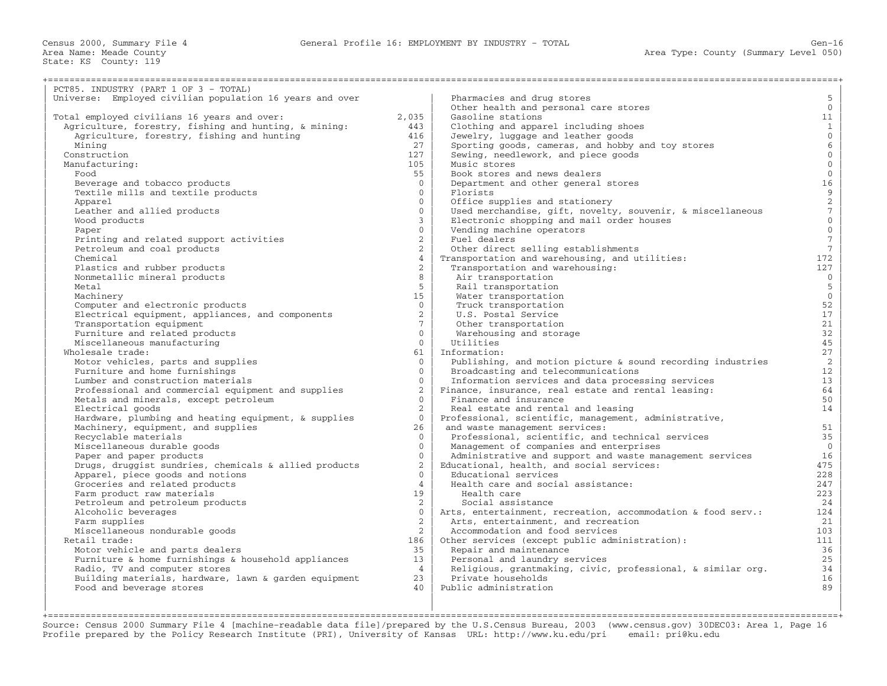Census 2000, Summary File 4 — General Profile 16: EMPLOYMENT BY INDUSTRY - TOTAL

Area Name: Meade County
State: KS County: 119
Area Type: County (Summary Level 050)

## PCT85. INDUSTRY (PART 1 OF 3 - TOTAL)

Universe: Employed civilian population 16 years and over

| Industry | Number |
|---|---|
| Total employed civilians 16 years and over: | 2,035 |
| Agriculture, forestry, fishing and hunting, & mining: | 443 |
| Agriculture, forestry, fishing and hunting | 416 |
| Mining | 27 |
| Construction | 127 |
| Manufacturing: | 105 |
| Food | 55 |
| Beverage and tobacco products | 0 |
| Textile mills and textile products | 0 |
| Apparel | 0 |
| Leather and allied products | 0 |
| Wood products | 3 |
| Paper | 0 |
| Printing and related support activities | 2 |
| Petroleum and coal products | 2 |
| Chemical | 4 |
| Plastics and rubber products | 2 |
| Nonmetallic mineral products | 8 |
| Metal | 5 |
| Machinery | 15 |
| Computer and electronic products | 0 |
| Electrical equipment, appliances, and components | 2 |
| Transportation equipment | 7 |
| Furniture and related products | 0 |
| Miscellaneous manufacturing | 0 |
| Wholesale trade: | 61 |
| Motor vehicles, parts and supplies | 0 |
| Furniture and home furnishings | 0 |
| Lumber and construction materials | 0 |
| Professional and commercial equipment and supplies | 2 |
| Metals and minerals, except petroleum | 0 |
| Electrical goods | 2 |
| Hardware, plumbing and heating equipment, & supplies | 0 |
| Machinery, equipment, and supplies | 26 |
| Recyclable materials | 0 |
| Miscellaneous durable goods | 0 |
| Paper and paper products | 0 |
| Drugs, druggist sundries, chemicals & allied products | 2 |
| Apparel, piece goods and notions | 0 |
| Groceries and related products | 4 |
| Farm product raw materials | 19 |
| Petroleum and petroleum products | 2 |
| Alcoholic beverages | 0 |
| Farm supplies | 2 |
| Miscellaneous nondurable goods | 2 |
| Retail trade: | 186 |
| Motor vehicle and parts dealers | 35 |
| Furniture & home furnishings & household appliances | 13 |
| Radio, TV and computer stores | 4 |
| Building materials, hardware, lawn & garden equipment | 23 |
| Food and beverage stores | 40 |
| Pharmacies and drug stores | 5 |
| Other health and personal care stores | 0 |
| Gasoline stations | 11 |
| Clothing and apparel including shoes | 1 |
| Jewelry, luggage and leather goods | 0 |
| Sporting goods, cameras, and hobby and toy stores | 6 |
| Sewing, needlework, and piece goods | 0 |
| Music stores | 0 |
| Book stores and news dealers | 0 |
| Department and other general stores | 16 |
| Florists | 9 |
| Office supplies and stationery | 2 |
| Used merchandise, gift, novelty, souvenir, & miscellaneous | 7 |
| Electronic shopping and mail order houses | 0 |
| Vending machine operators | 0 |
| Fuel dealers | 7 |
| Other direct selling establishments | 7 |
| Transportation and warehousing, and utilities: | 172 |
| Transportation and warehousing: | 127 |
| Air transportation | 0 |
| Rail transportation | 5 |
| Water transportation | 0 |
| Truck transportation | 52 |
| U.S. Postal Service | 17 |
| Other transportation | 21 |
| Warehousing and storage | 32 |
| Utilities | 45 |
| Information: | 27 |
| Publishing, and motion picture & sound recording industries | 2 |
| Broadcasting and telecommunications | 12 |
| Information services and data processing services | 13 |
| Finance, insurance, real estate and rental leasing: | 64 |
| Finance and insurance | 50 |
| Real estate and rental and leasing | 14 |
| Professional, scientific, management, administrative, and waste management services: | 51 |
| Professional, scientific, and technical services | 35 |
| Management of companies and enterprises | 0 |
| Administrative and support and waste management services | 16 |
| Educational, health, and social services: | 475 |
| Educational services | 228 |
| Health care and social assistance: | 247 |
| Health care | 223 |
| Social assistance | 24 |
| Arts, entertainment, recreation, accommodation & food serv.: | 124 |
| Arts, entertainment, and recreation | 21 |
| Accommodation and food services | 103 |
| Other services (except public administration): | 111 |
| Repair and maintenance | 36 |
| Personal and laundry services | 25 |
| Religious, grantmaking, civic, professional, & similar org. | 34 |
| Private households | 16 |
| Public administration | 89 |

Source: Census 2000 Summary File 4 [machine-readable data file]/prepared by the U.S.Census Bureau, 2003 (www.census.gov) 30DEC03: Area 1, Page 16
Profile prepared by the Policy Research Institute (PRI), University of Kansas URL: http://www.ku.edu/pri email: pri@ku.edu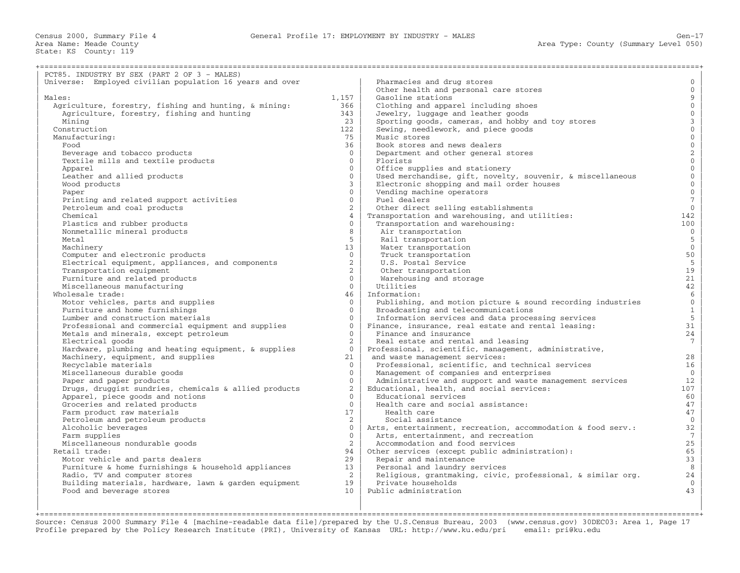Census 2000, Summary File 4 — General Profile 17: EMPLOYMENT BY INDUSTRY - MALES — Gen-17

Area Name: Meade County — Area Type: County (Summary Level 050)

State: KS County: 119

## PCT85. INDUSTRY BY SEX (PART 2 OF 3 - MALES)

Universe: Employed civilian population 16 years and over

| Industry | Count |
|---|---|
| Males: | 1,157 |
| Agriculture, forestry, fishing and hunting, & mining: | 366 |
| Agriculture, forestry, fishing and hunting | 343 |
| Mining | 23 |
| Construction | 122 |
| Manufacturing: | 75 |
| Food | 36 |
| Beverage and tobacco products | 0 |
| Textile mills and textile products | 0 |
| Apparel | 0 |
| Leather and allied products | 0 |
| Wood products | 3 |
| Paper | 0 |
| Printing and related support activities | 0 |
| Petroleum and coal products | 2 |
| Chemical | 4 |
| Plastics and rubber products | 0 |
| Nonmetallic mineral products | 8 |
| Metal | 5 |
| Machinery | 13 |
| Computer and electronic products | 0 |
| Electrical equipment, appliances, and components | 2 |
| Transportation equipment | 2 |
| Furniture and related products | 0 |
| Miscellaneous manufacturing | 0 |
| Wholesale trade: | 46 |
| Motor vehicles, parts and supplies | 0 |
| Furniture and home furnishings | 0 |
| Lumber and construction materials | 0 |
| Professional and commercial equipment and supplies | 0 |
| Metals and minerals, except petroleum | 0 |
| Electrical goods | 2 |
| Hardware, plumbing and heating equipment, & supplies | 0 |
| Machinery, equipment, and supplies | 21 |
| Recyclable materials | 0 |
| Miscellaneous durable goods | 0 |
| Paper and paper products | 0 |
| Drugs, druggist sundries, chemicals & allied products | 2 |
| Apparel, piece goods and notions | 0 |
| Groceries and related products | 0 |
| Farm product raw materials | 17 |
| Petroleum and petroleum products | 2 |
| Alcoholic beverages | 0 |
| Farm supplies | 0 |
| Miscellaneous nondurable goods | 2 |
| Retail trade: | 94 |
| Motor vehicle and parts dealers | 29 |
| Furniture & home furnishings & household appliances | 13 |
| Radio, TV and computer stores | 2 |
| Building materials, hardware, lawn & garden equipment | 19 |
| Food and beverage stores | 10 |
| Pharmacies and drug stores | 0 |
| Other health and personal care stores | 0 |
| Gasoline stations | 9 |
| Clothing and apparel including shoes | 0 |
| Jewelry, luggage and leather goods | 0 |
| Sporting goods, cameras, and hobby and toy stores | 3 |
| Sewing, needlework, and piece goods | 0 |
| Music stores | 0 |
| Book stores and news dealers | 0 |
| Department and other general stores | 2 |
| Florists | 0 |
| Office supplies and stationery | 0 |
| Used merchandise, gift, novelty, souvenir, & miscellaneous | 0 |
| Electronic shopping and mail order houses | 0 |
| Vending machine operators | 0 |
| Fuel dealers | 7 |
| Other direct selling establishments | 0 |
| Transportation and warehousing, and utilities: | 142 |
| Transportation and warehousing: | 100 |
| Air transportation | 0 |
| Rail transportation | 5 |
| Water transportation | 0 |
| Truck transportation | 50 |
| U.S. Postal Service | 5 |
| Other transportation | 19 |
| Warehousing and storage | 21 |
| Utilities | 42 |
| Information: | 6 |
| Publishing, and motion picture & sound recording industries | 0 |
| Broadcasting and telecommunications | 1 |
| Information services and data processing services | 5 |
| Finance, insurance, real estate and rental leasing: | 31 |
| Finance and insurance | 24 |
| Real estate and rental and leasing | 7 |
| Professional, scientific, management, administrative, and waste management services: | 28 |
| Professional, scientific, and technical services | 16 |
| Management of companies and enterprises | 0 |
| Administrative and support and waste management services | 12 |
| Educational, health, and social services: | 107 |
| Educational services | 60 |
| Health care and social assistance: | 47 |
| Health care | 47 |
| Social assistance | 0 |
| Arts, entertainment, recreation, accommodation & food serv.: | 32 |
| Arts, entertainment, and recreation | 7 |
| Accommodation and food services | 25 |
| Other services (except public administration): | 65 |
| Repair and maintenance | 33 |
| Personal and laundry services | 8 |
| Religious, grantmaking, civic, professional, & similar org. | 24 |
| Private households | 0 |
| Public administration | 43 |

Source: Census 2000 Summary File 4 [machine-readable data file]/prepared by the U.S.Census Bureau, 2003 (www.census.gov) 30DEC03: Area 1, Page 17
Profile prepared by the Policy Research Institute (PRI), University of Kansas URL: http://www.ku.edu/pri email: pri@ku.edu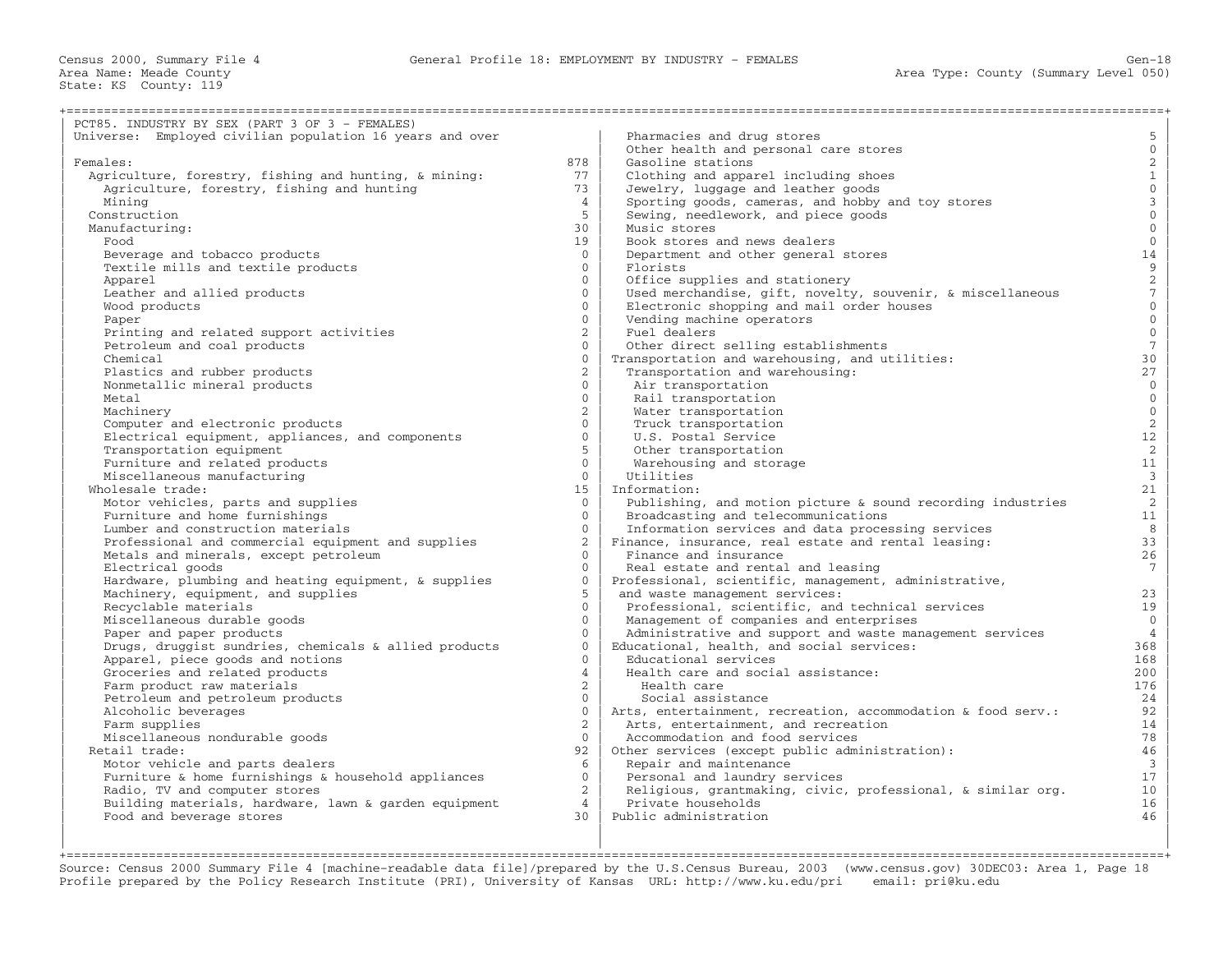Census 2000, Summary File 4 — General Profile 18: EMPLOYMENT BY INDUSTRY - FEMALES — Gen-18
Area Name: Meade County — Area Type: County (Summary Level 050)
State: KS County: 119

## PCT85. INDUSTRY BY SEX (PART 3 OF 3 - FEMALES)

Universe: Employed civilian population 16 years and over

| Industry | Count |
|---|---|
| Females: | 878 |
| Agriculture, forestry, fishing and hunting, & mining: | 77 |
| Agriculture, forestry, fishing and hunting | 73 |
| Mining | 4 |
| Construction | 5 |
| Manufacturing: | 30 |
| Food | 19 |
| Beverage and tobacco products | 0 |
| Textile mills and textile products | 0 |
| Apparel | 0 |
| Leather and allied products | 0 |
| Wood products | 0 |
| Paper | 0 |
| Printing and related support activities | 2 |
| Petroleum and coal products | 0 |
| Chemical | 0 |
| Plastics and rubber products | 2 |
| Nonmetallic mineral products | 0 |
| Metal | 0 |
| Machinery | 2 |
| Computer and electronic products | 0 |
| Electrical equipment, appliances, and components | 0 |
| Transportation equipment | 5 |
| Furniture and related products | 0 |
| Miscellaneous manufacturing | 0 |
| Wholesale trade: | 15 |
| Motor vehicles, parts and supplies | 0 |
| Furniture and home furnishings | 0 |
| Lumber and construction materials | 0 |
| Professional and commercial equipment and supplies | 2 |
| Metals and minerals, except petroleum | 0 |
| Electrical goods | 0 |
| Hardware, plumbing and heating equipment, & supplies | 0 |
| Machinery, equipment, and supplies | 5 |
| Recyclable materials | 0 |
| Miscellaneous durable goods | 0 |
| Paper and paper products | 0 |
| Drugs, druggist sundries, chemicals & allied products | 0 |
| Apparel, piece goods and notions | 0 |
| Groceries and related products | 4 |
| Farm product raw materials | 2 |
| Petroleum and petroleum products | 0 |
| Alcoholic beverages | 0 |
| Farm supplies | 2 |
| Miscellaneous nondurable goods | 0 |
| Retail trade: | 92 |
| Motor vehicle and parts dealers | 6 |
| Furniture & home furnishings & household appliances | 0 |
| Radio, TV and computer stores | 2 |
| Building materials, hardware, lawn & garden equipment | 4 |
| Food and beverage stores | 30 |
| Pharmacies and drug stores | 5 |
| Other health and personal care stores | 0 |
| Gasoline stations | 2 |
| Clothing and apparel including shoes | 1 |
| Jewelry, luggage and leather goods | 0 |
| Sporting goods, cameras, and hobby and toy stores | 3 |
| Sewing, needlework, and piece goods | 0 |
| Music stores | 0 |
| Book stores and news dealers | 0 |
| Department and other general stores | 14 |
| Florists | 9 |
| Office supplies and stationery | 2 |
| Used merchandise, gift, novelty, souvenir, & miscellaneous | 7 |
| Electronic shopping and mail order houses | 0 |
| Vending machine operators | 0 |
| Fuel dealers | 0 |
| Other direct selling establishments | 7 |
| Transportation and warehousing, and utilities: | 30 |
| Transportation and warehousing: | 27 |
| Air transportation | 0 |
| Rail transportation | 0 |
| Water transportation | 0 |
| Truck transportation | 2 |
| U.S. Postal Service | 12 |
| Other transportation | 2 |
| Warehousing and storage | 11 |
| Utilities | 3 |
| Information: | 21 |
| Publishing, and motion picture & sound recording industries | 2 |
| Broadcasting and telecommunications | 11 |
| Information services and data processing services | 8 |
| Finance, insurance, real estate and rental leasing: | 33 |
| Finance and insurance | 26 |
| Real estate and rental and leasing | 7 |
| Professional, scientific, management, administrative, and waste management services: | 23 |
| Professional, scientific, and technical services | 19 |
| Management of companies and enterprises | 0 |
| Administrative and support and waste management services | 4 |
| Educational, health, and social services: | 368 |
| Educational services | 168 |
| Health care and social assistance: | 200 |
| Health care | 176 |
| Social assistance | 24 |
| Arts, entertainment, recreation, accommodation & food serv.: | 92 |
| Arts, entertainment, and recreation | 14 |
| Accommodation and food services | 78 |
| Other services (except public administration): | 46 |
| Repair and maintenance | 3 |
| Personal and laundry services | 17 |
| Religious, grantmaking, civic, professional, & similar org. | 10 |
| Private households | 16 |
| Public administration | 46 |

Source: Census 2000 Summary File 4 [machine-readable data file]/prepared by the U.S.Census Bureau, 2003 (www.census.gov) 30DEC03: Area 1, Page 18
Profile prepared by the Policy Research Institute (PRI), University of Kansas URL: http://www.ku.edu/pri email: pri@ku.edu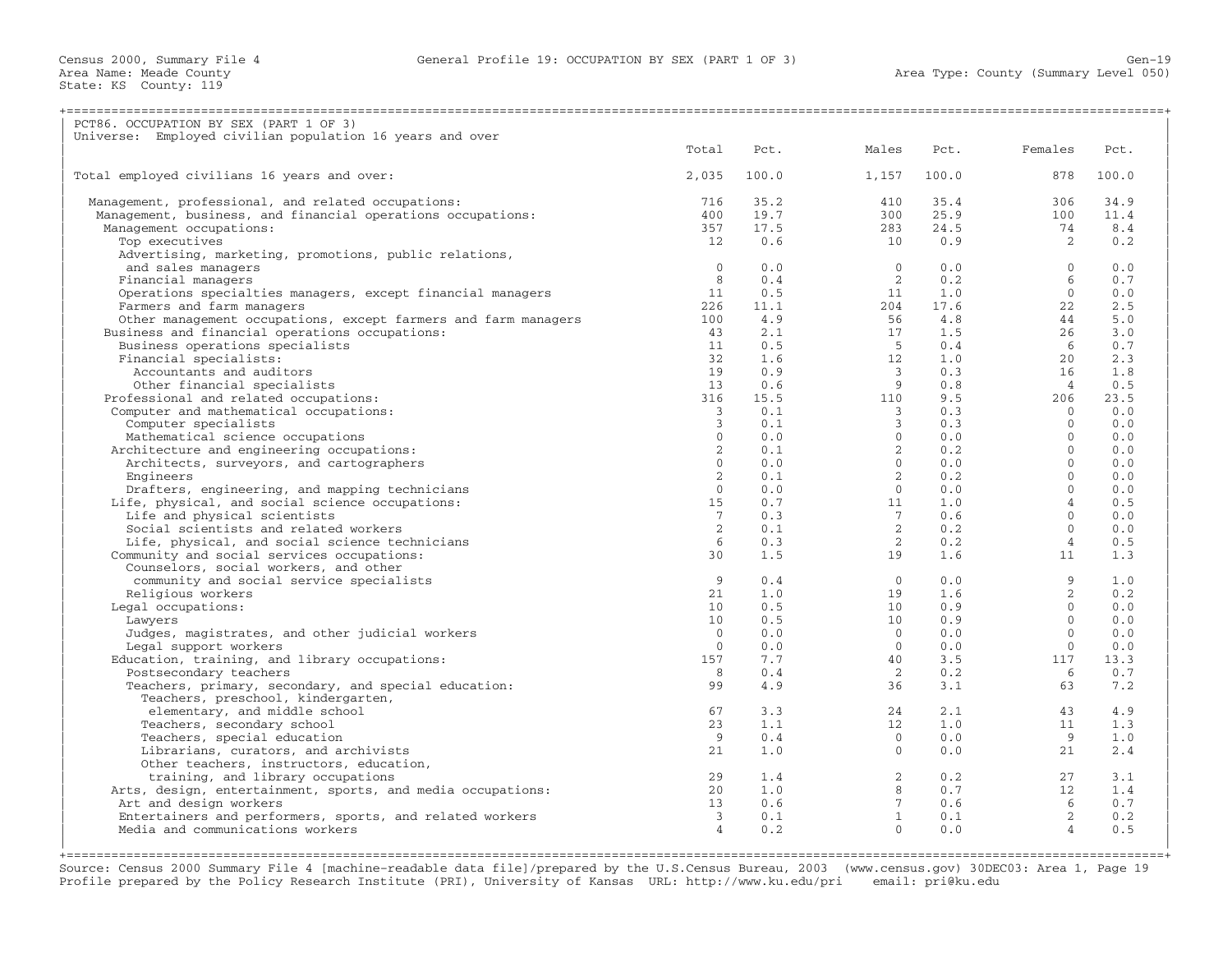Census 2000, Summary File 4 — General Profile 19: OCCUPATION BY SEX (PART 1 OF 3)

Area Name: Meade County
State: KS County: 119
Area Type: County (Summary Level 050)

## PCT86. OCCUPATION BY SEX (PART 1 OF 3)

Universe: Employed civilian population 16 years and over

| | Total | Pct. | Males | Pct. | Females | Pct. |
|---|---|---|---|---|---|---|
| Total employed civilians 16 years and over: | 2,035 | 100.0 | 1,157 | 100.0 | 878 | 100.0 |
| Management, professional, and related occupations: | 716 | 35.2 | 410 | 35.4 | 306 | 34.9 |
| Management, business, and financial operations occupations: | 400 | 19.7 | 300 | 25.9 | 100 | 11.4 |
| Management occupations: | 357 | 17.5 | 283 | 24.5 | 74 | 8.4 |
| Top executives | 12 | 0.6 | 10 | 0.9 | 2 | 0.2 |
| Advertising, marketing, promotions, public relations, and sales managers | 0 | 0.0 | 0 | 0.0 | 0 | 0.0 |
| Financial managers | 8 | 0.4 | 2 | 0.2 | 6 | 0.7 |
| Operations specialties managers, except financial managers | 11 | 0.5 | 11 | 1.0 | 0 | 0.0 |
| Farmers and farm managers | 226 | 11.1 | 204 | 17.6 | 22 | 2.5 |
| Other management occupations, except farmers and farm managers | 100 | 4.9 | 56 | 4.8 | 44 | 5.0 |
| Business and financial operations occupations: | 43 | 2.1 | 17 | 1.5 | 26 | 3.0 |
| Business operations specialists | 11 | 0.5 | 5 | 0.4 | 6 | 0.7 |
| Financial specialists: | 32 | 1.6 | 12 | 1.0 | 20 | 2.3 |
| Accountants and auditors | 19 | 0.9 | 3 | 0.3 | 16 | 1.8 |
| Other financial specialists | 13 | 0.6 | 9 | 0.8 | 4 | 0.5 |
| Professional and related occupations: | 316 | 15.5 | 110 | 9.5 | 206 | 23.5 |
| Computer and mathematical occupations: | 3 | 0.1 | 3 | 0.3 | 0 | 0.0 |
| Computer specialists | 3 | 0.1 | 3 | 0.3 | 0 | 0.0 |
| Mathematical science occupations | 0 | 0.0 | 0 | 0.0 | 0 | 0.0 |
| Architecture and engineering occupations: | 2 | 0.1 | 2 | 0.2 | 0 | 0.0 |
| Architects, surveyors, and cartographers | 0 | 0.0 | 0 | 0.0 | 0 | 0.0 |
| Engineers | 2 | 0.1 | 2 | 0.2 | 0 | 0.0 |
| Drafters, engineering, and mapping technicians | 0 | 0.0 | 0 | 0.0 | 0 | 0.0 |
| Life, physical, and social science occupations: | 15 | 0.7 | 11 | 1.0 | 4 | 0.5 |
| Life and physical scientists | 7 | 0.3 | 7 | 0.6 | 0 | 0.0 |
| Social scientists and related workers | 2 | 0.1 | 2 | 0.2 | 0 | 0.0 |
| Life, physical, and social science technicians | 6 | 0.3 | 2 | 0.2 | 4 | 0.5 |
| Community and social services occupations: | 30 | 1.5 | 19 | 1.6 | 11 | 1.3 |
| Counselors, social workers, and other community and social service specialists | 9 | 0.4 | 0 | 0.0 | 9 | 1.0 |
| Religious workers | 21 | 1.0 | 19 | 1.6 | 2 | 0.2 |
| Legal occupations: | 10 | 0.5 | 10 | 0.9 | 0 | 0.0 |
| Lawyers | 10 | 0.5 | 10 | 0.9 | 0 | 0.0 |
| Judges, magistrates, and other judicial workers | 0 | 0.0 | 0 | 0.0 | 0 | 0.0 |
| Legal support workers | 0 | 0.0 | 0 | 0.0 | 0 | 0.0 |
| Education, training, and library occupations: | 157 | 7.7 | 40 | 3.5 | 117 | 13.3 |
| Postsecondary teachers | 8 | 0.4 | 2 | 0.2 | 6 | 0.7 |
| Teachers, primary, secondary, and special education: | 99 | 4.9 | 36 | 3.1 | 63 | 7.2 |
| Teachers, preschool, kindergarten, elementary, and middle school | 67 | 3.3 | 24 | 2.1 | 43 | 4.9 |
| Teachers, secondary school | 23 | 1.1 | 12 | 1.0 | 11 | 1.3 |
| Teachers, special education | 9 | 0.4 | 0 | 0.0 | 9 | 1.0 |
| Librarians, curators, and archivists | 21 | 1.0 | 0 | 0.0 | 21 | 2.4 |
| Other teachers, instructors, education, training, and library occupations | 29 | 1.4 | 2 | 0.2 | 27 | 3.1 |
| Arts, design, entertainment, sports, and media occupations: | 20 | 1.0 | 8 | 0.7 | 12 | 1.4 |
| Art and design workers | 13 | 0.6 | 7 | 0.6 | 6 | 0.7 |
| Entertainers and performers, sports, and related workers | 3 | 0.1 | 1 | 0.1 | 2 | 0.2 |
| Media and communications workers | 4 | 0.2 | 0 | 0.0 | 4 | 0.5 |

Source: Census 2000 Summary File 4 [machine-readable data file]/prepared by the U.S.Census Bureau, 2003 (www.census.gov) 30DEC03: Area 1, Page 19
Profile prepared by the Policy Research Institute (PRI), University of Kansas URL: http://www.ku.edu/pri email: pri@ku.edu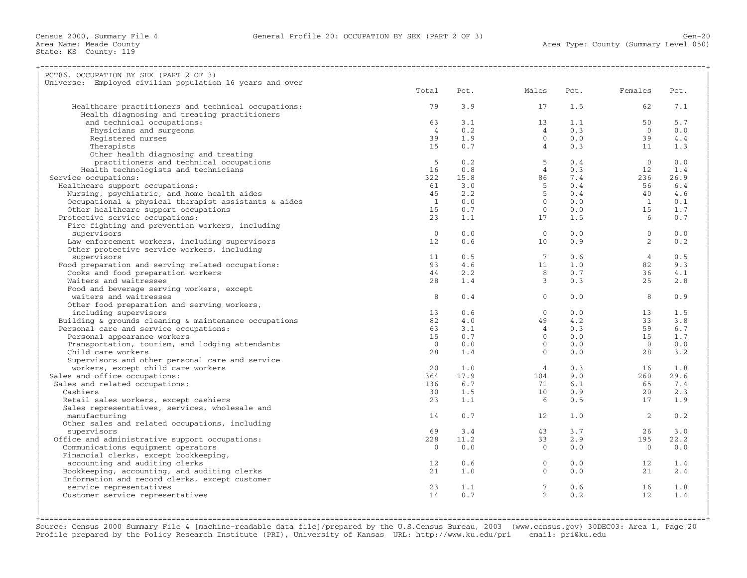Census 2000, Summary File 4 — General Profile 20: OCCUPATION BY SEX (PART 2 OF 3)

Area Name: Meade County
State: KS County: 119
Area Type: County (Summary Level 050)

## PCT86. OCCUPATION BY SEX (PART 2 OF 3)

Universe: Employed civilian population 16 years and over

| | Total | Pct. | Males | Pct. | Females | Pct. |
|---|---|---|---|---|---|---|
| Healthcare practitioners and technical occupations: | 79 | 3.9 | 17 | 1.5 | 62 | 7.1 |
| Health diagnosing and treating practitioners and technical occupations: | 63 | 3.1 | 13 | 1.1 | 50 | 5.7 |
| Physicians and surgeons | 4 | 0.2 | 4 | 0.3 | 0 | 0.0 |
| Registered nurses | 39 | 1.9 | 0 | 0.0 | 39 | 4.4 |
| Therapists | 15 | 0.7 | 4 | 0.3 | 11 | 1.3 |
| Other health diagnosing and treating practitioners and technical occupations | 5 | 0.2 | 5 | 0.4 | 0 | 0.0 |
| Health technologists and technicians | 16 | 0.8 | 4 | 0.3 | 12 | 1.4 |
| Service occupations: | 322 | 15.8 | 86 | 7.4 | 236 | 26.9 |
| Healthcare support occupations: | 61 | 3.0 | 5 | 0.4 | 56 | 6.4 |
| Nursing, psychiatric, and home health aides | 45 | 2.2 | 5 | 0.4 | 40 | 4.6 |
| Occupational & physical therapist assistants & aides | 1 | 0.0 | 0 | 0.0 | 1 | 0.1 |
| Other healthcare support occupations | 15 | 0.7 | 0 | 0.0 | 15 | 1.7 |
| Protective service occupations: | 23 | 1.1 | 17 | 1.5 | 6 | 0.7 |
| Fire fighting and prevention workers, including supervisors | 0 | 0.0 | 0 | 0.0 | 0 | 0.0 |
| Law enforcement workers, including supervisors | 12 | 0.6 | 10 | 0.9 | 2 | 0.2 |
| Other protective service workers, including supervisors | 11 | 0.5 | 7 | 0.6 | 4 | 0.5 |
| Food preparation and serving related occupations: | 93 | 4.6 | 11 | 1.0 | 82 | 9.3 |
| Cooks and food preparation workers | 44 | 2.2 | 8 | 0.7 | 36 | 4.1 |
| Waiters and waitresses | 28 | 1.4 | 3 | 0.3 | 25 | 2.8 |
| Food and beverage serving workers, except waiters and waitresses | 8 | 0.4 | 0 | 0.0 | 8 | 0.9 |
| Other food preparation and serving workers, including supervisors | 13 | 0.6 | 0 | 0.0 | 13 | 1.5 |
| Building & grounds cleaning & maintenance occupations | 82 | 4.0 | 49 | 4.2 | 33 | 3.8 |
| Personal care and service occupations: | 63 | 3.1 | 4 | 0.3 | 59 | 6.7 |
| Personal appearance workers | 15 | 0.7 | 0 | 0.0 | 15 | 1.7 |
| Transportation, tourism, and lodging attendants | 0 | 0.0 | 0 | 0.0 | 0 | 0.0 |
| Child care workers | 28 | 1.4 | 0 | 0.0 | 28 | 3.2 |
| Supervisors and other personal care and service workers, except child care workers | 20 | 1.0 | 4 | 0.3 | 16 | 1.8 |
| Sales and office occupations: | 364 | 17.9 | 104 | 9.0 | 260 | 29.6 |
| Sales and related occupations: | 136 | 6.7 | 71 | 6.1 | 65 | 7.4 |
| Cashiers | 30 | 1.5 | 10 | 0.9 | 20 | 2.3 |
| Retail sales workers, except cashiers | 23 | 1.1 | 6 | 0.5 | 17 | 1.9 |
| Sales representatives, services, wholesale and manufacturing | 14 | 0.7 | 12 | 1.0 | 2 | 0.2 |
| Other sales and related occupations, including supervisors | 69 | 3.4 | 43 | 3.7 | 26 | 3.0 |
| Office and administrative support occupations: | 228 | 11.2 | 33 | 2.9 | 195 | 22.2 |
| Communications equipment operators | 0 | 0.0 | 0 | 0.0 | 0 | 0.0 |
| Financial clerks, except bookkeeping, accounting and auditing clerks | 12 | 0.6 | 0 | 0.0 | 12 | 1.4 |
| Bookkeeping, accounting, and auditing clerks | 21 | 1.0 | 0 | 0.0 | 21 | 2.4 |
| Information and record clerks, except customer service representatives | 23 | 1.1 | 7 | 0.6 | 16 | 1.8 |
| Customer service representatives | 14 | 0.7 | 2 | 0.2 | 12 | 1.4 |

Source: Census 2000 Summary File 4 [machine-readable data file]/prepared by the U.S.Census Bureau, 2003 (www.census.gov) 30DEC03: Area 1, Page 20
Profile prepared by the Policy Research Institute (PRI), University of Kansas URL: http://www.ku.edu/pri email: pri@ku.edu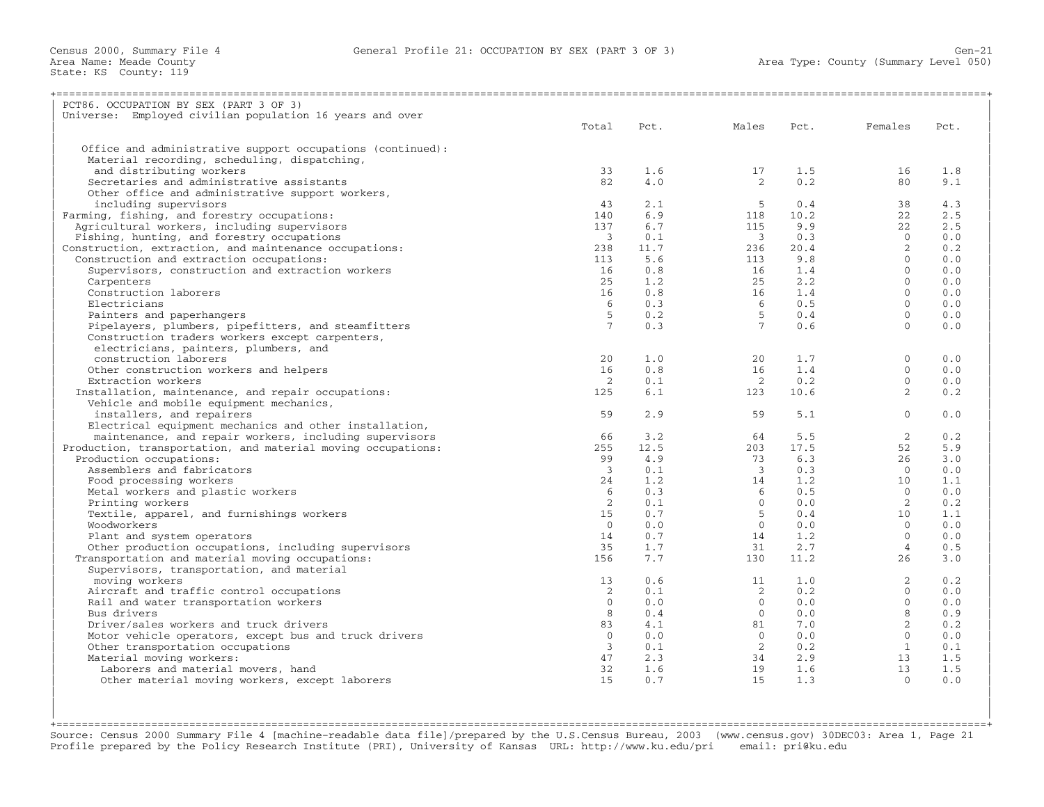Census 2000, Summary File 4
Area Name: Meade County
State: KS County: 119

General Profile 21: OCCUPATION BY SEX (PART 3 OF 3)

Area Type: County (Summary Level 050)

PCT86. OCCUPATION BY SEX (PART 3 OF 3)
Universe: Employed civilian population 16 years and over

| | Total | Pct. | Males | Pct. | Females | Pct. |
|---|---|---|---|---|---|---|
| Office and administrative support occupations (continued): | | | | | | |
| Material recording, scheduling, dispatching, and distributing workers | 33 | 1.6 | 17 | 1.5 | 16 | 1.8 |
| Secretaries and administrative assistants | 82 | 4.0 | 2 | 0.2 | 80 | 9.1 |
| Other office and administrative support workers, including supervisors | 43 | 2.1 | 5 | 0.4 | 38 | 4.3 |
| Farming, fishing, and forestry occupations: | 140 | 6.9 | 118 | 10.2 | 22 | 2.5 |
| Agricultural workers, including supervisors | 137 | 6.7 | 115 | 9.9 | 22 | 2.5 |
| Fishing, hunting, and forestry occupations | 3 | 0.1 | 3 | 0.3 | 0 | 0.0 |
| Construction, extraction, and maintenance occupations: | 238 | 11.7 | 236 | 20.4 | 2 | 0.2 |
| Construction and extraction occupations: | 113 | 5.6 | 113 | 9.8 | 0 | 0.0 |
| Supervisors, construction and extraction workers | 16 | 0.8 | 16 | 1.4 | 0 | 0.0 |
| Carpenters | 25 | 1.2 | 25 | 2.2 | 0 | 0.0 |
| Construction laborers | 16 | 0.8 | 16 | 1.4 | 0 | 0.0 |
| Electricians | 6 | 0.3 | 6 | 0.5 | 0 | 0.0 |
| Painters and paperhangers | 5 | 0.2 | 5 | 0.4 | 0 | 0.0 |
| Pipelayers, plumbers, pipefitters, and steamfitters | 7 | 0.3 | 7 | 0.6 | 0 | 0.0 |
| Construction traders workers except carpenters, electricians, painters, plumbers, and construction laborers | 20 | 1.0 | 20 | 1.7 | 0 | 0.0 |
| Other construction workers and helpers | 16 | 0.8 | 16 | 1.4 | 0 | 0.0 |
| Extraction workers | 2 | 0.1 | 2 | 0.2 | 0 | 0.0 |
| Installation, maintenance, and repair occupations: | 125 | 6.1 | 123 | 10.6 | 2 | 0.2 |
| Vehicle and mobile equipment mechanics, installers, and repairers | 59 | 2.9 | 59 | 5.1 | 0 | 0.0 |
| Electrical equipment mechanics and other installation, maintenance, and repair workers, including supervisors | 66 | 3.2 | 64 | 5.5 | 2 | 0.2 |
| Production, transportation, and material moving occupations: | 255 | 12.5 | 203 | 17.5 | 52 | 5.9 |
| Production occupations: | 99 | 4.9 | 73 | 6.3 | 26 | 3.0 |
| Assemblers and fabricators | 3 | 0.1 | 3 | 0.3 | 0 | 0.0 |
| Food processing workers | 24 | 1.2 | 14 | 1.2 | 10 | 1.1 |
| Metal workers and plastic workers | 6 | 0.3 | 6 | 0.5 | 0 | 0.0 |
| Printing workers | 2 | 0.1 | 0 | 0.0 | 2 | 0.2 |
| Textile, apparel, and furnishings workers | 15 | 0.7 | 5 | 0.4 | 10 | 1.1 |
| Woodworkers | 0 | 0.0 | 0 | 0.0 | 0 | 0.0 |
| Plant and system operators | 14 | 0.7 | 14 | 1.2 | 0 | 0.0 |
| Other production occupations, including supervisors | 35 | 1.7 | 31 | 2.7 | 4 | 0.5 |
| Transportation and material moving occupations: | 156 | 7.7 | 130 | 11.2 | 26 | 3.0 |
| Supervisors, transportation, and material moving workers | 13 | 0.6 | 11 | 1.0 | 2 | 0.2 |
| Aircraft and traffic control occupations | 2 | 0.1 | 2 | 0.2 | 0 | 0.0 |
| Rail and water transportation workers | 0 | 0.0 | 0 | 0.0 | 0 | 0.0 |
| Bus drivers | 8 | 0.4 | 0 | 0.0 | 8 | 0.9 |
| Driver/sales workers and truck drivers | 83 | 4.1 | 81 | 7.0 | 2 | 0.2 |
| Motor vehicle operators, except bus and truck drivers | 0 | 0.0 | 0 | 0.0 | 0 | 0.0 |
| Other transportation occupations | 3 | 0.1 | 2 | 0.2 | 1 | 0.1 |
| Material moving workers: | 47 | 2.3 | 34 | 2.9 | 13 | 1.5 |
| Laborers and material movers, hand | 32 | 1.6 | 19 | 1.6 | 13 | 1.5 |
| Other material moving workers, except laborers | 15 | 0.7 | 15 | 1.3 | 0 | 0.0 |

Source: Census 2000 Summary File 4 [machine-readable data file]/prepared by the U.S.Census Bureau, 2003 (www.census.gov) 30DEC03: Area 1, Page 21
Profile prepared by the Policy Research Institute (PRI), University of Kansas URL: http://www.ku.edu/pri email: pri@ku.edu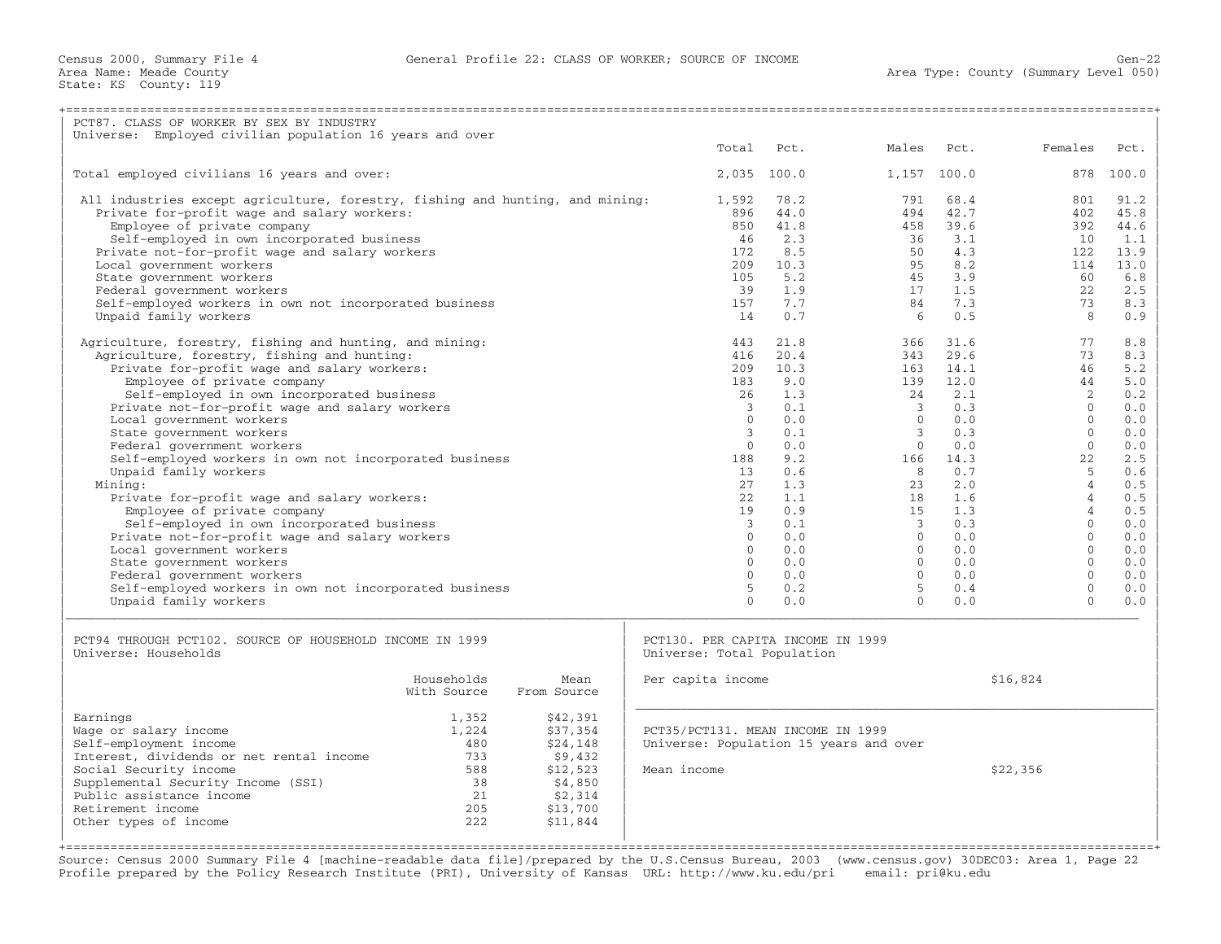Census 2000, Summary File 4 — General Profile 22: CLASS OF WORKER; SOURCE OF INCOME

Area Name: Meade County — Area Type: County (Summary Level 050)

State: KS County: 119

## PCT87. CLASS OF WORKER BY SEX BY INDUSTRY

Universe: Employed civilian population 16 years and over

| | Total | Pct. | Males | Pct. | Females | Pct. |
|---|---|---|---|---|---|---|
| Total employed civilians 16 years and over: | 2,035 | 100.0 | 1,157 | 100.0 | 878 | 100.0 |
| All industries except agriculture, forestry, fishing and hunting, and mining: | 1,592 | 78.2 | 791 | 68.4 | 801 | 91.2 |
| Private for-profit wage and salary workers: | 896 | 44.0 | 494 | 42.7 | 402 | 45.8 |
| Employee of private company | 850 | 41.8 | 458 | 39.6 | 392 | 44.6 |
| Self-employed in own incorporated business | 46 | 2.3 | 36 | 3.1 | 10 | 1.1 |
| Private not-for-profit wage and salary workers | 172 | 8.5 | 50 | 4.3 | 122 | 13.9 |
| Local government workers | 209 | 10.3 | 95 | 8.2 | 114 | 13.0 |
| State government workers | 105 | 5.2 | 45 | 3.9 | 60 | 6.8 |
| Federal government workers | 39 | 1.9 | 17 | 1.5 | 22 | 2.5 |
| Self-employed workers in own not incorporated business | 157 | 7.7 | 84 | 7.3 | 73 | 8.3 |
| Unpaid family workers | 14 | 0.7 | 6 | 0.5 | 8 | 0.9 |
| Agriculture, forestry, fishing and hunting, and mining: | 443 | 21.8 | 366 | 31.6 | 77 | 8.8 |
| Agriculture, forestry, fishing and hunting: | 416 | 20.4 | 343 | 29.6 | 73 | 8.3 |
| Private for-profit wage and salary workers: | 209 | 10.3 | 163 | 14.1 | 46 | 5.2 |
| Employee of private company | 183 | 9.0 | 139 | 12.0 | 44 | 5.0 |
| Self-employed in own incorporated business | 26 | 1.3 | 24 | 2.1 | 2 | 0.2 |
| Private not-for-profit wage and salary workers | 3 | 0.1 | 3 | 0.3 | 0 | 0.0 |
| Local government workers | 0 | 0.0 | 0 | 0.0 | 0 | 0.0 |
| State government workers | 3 | 0.1 | 3 | 0.3 | 0 | 0.0 |
| Federal government workers | 0 | 0.0 | 0 | 0.0 | 0 | 0.0 |
| Self-employed workers in own not incorporated business | 188 | 9.2 | 166 | 14.3 | 22 | 2.5 |
| Unpaid family workers | 13 | 0.6 | 8 | 0.7 | 5 | 0.6 |
| Mining: | 27 | 1.3 | 23 | 2.0 | 4 | 0.5 |
| Private for-profit wage and salary workers: | 22 | 1.1 | 18 | 1.6 | 4 | 0.5 |
| Employee of private company | 19 | 0.9 | 15 | 1.3 | 4 | 0.5 |
| Self-employed in own incorporated business | 3 | 0.1 | 3 | 0.3 | 0 | 0.0 |
| Private not-for-profit wage and salary workers | 0 | 0.0 | 0 | 0.0 | 0 | 0.0 |
| Local government workers | 0 | 0.0 | 0 | 0.0 | 0 | 0.0 |
| State government workers | 0 | 0.0 | 0 | 0.0 | 0 | 0.0 |
| Federal government workers | 0 | 0.0 | 0 | 0.0 | 0 | 0.0 |
| Self-employed workers in own not incorporated business | 5 | 0.2 | 5 | 0.4 | 0 | 0.0 |
| Unpaid family workers | 0 | 0.0 | 0 | 0.0 | 0 | 0.0 |

## PCT94 THROUGH PCT102. SOURCE OF HOUSEHOLD INCOME IN 1999

Universe: Households

| | Households With Source | Mean From Source |
|---|---|---|
| Earnings | 1,352 | $42,391 |
| Wage or salary income | 1,224 | $37,354 |
| Self-employment income | 480 | $24,148 |
| Interest, dividends or net rental income | 733 | $9,432 |
| Social Security income | 588 | $12,523 |
| Supplemental Security Income (SSI) | 38 | $4,850 |
| Public assistance income | 21 | $2,314 |
| Retirement income | 205 | $13,700 |
| Other types of income | 222 | $11,844 |

## PCT130. PER CAPITA INCOME IN 1999

Universe: Total Population

Per capita income: $16,824

## PCT35/PCT131. MEAN INCOME IN 1999

Universe: Population 15 years and over

Mean income: $22,356

Source: Census 2000 Summary File 4 [machine-readable data file]/prepared by the U.S.Census Bureau, 2003 (www.census.gov) 30DEC03: Area 1, Page 22
Profile prepared by the Policy Research Institute (PRI), University of Kansas URL: http://www.ku.edu/pri email: pri@ku.edu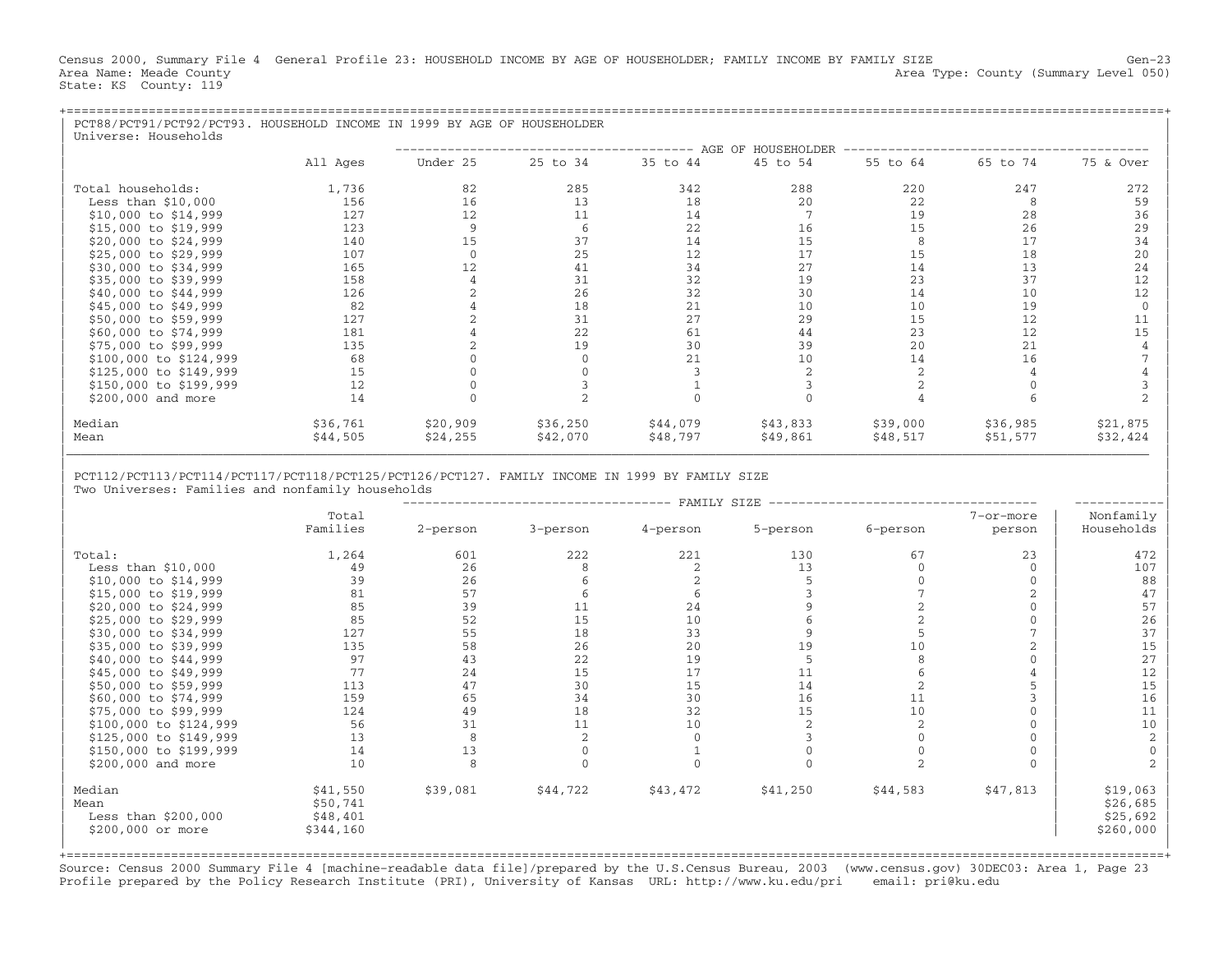Census 2000, Summary File 4 General Profile 23: HOUSEHOLD INCOME BY AGE OF HOUSEHOLDER; FAMILY INCOME BY FAMILY SIZE Gen-23
Area Name: Meade County Area Type: County (Summary Level 050)
State: KS County: 119

## PCT88/PCT91/PCT92/PCT93. HOUSEHOLD INCOME IN 1999 BY AGE OF HOUSEHOLDER

Universe: Households

| | All Ages | AGE OF HOUSEHOLDER | | | | | | |
|---|---|---|---|---|---|---|---|---|
| | | Under 25 | 25 to 34 | 35 to 44 | 45 to 54 | 55 to 64 | 65 to 74 | 75 & Over |
| Total households: | 1,736 | 82 | 285 | 342 | 288 | 220 | 247 | 272 |
| Less than $10,000 | 156 | 16 | 13 | 18 | 20 | 22 | 8 | 59 |
| $10,000 to $14,999 | 127 | 12 | 11 | 14 | 7 | 19 | 28 | 36 |
| $15,000 to $19,999 | 123 | 9 | 6 | 22 | 16 | 15 | 26 | 29 |
| $20,000 to $24,999 | 140 | 15 | 37 | 14 | 15 | 8 | 17 | 34 |
| $25,000 to $29,999 | 107 | 0 | 25 | 12 | 17 | 15 | 18 | 20 |
| $30,000 to $34,999 | 165 | 12 | 41 | 34 | 27 | 14 | 13 | 24 |
| $35,000 to $39,999 | 158 | 4 | 31 | 32 | 19 | 23 | 37 | 12 |
| $40,000 to $44,999 | 126 | 2 | 26 | 32 | 30 | 14 | 10 | 12 |
| $45,000 to $49,999 | 82 | 4 | 18 | 21 | 10 | 10 | 19 | 0 |
| $50,000 to $59,999 | 127 | 2 | 31 | 27 | 29 | 15 | 12 | 11 |
| $60,000 to $74,999 | 181 | 4 | 22 | 61 | 44 | 23 | 12 | 15 |
| $75,000 to $99,999 | 135 | 2 | 19 | 30 | 39 | 20 | 21 | 4 |
| $100,000 to $124,999 | 68 | 0 | 0 | 21 | 10 | 14 | 16 | 7 |
| $125,000 to $149,999 | 15 | 0 | 0 | 3 | 2 | 2 | 4 | 4 |
| $150,000 to $199,999 | 12 | 0 | 3 | 1 | 3 | 2 | 0 | 3 |
| $200,000 and more | 14 | 0 | 2 | 0 | 0 | 4 | 6 | 2 |
| Median | $36,761 | $20,909 | $36,250 | $44,079 | $43,833 | $39,000 | $36,985 | $21,875 |
| Mean | $44,505 | $24,255 | $42,070 | $48,797 | $49,861 | $48,517 | $51,577 | $32,424 |

## PCT112/PCT113/PCT114/PCT117/PCT118/PCT125/PCT126/PCT127. FAMILY INCOME IN 1999 BY FAMILY SIZE

Two Universes: Families and nonfamily households

| | Total Families | FAMILY SIZE | | | | | | Nonfamily Households |
|---|---|---|---|---|---|---|---|---|
| | | 2-person | 3-person | 4-person | 5-person | 6-person | 7-or-more person | |
| Total: | 1,264 | 601 | 222 | 221 | 130 | 67 | 23 | 472 |
| Less than $10,000 | 49 | 26 | 8 | 2 | 13 | 0 | 0 | 107 |
| $10,000 to $14,999 | 39 | 26 | 6 | 2 | 5 | 0 | 0 | 88 |
| $15,000 to $19,999 | 81 | 57 | 6 | 6 | 3 | 7 | 2 | 47 |
| $20,000 to $24,999 | 85 | 39 | 11 | 24 | 9 | 2 | 0 | 57 |
| $25,000 to $29,999 | 85 | 52 | 15 | 10 | 6 | 2 | 0 | 26 |
| $30,000 to $34,999 | 127 | 55 | 18 | 33 | 9 | 5 | 7 | 37 |
| $35,000 to $39,999 | 135 | 58 | 26 | 20 | 19 | 10 | 2 | 15 |
| $40,000 to $44,999 | 97 | 43 | 22 | 19 | 5 | 8 | 0 | 27 |
| $45,000 to $49,999 | 77 | 24 | 15 | 17 | 11 | 6 | 4 | 12 |
| $50,000 to $59,999 | 113 | 47 | 30 | 15 | 14 | 2 | 5 | 15 |
| $60,000 to $74,999 | 159 | 65 | 34 | 30 | 16 | 11 | 3 | 16 |
| $75,000 to $99,999 | 124 | 49 | 18 | 32 | 15 | 10 | 0 | 11 |
| $100,000 to $124,999 | 56 | 31 | 11 | 10 | 2 | 2 | 0 | 10 |
| $125,000 to $149,999 | 13 | 8 | 2 | 0 | 3 | 0 | 0 | 2 |
| $150,000 to $199,999 | 14 | 13 | 0 | 1 | 0 | 0 | 0 | 0 |
| $200,000 and more | 10 | 8 | 0 | 0 | 0 | 2 | 0 | 2 |
| Median | $41,550 | $39,081 | $44,722 | $43,472 | $41,250 | $44,583 | $47,813 | $19,063 |
| Mean | $50,741 | | | | | | | $26,685 |
| Less than $200,000 | $48,401 | | | | | | | $25,692 |
| $200,000 or more | $344,160 | | | | | | | $260,000 |

Source: Census 2000 Summary File 4 [machine-readable data file]/prepared by the U.S.Census Bureau, 2003 (www.census.gov) 30DEC03: Area 1, Page 23
Profile prepared by the Policy Research Institute (PRI), University of Kansas URL: http://www.ku.edu/pri email: pri@ku.edu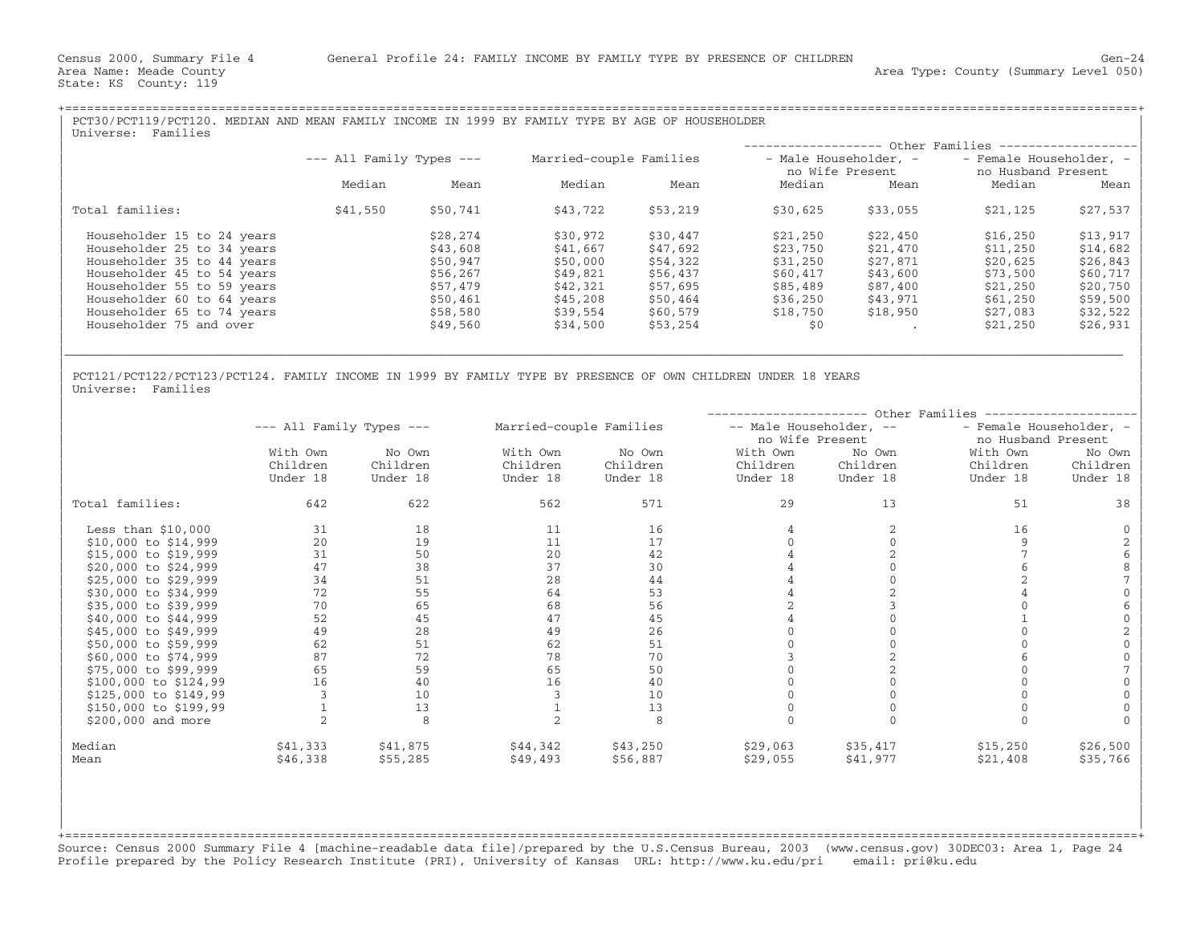Census 2000, Summary File 4 General Profile 24: FAMILY INCOME BY FAMILY TYPE BY PRESENCE OF CHILDREN

Area Name: Meade County
State: KS County: 119

Area Type: County (Summary Level 050)

## PCT30/PCT119/PCT120. MEDIAN AND MEAN FAMILY INCOME IN 1999 BY FAMILY TYPE BY AGE OF HOUSEHOLDER

Universe: Families

| | --- All Family Types --- | | Married-couple Families | | Other Families: Male Householder, no Wife Present | | Other Families: Female Householder, no Husband Present | |
|---|---|---|---|---|---|---|---|---|
| | Median | Mean | Median | Mean | Median | Mean | Median | Mean |
| Total families: | $41,550 | $50,741 | $43,722 | $53,219 | $30,625 | $33,055 | $21,125 | $27,537 |
| Householder 15 to 24 years | | $28,274 | $30,972 | $30,447 | $21,250 | $22,450 | $16,250 | $13,917 |
| Householder 25 to 34 years | | $43,608 | $41,667 | $47,692 | $23,750 | $21,470 | $11,250 | $14,682 |
| Householder 35 to 44 years | | $50,947 | $50,000 | $54,322 | $31,250 | $27,871 | $20,625 | $26,843 |
| Householder 45 to 54 years | | $56,267 | $49,821 | $56,437 | $60,417 | $43,600 | $73,500 | $60,717 |
| Householder 55 to 59 years | | $57,479 | $42,321 | $57,695 | $85,489 | $87,400 | $21,250 | $20,750 |
| Householder 60 to 64 years | | $50,461 | $45,208 | $50,464 | $36,250 | $43,971 | $61,250 | $59,500 |
| Householder 65 to 74 years | | $58,580 | $39,554 | $60,579 | $18,750 | $18,950 | $27,083 | $32,522 |
| Householder 75 and over | | $49,560 | $34,500 | $53,254 | $0 | . | $21,250 | $26,931 |

## PCT121/PCT122/PCT123/PCT124. FAMILY INCOME IN 1999 BY FAMILY TYPE BY PRESENCE OF OWN CHILDREN UNDER 18 YEARS

Universe: Families

| | --- All Family Types --- | | Married-couple Families | | Other Families: Male Householder, no Wife Present | | Other Families: Female Householder, no Husband Present | |
|---|---|---|---|---|---|---|---|---|
| | With Own Children Under 18 | No Own Children Under 18 | With Own Children Under 18 | No Own Children Under 18 | With Own Children Under 18 | No Own Children Under 18 | With Own Children Under 18 | No Own Children Under 18 |
| Total families: | 642 | 622 | 562 | 571 | 29 | 13 | 51 | 38 |
| Less than $10,000 | 31 | 18 | 11 | 16 | 4 | 2 | 16 | 0 |
| $10,000 to $14,999 | 20 | 19 | 11 | 17 | 0 | 0 | 9 | 2 |
| $15,000 to $19,999 | 31 | 50 | 20 | 42 | 4 | 2 | 7 | 6 |
| $20,000 to $24,999 | 47 | 38 | 37 | 30 | 4 | 0 | 6 | 8 |
| $25,000 to $29,999 | 34 | 51 | 28 | 44 | 4 | 0 | 2 | 7 |
| $30,000 to $34,999 | 72 | 55 | 64 | 53 | 4 | 2 | 4 | 0 |
| $35,000 to $39,999 | 70 | 65 | 68 | 56 | 2 | 3 | 0 | 6 |
| $40,000 to $44,999 | 52 | 45 | 47 | 45 | 4 | 0 | 1 | 0 |
| $45,000 to $49,999 | 49 | 28 | 49 | 26 | 0 | 0 | 0 | 2 |
| $50,000 to $59,999 | 62 | 51 | 62 | 51 | 0 | 0 | 0 | 0 |
| $60,000 to $74,999 | 87 | 72 | 78 | 70 | 3 | 2 | 6 | 0 |
| $75,000 to $99,999 | 65 | 59 | 65 | 50 | 0 | 2 | 0 | 7 |
| $100,000 to $124,99 | 16 | 40 | 16 | 40 | 0 | 0 | 0 | 0 |
| $125,000 to $149,99 | 3 | 10 | 3 | 10 | 0 | 0 | 0 | 0 |
| $150,000 to $199,99 | 1 | 13 | 1 | 13 | 0 | 0 | 0 | 0 |
| $200,000 and more | 2 | 8 | 2 | 8 | 0 | 0 | 0 | 0 |
| Median | $41,333 | $41,875 | $44,342 | $43,250 | $29,063 | $35,417 | $15,250 | $26,500 |
| Mean | $46,338 | $55,285 | $49,493 | $56,887 | $29,055 | $41,977 | $21,408 | $35,766 |

Source: Census 2000 Summary File 4 [machine-readable data file]/prepared by the U.S.Census Bureau, 2003 (www.census.gov) 30DEC03: Area 1, Page 24
Profile prepared by the Policy Research Institute (PRI), University of Kansas URL: http://www.ku.edu/pri email: pri@ku.edu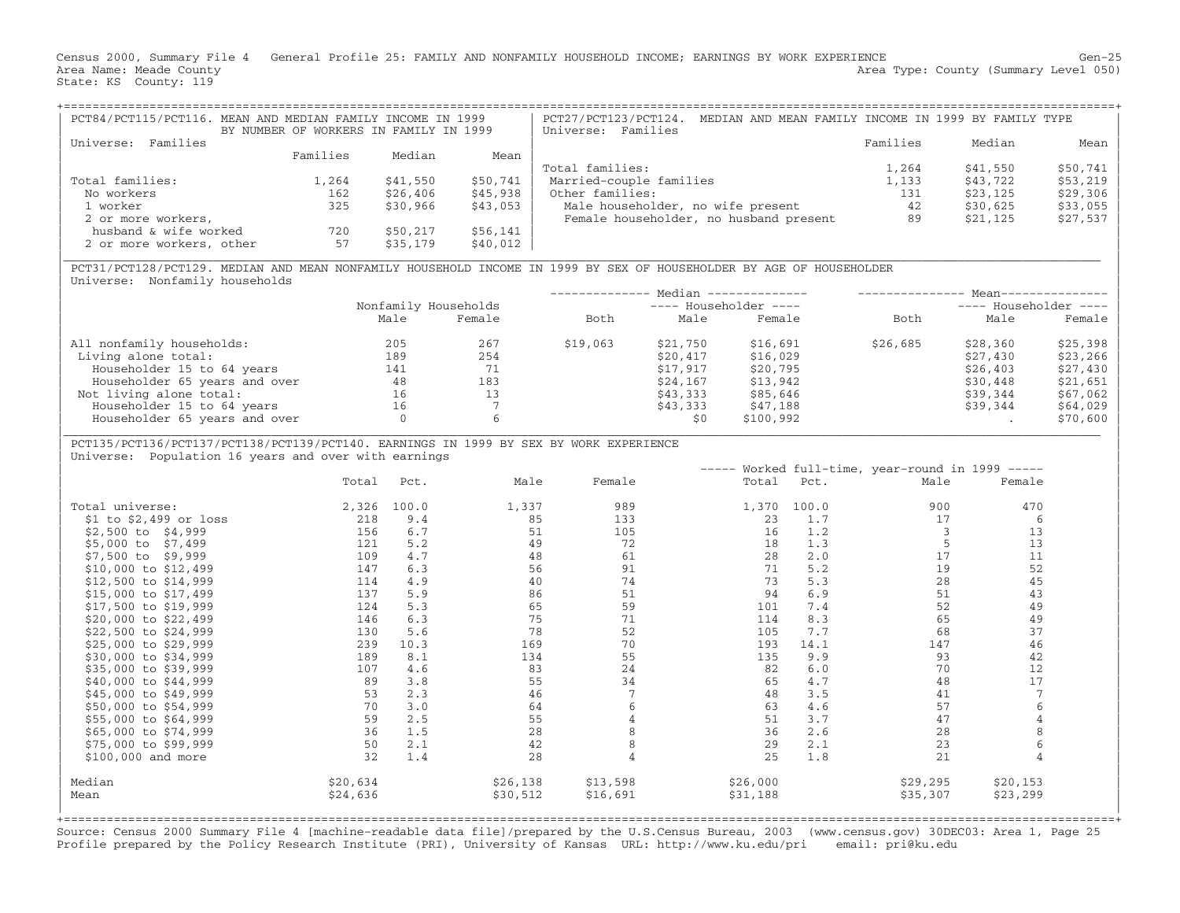Census 2000, Summary File 4 General Profile 25: FAMILY AND NONFAMILY HOUSEHOLD INCOME; EARNINGS BY WORK EXPERIENCE
Area Name: Meade County
State: KS County: 119
Area Type: County (Summary Level 050)

## PCT84/PCT115/PCT116. MEAN AND MEDIAN FAMILY INCOME IN 1999 BY NUMBER OF WORKERS IN FAMILY IN 1999

Universe: Families

| | Families | Median | Mean |
|---|---|---|---|
| Total families: | 1,264 | $41,550 | $50,741 |
| No workers | 162 | $26,406 | $45,938 |
| 1 worker | 325 | $30,966 | $43,053 |
| 2 or more workers, husband & wife worked | 720 | $50,217 | $56,141 |
| 2 or more workers, other | 57 | $35,179 | $40,012 |

## PCT27/PCT123/PCT124. MEDIAN AND MEAN FAMILY INCOME IN 1999 BY FAMILY TYPE

Universe: Families

| | Families | Median | Mean |
|---|---|---|---|
| Total families: | 1,264 | $41,550 | $50,741 |
| Married-couple families | 1,133 | $43,722 | $53,219 |
| Other families: | 131 | $23,125 | $29,306 |
| Male householder, no wife present | 42 | $30,625 | $33,055 |
| Female householder, no husband present | 89 | $21,125 | $27,537 |

## PCT31/PCT128/PCT129. MEDIAN AND MEAN NONFAMILY HOUSEHOLD INCOME IN 1999 BY SEX OF HOUSEHOLDER BY AGE OF HOUSEHOLDER

Universe: Nonfamily households

| | Nonfamily Households | | Median | | | Mean | | |
|---|---|---|---|---|---|---|---|---|
| | | | | Householder | | | Householder | |
| | Male | Female | Both | Male | Female | Both | Male | Female |
| All nonfamily households: | 205 | 267 | $19,063 | $21,750 | $16,691 | $26,685 | $28,360 | $25,398 |
| Living alone total: | 189 | 254 | | $20,417 | $16,029 | | $27,430 | $23,266 |
| Householder 15 to 64 years | 141 | 71 | | $17,917 | $20,795 | | $26,403 | $27,430 |
| Householder 65 years and over | 48 | 183 | | $24,167 | $13,942 | | $30,448 | $21,651 |
| Not living alone total: | 16 | 13 | | $43,333 | $85,646 | | $39,344 | $67,062 |
| Householder 15 to 64 years | 16 | 7 | | $43,333 | $47,188 | | $39,344 | $64,029 |
| Householder 65 years and over | 0 | 6 | | $0 | $100,992 | | . | $70,600 |

## PCT135/PCT136/PCT137/PCT138/PCT139/PCT140. EARNINGS IN 1999 BY SEX BY WORK EXPERIENCE

Universe: Population 16 years and over with earnings

| | Total | Pct. | Male | Female | Worked full-time, year-round in 1999: Total | Pct. | Male | Female |
|---|---|---|---|---|---|---|---|---|
| Total universe: | 2,326 | 100.0 | 1,337 | 989 | 1,370 | 100.0 | 900 | 470 |
| $1 to $2,499 or loss | 218 | 9.4 | 85 | 133 | 23 | 1.7 | 17 | 6 |
| $2,500 to $4,999 | 156 | 6.7 | 51 | 105 | 16 | 1.2 | 3 | 13 |
| $5,000 to $7,499 | 121 | 5.2 | 49 | 72 | 18 | 1.3 | 5 | 13 |
| $7,500 to $9,999 | 109 | 4.7 | 48 | 61 | 28 | 2.0 | 17 | 11 |
| $10,000 to $12,499 | 147 | 6.3 | 56 | 91 | 71 | 5.2 | 19 | 52 |
| $12,500 to $14,999 | 114 | 4.9 | 40 | 74 | 73 | 5.3 | 28 | 45 |
| $15,000 to $17,499 | 137 | 5.9 | 86 | 51 | 94 | 6.9 | 51 | 43 |
| $17,500 to $19,999 | 124 | 5.3 | 65 | 59 | 101 | 7.4 | 52 | 49 |
| $20,000 to $22,499 | 146 | 6.3 | 75 | 71 | 114 | 8.3 | 65 | 49 |
| $22,500 to $24,999 | 130 | 5.6 | 78 | 52 | 105 | 7.7 | 68 | 37 |
| $25,000 to $29,999 | 239 | 10.3 | 169 | 70 | 193 | 14.1 | 147 | 46 |
| $30,000 to $34,999 | 189 | 8.1 | 134 | 55 | 135 | 9.9 | 93 | 42 |
| $35,000 to $39,999 | 107 | 4.6 | 83 | 24 | 82 | 6.0 | 70 | 12 |
| $40,000 to $44,999 | 89 | 3.8 | 55 | 34 | 65 | 4.7 | 48 | 17 |
| $45,000 to $49,999 | 53 | 2.3 | 46 | 7 | 48 | 3.5 | 41 | 7 |
| $50,000 to $54,999 | 70 | 3.0 | 64 | 6 | 63 | 4.6 | 57 | 6 |
| $55,000 to $64,999 | 59 | 2.5 | 55 | 4 | 51 | 3.7 | 47 | 4 |
| $65,000 to $74,999 | 36 | 1.5 | 28 | 8 | 36 | 2.6 | 28 | 8 |
| $75,000 to $99,999 | 50 | 2.1 | 42 | 8 | 29 | 2.1 | 23 | 6 |
| $100,000 and more | 32 | 1.4 | 28 | 4 | 25 | 1.8 | 21 | 4 |
| Median | $20,634 | | $26,138 | $13,598 | $26,000 | | $29,295 | $20,153 |
| Mean | $24,636 | | $30,512 | $16,691 | $31,188 | | $35,307 | $23,299 |

Source: Census 2000 Summary File 4 [machine-readable data file]/prepared by the U.S.Census Bureau, 2003 (www.census.gov) 30DEC03: Area 1, Page 25
Profile prepared by the Policy Research Institute (PRI), University of Kansas URL: http://www.ku.edu/pri email: pri@ku.edu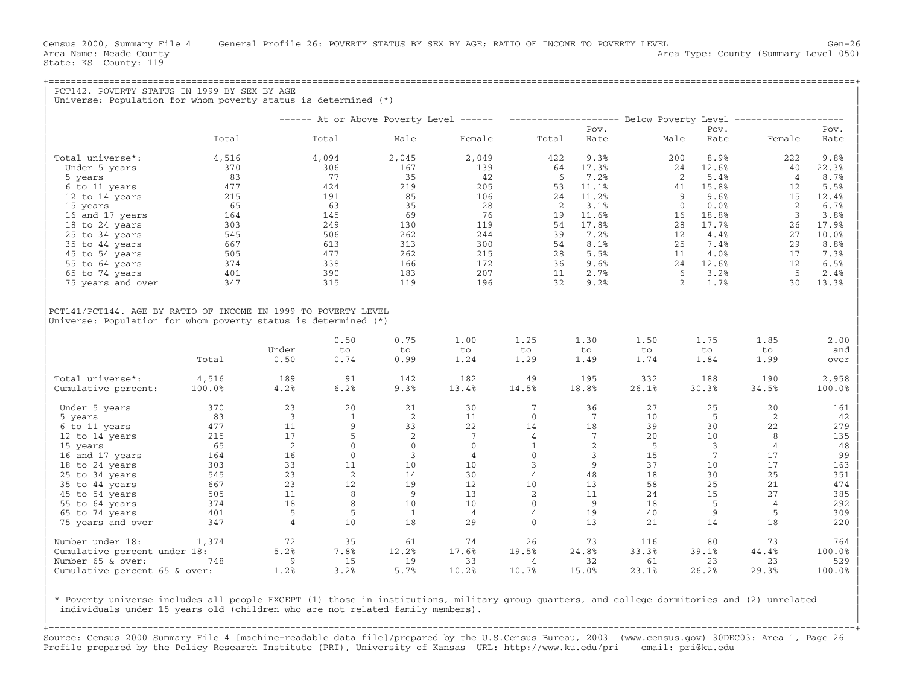Census 2000, Summary File 4 General Profile 26: POVERTY STATUS BY SEX BY AGE; RATIO OF INCOME TO POVERTY LEVEL Gen-26
Area Name: Meade County Area Type: County (Summary Level 050)
State: KS County: 119

## PCT142. POVERTY STATUS IN 1999 BY SEX BY AGE

Universe: Population for whom poverty status is determined (*)

| | Total | At or Above Poverty Level: Total | At or Above Poverty Level: Male | At or Above Poverty Level: Female | Below Poverty Level: Total | Pov. Rate | Below Poverty Level: Male | Pov. Rate | Below Poverty Level: Female | Pov. Rate |
|---|---|---|---|---|---|---|---|---|---|---|
| Total universe*: | 4,516 | 4,094 | 2,045 | 2,049 | 422 | 9.3% | 200 | 8.9% | 222 | 9.8% |
| Under 5 years | 370 | 306 | 167 | 139 | 64 | 17.3% | 24 | 12.6% | 40 | 22.3% |
| 5 years | 83 | 77 | 35 | 42 | 6 | 7.2% | 2 | 5.4% | 4 | 8.7% |
| 6 to 11 years | 477 | 424 | 219 | 205 | 53 | 11.1% | 41 | 15.8% | 12 | 5.5% |
| 12 to 14 years | 215 | 191 | 85 | 106 | 24 | 11.2% | 9 | 9.6% | 15 | 12.4% |
| 15 years | 65 | 63 | 35 | 28 | 2 | 3.1% | 0 | 0.0% | 2 | 6.7% |
| 16 and 17 years | 164 | 145 | 69 | 76 | 19 | 11.6% | 16 | 18.8% | 3 | 3.8% |
| 18 to 24 years | 303 | 249 | 130 | 119 | 54 | 17.8% | 28 | 17.7% | 26 | 17.9% |
| 25 to 34 years | 545 | 506 | 262 | 244 | 39 | 7.2% | 12 | 4.4% | 27 | 10.0% |
| 35 to 44 years | 667 | 613 | 313 | 300 | 54 | 8.1% | 25 | 7.4% | 29 | 8.8% |
| 45 to 54 years | 505 | 477 | 262 | 215 | 28 | 5.5% | 11 | 4.0% | 17 | 7.3% |
| 55 to 64 years | 374 | 338 | 166 | 172 | 36 | 9.6% | 24 | 12.6% | 12 | 6.5% |
| 65 to 74 years | 401 | 390 | 183 | 207 | 11 | 2.7% | 6 | 3.2% | 5 | 2.4% |
| 75 years and over | 347 | 315 | 119 | 196 | 32 | 9.2% | 2 | 1.7% | 30 | 13.3% |

## PCT141/PCT144. AGE BY RATIO OF INCOME IN 1999 TO POVERTY LEVEL

Universe: Population for whom poverty status is determined (*)

| | Total | Under 0.50 | 0.50 to 0.74 | 0.75 to 0.99 | 1.00 to 1.24 | 1.25 to 1.29 | 1.30 to 1.49 | 1.50 to 1.74 | 1.75 to 1.84 | 1.85 to 1.99 | 2.00 and over |
|---|---|---|---|---|---|---|---|---|---|---|---|
| Total universe*: | 4,516 | 189 | 91 | 142 | 182 | 49 | 195 | 332 | 188 | 190 | 2,958 |
| Cumulative percent: | 100.0% | 4.2% | 6.2% | 9.3% | 13.4% | 14.5% | 18.8% | 26.1% | 30.3% | 34.5% | 100.0% |
| Under 5 years | 370 | 23 | 20 | 21 | 30 | 7 | 36 | 27 | 25 | 20 | 161 |
| 5 years | 83 | 3 | 1 | 2 | 11 | 0 | 7 | 10 | 5 | 2 | 42 |
| 6 to 11 years | 477 | 11 | 9 | 33 | 22 | 14 | 18 | 39 | 30 | 22 | 279 |
| 12 to 14 years | 215 | 17 | 5 | 2 | 7 | 4 | 7 | 20 | 10 | 8 | 135 |
| 15 years | 65 | 2 | 0 | 0 | 0 | 1 | 2 | 5 | 3 | 4 | 48 |
| 16 and 17 years | 164 | 16 | 0 | 3 | 4 | 0 | 3 | 15 | 7 | 17 | 99 |
| 18 to 24 years | 303 | 33 | 11 | 10 | 10 | 3 | 9 | 37 | 10 | 17 | 163 |
| 25 to 34 years | 545 | 23 | 2 | 14 | 30 | 4 | 48 | 18 | 30 | 25 | 351 |
| 35 to 44 years | 667 | 23 | 12 | 19 | 12 | 10 | 13 | 58 | 25 | 21 | 474 |
| 45 to 54 years | 505 | 11 | 8 | 9 | 13 | 2 | 11 | 24 | 15 | 27 | 385 |
| 55 to 64 years | 374 | 18 | 8 | 10 | 10 | 0 | 9 | 18 | 5 | 4 | 292 |
| 65 to 74 years | 401 | 5 | 5 | 1 | 4 | 4 | 19 | 40 | 9 | 5 | 309 |
| 75 years and over | 347 | 4 | 10 | 18 | 29 | 0 | 13 | 21 | 14 | 18 | 220 |
| Number under 18: | 1,374 | 72 | 35 | 61 | 74 | 26 | 73 | 116 | 80 | 73 | 764 |
| Cumulative percent under 18: | | 5.2% | 7.8% | 12.2% | 17.6% | 19.5% | 24.8% | 33.3% | 39.1% | 44.4% | 100.0% |
| Number 65 & over: | 748 | 9 | 15 | 19 | 33 | 4 | 32 | 61 | 23 | 23 | 529 |
| Cumulative percent 65 & over: | | 1.2% | 3.2% | 5.7% | 10.2% | 10.7% | 15.0% | 23.1% | 26.2% | 29.3% | 100.0% |

* Poverty universe includes all people EXCEPT (1) those in institutions, military group quarters, and college dormitories and (2) unrelated individuals under 15 years old (children who are not related family members).

Source: Census 2000 Summary File 4 [machine-readable data file]/prepared by the U.S.Census Bureau, 2003 (www.census.gov) 30DEC03: Area 1, Page 26
Profile prepared by the Policy Research Institute (PRI), University of Kansas URL: http://www.ku.edu/pri email: pri@ku.edu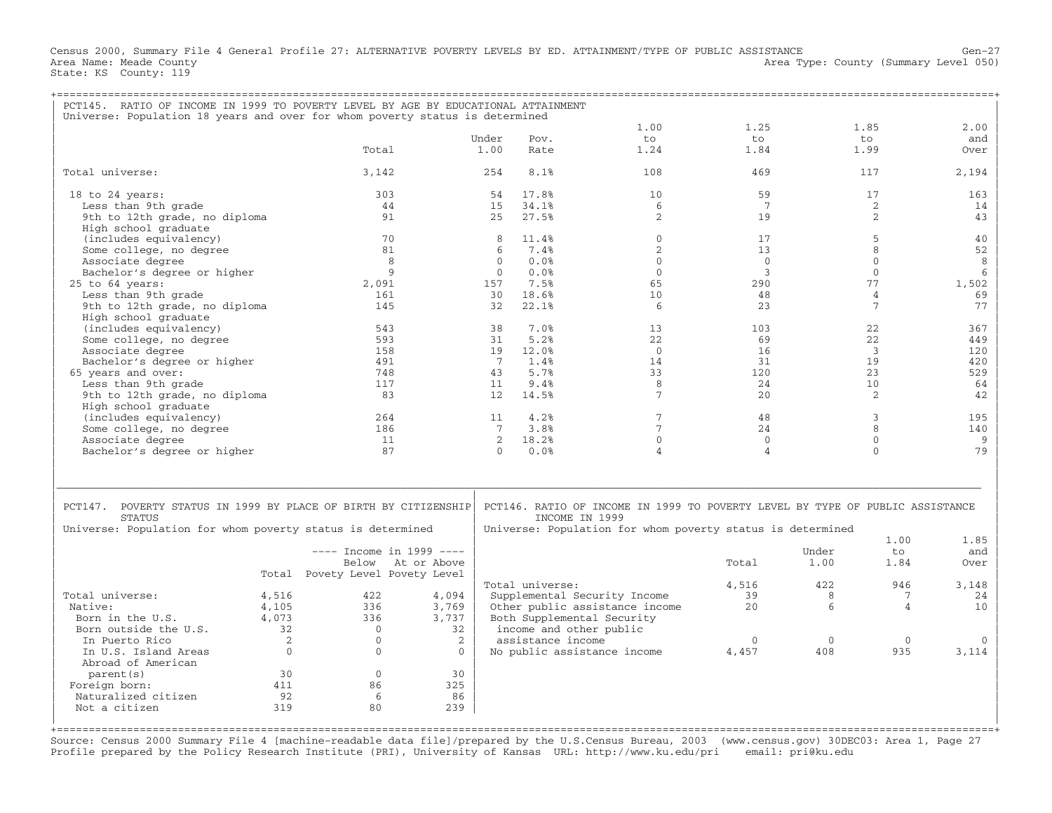Census 2000, Summary File 4 General Profile 27: ALTERNATIVE POVERTY LEVELS BY ED. ATTAINMENT/TYPE OF PUBLIC ASSISTANCE Gen-27
Area Name: Meade County Area Type: County (Summary Level 050)
State: KS County: 119

## PCT145. RATIO OF INCOME IN 1999 TO POVERTY LEVEL BY AGE BY EDUCATIONAL ATTAINMENT

Universe: Population 18 years and over for whom poverty status is determined

| | Total | Under 1.00 | Pov. Rate | 1.00 to 1.24 | 1.25 to 1.84 | 1.85 to 1.99 | 2.00 and Over |
|---|---|---|---|---|---|---|---|
| Total universe: | 3,142 | 254 | 8.1% | 108 | 469 | 117 | 2,194 |
| 18 to 24 years: | 303 | 54 | 17.8% | 10 | 59 | 17 | 163 |
| Less than 9th grade | 44 | 15 | 34.1% | 6 | 7 | 2 | 14 |
| 9th to 12th grade, no diploma | 91 | 25 | 27.5% | 2 | 19 | 2 | 43 |
| High school graduate (includes equivalency) | 70 | 8 | 11.4% | 0 | 17 | 5 | 40 |
| Some college, no degree | 81 | 6 | 7.4% | 2 | 13 | 8 | 52 |
| Associate degree | 8 | 0 | 0.0% | 0 | 0 | 0 | 8 |
| Bachelor's degree or higher | 9 | 0 | 0.0% | 0 | 3 | 0 | 6 |
| 25 to 64 years: | 2,091 | 157 | 7.5% | 65 | 290 | 77 | 1,502 |
| Less than 9th grade | 161 | 30 | 18.6% | 10 | 48 | 4 | 69 |
| 9th to 12th grade, no diploma | 145 | 32 | 22.1% | 6 | 23 | 7 | 77 |
| High school graduate (includes equivalency) | 543 | 38 | 7.0% | 13 | 103 | 22 | 367 |
| Some college, no degree | 593 | 31 | 5.2% | 22 | 69 | 22 | 449 |
| Associate degree | 158 | 19 | 12.0% | 0 | 16 | 3 | 120 |
| Bachelor's degree or higher | 491 | 7 | 1.4% | 14 | 31 | 19 | 420 |
| 65 years and over: | 748 | 43 | 5.7% | 33 | 120 | 23 | 529 |
| Less than 9th grade | 117 | 11 | 9.4% | 8 | 24 | 10 | 64 |
| 9th to 12th grade, no diploma | 83 | 12 | 14.5% | 7 | 20 | 2 | 42 |
| High school graduate (includes equivalency) | 264 | 11 | 4.2% | 7 | 48 | 3 | 195 |
| Some college, no degree | 186 | 7 | 3.8% | 7 | 24 | 8 | 140 |
| Associate degree | 11 | 2 | 18.2% | 0 | 0 | 0 | 9 |
| Bachelor's degree or higher | 87 | 0 | 0.0% | 4 | 4 | 0 | 79 |

## PCT147. POVERTY STATUS IN 1999 BY PLACE OF BIRTH BY CITIZENSHIP STATUS

Universe: Population for whom poverty status is determined

| | Total | Income in 1999: Below Povety Level | Income in 1999: At or Above Povety Level |
|---|---|---|---|
| Total universe: | 4,516 | 422 | 4,094 |
| Native: | 4,105 | 336 | 3,769 |
| Born in the U.S. | 4,073 | 336 | 3,737 |
| Born outside the U.S. | 32 | 0 | 32 |
| In Puerto Rico | 2 | 0 | 2 |
| In U.S. Island Areas | 0 | 0 | 0 |
| Abroad of American parent(s) | 30 | 0 | 30 |
| Foreign born: | 411 | 86 | 325 |
| Naturalized citizen | 92 | 6 | 86 |
| Not a citizen | 319 | 80 | 239 |

## PCT146. RATIO OF INCOME IN 1999 TO POVERTY LEVEL BY TYPE OF PUBLIC ASSISTANCE INCOME IN 1999

Universe: Population for whom poverty status is determined

| | Total | Under 1.00 | 1.00 to 1.84 | 1.85 and Over |
|---|---|---|---|---|
| Total universe: | 4,516 | 422 | 946 | 3,148 |
| Supplemental Security Income | 39 | 8 | 7 | 24 |
| Other public assistance income | 20 | 6 | 4 | 10 |
| Both Supplemental Security income and other public assistance income | 0 | 0 | 0 | 0 |
| No public assistance income | 4,457 | 408 | 935 | 3,114 |

Source: Census 2000 Summary File 4 [machine-readable data file]/prepared by the U.S.Census Bureau, 2003 (www.census.gov) 30DEC03: Area 1, Page 27
Profile prepared by the Policy Research Institute (PRI), University of Kansas URL: http://www.ku.edu/pri email: pri@ku.edu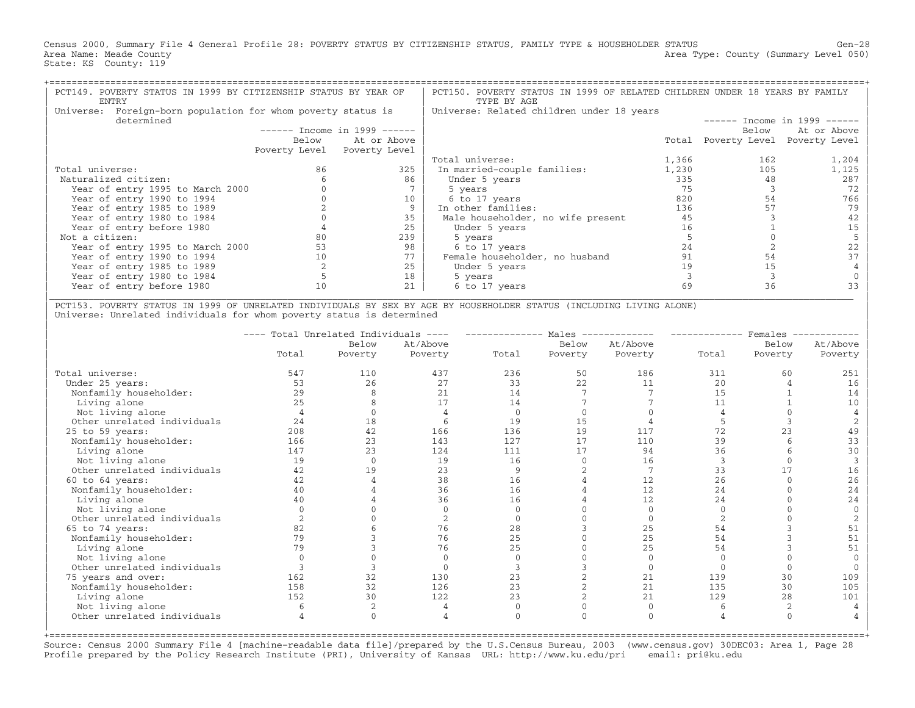Census 2000, Summary File 4 General Profile 28: POVERTY STATUS BY CITIZENSHIP STATUS, FAMILY TYPE & HOUSEHOLDER STATUS
Area Name: Meade County
State: KS County: 119

Gen-28
Area Type: County (Summary Level 050)

## PCT149. POVERTY STATUS IN 1999 BY CITIZENSHIP STATUS BY YEAR OF ENTRY

Universe: Foreign-born population for whom poverty status is determined

| | Income in 1999 | |
|---|---|---|
| | Below Poverty Level | At or Above Poverty Level |
| Total universe: | 86 | 325 |
| Naturalized citizen: | 6 | 86 |
| Year of entry 1995 to March 2000 | 0 | 7 |
| Year of entry 1990 to 1994 | 0 | 10 |
| Year of entry 1985 to 1989 | 2 | 9 |
| Year of entry 1980 to 1984 | 0 | 35 |
| Year of entry before 1980 | 4 | 25 |
| Not a citizen: | 80 | 239 |
| Year of entry 1995 to March 2000 | 53 | 98 |
| Year of entry 1990 to 1994 | 10 | 77 |
| Year of entry 1985 to 1989 | 2 | 25 |
| Year of entry 1980 to 1984 | 5 | 18 |
| Year of entry before 1980 | 10 | 21 |

## PCT150. POVERTY STATUS IN 1999 OF RELATED CHILDREN UNDER 18 YEARS BY FAMILY TYPE BY AGE

Universe: Related children under 18 years

| | | Income in 1999 | |
|---|---|---|---|
| | Total | Below Poverty Level | At or Above Poverty Level |
| Total universe: | 1,366 | 162 | 1,204 |
| In married-couple families: | 1,230 | 105 | 1,125 |
| Under 5 years | 335 | 48 | 287 |
| 5 years | 75 | 3 | 72 |
| 6 to 17 years | 820 | 54 | 766 |
| In other families: | 136 | 57 | 79 |
| Male householder, no wife present | 45 | 3 | 42 |
| Under 5 years | 16 | 1 | 15 |
| 5 years | 5 | 0 | 5 |
| 6 to 17 years | 24 | 2 | 22 |
| Female householder, no husband | 91 | 54 | 37 |
| Under 5 years | 19 | 15 | 4 |
| 5 years | 3 | 3 | 0 |
| 6 to 17 years | 69 | 36 | 33 |

## PCT153. POVERTY STATUS IN 1999 OF UNRELATED INDIVIDUALS BY SEX BY AGE BY HOUSEHOLDER STATUS (INCLUDING LIVING ALONE)

Universe: Unrelated individuals for whom poverty status is determined

| | Total Unrelated Individuals | | | Males | | | Females | | |
|---|---|---|---|---|---|---|---|---|---|
| | Total | Below Poverty | At/Above Poverty | Total | Below Poverty | At/Above Poverty | Total | Below Poverty | At/Above Poverty |
| Total universe: | 547 | 110 | 437 | 236 | 50 | 186 | 311 | 60 | 251 |
| Under 25 years: | 53 | 26 | 27 | 33 | 22 | 11 | 20 | 4 | 16 |
| Nonfamily householder: | 29 | 8 | 21 | 14 | 7 | 7 | 15 | 1 | 14 |
| Living alone | 25 | 8 | 17 | 14 | 7 | 7 | 11 | 1 | 10 |
| Not living alone | 4 | 0 | 4 | 0 | 0 | 0 | 4 | 0 | 4 |
| Other unrelated individuals | 24 | 18 | 6 | 19 | 15 | 4 | 5 | 3 | 2 |
| 25 to 59 years: | 208 | 42 | 166 | 136 | 19 | 117 | 72 | 23 | 49 |
| Nonfamily householder: | 166 | 23 | 143 | 127 | 17 | 110 | 39 | 6 | 33 |
| Living alone | 147 | 23 | 124 | 111 | 17 | 94 | 36 | 6 | 30 |
| Not living alone | 19 | 0 | 19 | 16 | 0 | 16 | 3 | 0 | 3 |
| Other unrelated individuals | 42 | 19 | 23 | 9 | 2 | 7 | 33 | 17 | 16 |
| 60 to 64 years: | 42 | 4 | 38 | 16 | 4 | 12 | 26 | 0 | 26 |
| Nonfamily householder: | 40 | 4 | 36 | 16 | 4 | 12 | 24 | 0 | 24 |
| Living alone | 40 | 4 | 36 | 16 | 4 | 12 | 24 | 0 | 24 |
| Not living alone | 0 | 0 | 0 | 0 | 0 | 0 | 0 | 0 | 0 |
| Other unrelated individuals | 2 | 0 | 2 | 0 | 0 | 0 | 2 | 0 | 2 |
| 65 to 74 years: | 82 | 6 | 76 | 28 | 3 | 25 | 54 | 3 | 51 |
| Nonfamily householder: | 79 | 3 | 76 | 25 | 0 | 25 | 54 | 3 | 51 |
| Living alone | 79 | 3 | 76 | 25 | 0 | 25 | 54 | 3 | 51 |
| Not living alone | 0 | 0 | 0 | 0 | 0 | 0 | 0 | 0 | 0 |
| Other unrelated individuals | 3 | 3 | 0 | 3 | 3 | 0 | 0 | 0 | 0 |
| 75 years and over: | 162 | 32 | 130 | 23 | 2 | 21 | 139 | 30 | 109 |
| Nonfamily householder: | 158 | 32 | 126 | 23 | 2 | 21 | 135 | 30 | 105 |
| Living alone | 152 | 30 | 122 | 23 | 2 | 21 | 129 | 28 | 101 |
| Not living alone | 6 | 2 | 4 | 0 | 0 | 0 | 6 | 2 | 4 |
| Other unrelated individuals | 4 | 0 | 4 | 0 | 0 | 0 | 4 | 0 | 4 |

Source: Census 2000 Summary File 4 [machine-readable data file]/prepared by the U.S.Census Bureau, 2003 (www.census.gov) 30DEC03: Area 1, Page 28
Profile prepared by the Policy Research Institute (PRI), University of Kansas URL: http://www.ku.edu/pri email: pri@ku.edu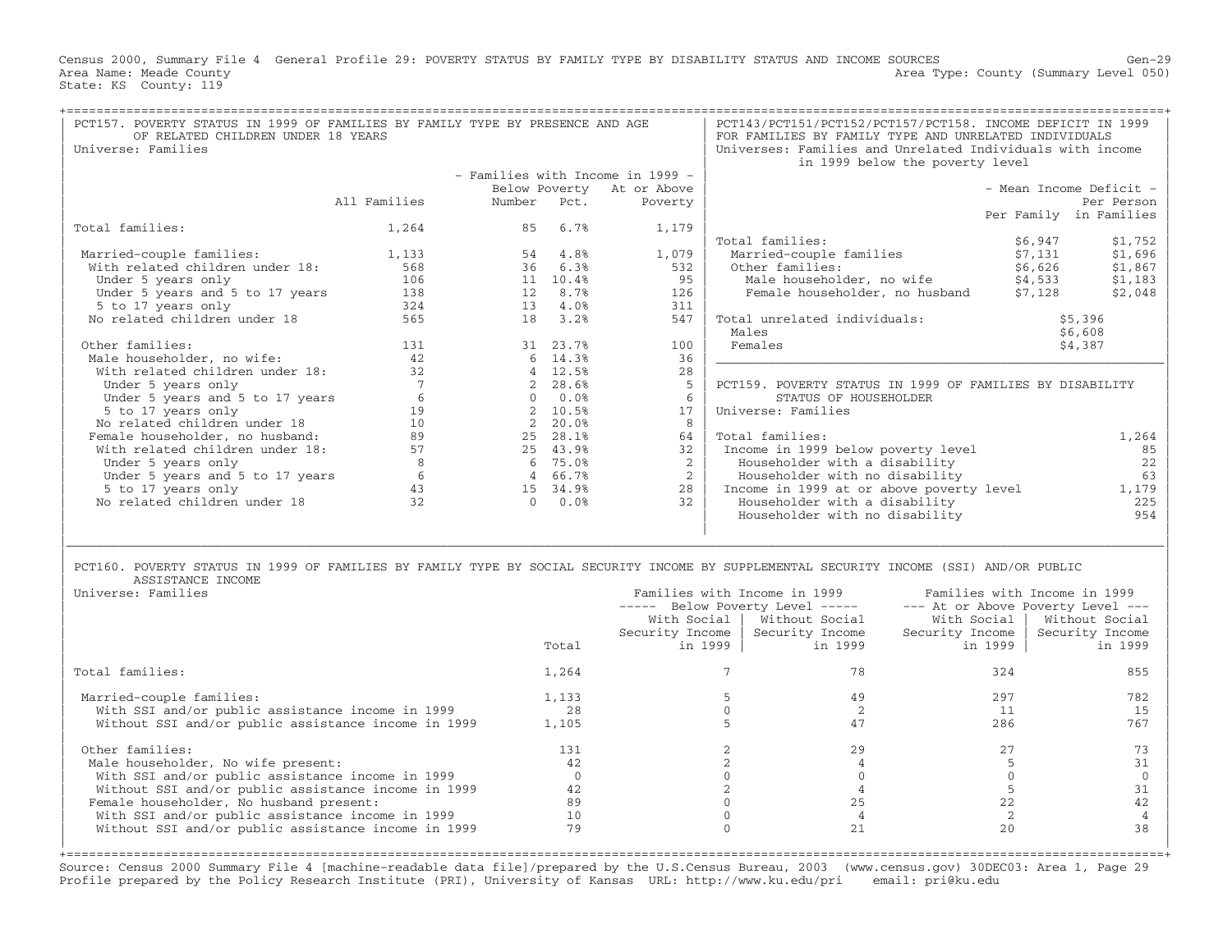Census 2000, Summary File 4 General Profile 29: POVERTY STATUS BY FAMILY TYPE BY DISABILITY STATUS AND INCOME SOURCES Gen-29
Area Name: Meade County Area Type: County (Summary Level 050)
State: KS County: 119

## PCT157. POVERTY STATUS IN 1999 OF FAMILIES BY FAMILY TYPE BY PRESENCE AND AGE OF RELATED CHILDREN UNDER 18 YEARS

Universe: Families

| | All Families | Families with Income in 1999 - Below Poverty Number | Below Poverty Pct. | At or Above Poverty |
|---|---|---|---|---|
| Total families: | 1,264 | 85 | 6.7% | 1,179 |
| Married-couple families: | 1,133 | 54 | 4.8% | 1,079 |
| With related children under 18: | 568 | 36 | 6.3% | 532 |
| Under 5 years only | 106 | 11 | 10.4% | 95 |
| Under 5 years and 5 to 17 years | 138 | 12 | 8.7% | 126 |
| 5 to 17 years only | 324 | 13 | 4.0% | 311 |
| No related children under 18 | 565 | 18 | 3.2% | 547 |
| Other families: | 131 | 31 | 23.7% | 100 |
| Male householder, no wife: | 42 | 6 | 14.3% | 36 |
| With related children under 18: | 32 | 4 | 12.5% | 28 |
| Under 5 years only | 7 | 2 | 28.6% | 5 |
| Under 5 years and 5 to 17 years | 6 | 0 | 0.0% | 6 |
| 5 to 17 years only | 19 | 2 | 10.5% | 17 |
| No related children under 18 | 10 | 2 | 20.0% | 8 |
| Female householder, no husband: | 89 | 25 | 28.1% | 64 |
| With related children under 18: | 57 | 25 | 43.9% | 32 |
| Under 5 years only | 8 | 6 | 75.0% | 2 |
| Under 5 years and 5 to 17 years | 6 | 4 | 66.7% | 2 |
| 5 to 17 years only | 43 | 15 | 34.9% | 28 |
| No related children under 18 | 32 | 0 | 0.0% | 32 |

## PCT143/PCT151/PCT152/PCT157/PCT158. INCOME DEFICIT IN 1999 FOR FAMILIES BY FAMILY TYPE AND UNRELATED INDIVIDUALS

Universes: Families and Unrelated Individuals with income in 1999 below the poverty level

| | Mean Income Deficit - Per Family | Mean Income Deficit - Per Person in Families |
|---|---|---|
| Total families: | $6,947 | $1,752 |
| Married-couple families | $7,131 | $1,696 |
| Other families: | $6,626 | $1,867 |
| Male householder, no wife | $4,533 | $1,183 |
| Female householder, no husband | $7,128 | $2,048 |
| Total unrelated individuals: | $5,396 | |
| Males | $6,608 | |
| Females | $4,387 | |

## PCT159. POVERTY STATUS IN 1999 OF FAMILIES BY DISABILITY STATUS OF HOUSEHOLDER

Universe: Families

| | |
|---|---|
| Total families: | 1,264 |
| Income in 1999 below poverty level | 85 |
| Householder with a disability | 22 |
| Householder with no disability | 63 |
| Income in 1999 at or above poverty level | 1,179 |
| Householder with a disability | 225 |
| Householder with no disability | 954 |

## PCT160. POVERTY STATUS IN 1999 OF FAMILIES BY FAMILY TYPE BY SOCIAL SECURITY INCOME BY SUPPLEMENTAL SECURITY INCOME (SSI) AND/OR PUBLIC ASSISTANCE INCOME

Universe: Families

| | Total | Below Poverty Level: With Social Security Income in 1999 | Below Poverty Level: Without Social Security Income in 1999 | At or Above Poverty Level: With Social Security Income in 1999 | At or Above Poverty Level: Without Social Security Income in 1999 |
|---|---|---|---|---|---|
| Total families: | 1,264 | 7 | 78 | 324 | 855 |
| Married-couple families: | 1,133 | 5 | 49 | 297 | 782 |
| With SSI and/or public assistance income in 1999 | 28 | 0 | 2 | 11 | 15 |
| Without SSI and/or public assistance income in 1999 | 1,105 | 5 | 47 | 286 | 767 |
| Other families: | 131 | 2 | 29 | 27 | 73 |
| Male householder, No wife present: | 42 | 2 | 4 | 5 | 31 |
| With SSI and/or public assistance income in 1999 | 0 | 0 | 0 | 0 | 0 |
| Without SSI and/or public assistance income in 1999 | 42 | 2 | 4 | 5 | 31 |
| Female householder, No husband present: | 89 | 0 | 25 | 22 | 42 |
| With SSI and/or public assistance income in 1999 | 10 | 0 | 4 | 2 | 4 |
| Without SSI and/or public assistance income in 1999 | 79 | 0 | 21 | 20 | 38 |

Source: Census 2000 Summary File 4 [machine-readable data file]/prepared by the U.S.Census Bureau, 2003 (www.census.gov) 30DEC03: Area 1, Page 29
Profile prepared by the Policy Research Institute (PRI), University of Kansas URL: http://www.ku.edu/pri email: pri@ku.edu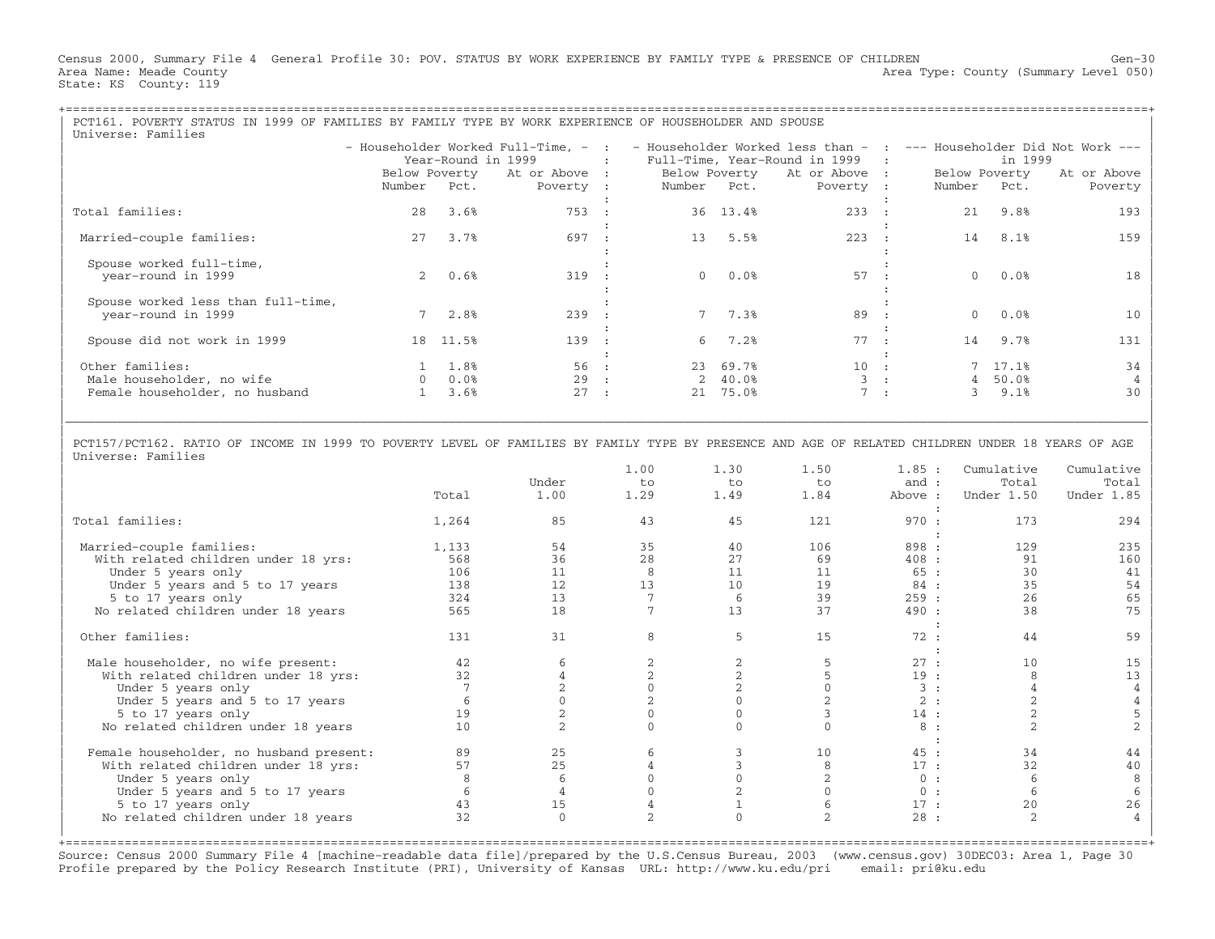Census 2000, Summary File 4 General Profile 30: POV. STATUS BY WORK EXPERIENCE BY FAMILY TYPE & PRESENCE OF CHILDREN Gen-30
Area Name: Meade County Area Type: County (Summary Level 050)
State: KS County: 119

## PCT161. POVERTY STATUS IN 1999 OF FAMILIES BY FAMILY TYPE BY WORK EXPERIENCE OF HOUSEHOLDER AND SPOUSE

Universe: Families

| | Householder Worked Full-Time, Year-Round in 1999 | | | Householder Worked less than Full-Time, Year-Round in 1999 | | | Householder Did Not Work in 1999 | | |
|---|---|---|---|---|---|---|---|---|---|
| | Below Poverty Number | Below Poverty Pct. | At or Above Poverty | Below Poverty Number | Below Poverty Pct. | At or Above Poverty | Below Poverty Number | Below Poverty Pct. | At or Above Poverty |
| Total families: | 28 | 3.6% | 753 | 36 | 13.4% | 233 | 21 | 9.8% | 193 |
| Married-couple families: | 27 | 3.7% | 697 | 13 | 5.5% | 223 | 14 | 8.1% | 159 |
| Spouse worked full-time, year-round in 1999 | 2 | 0.6% | 319 | 0 | 0.0% | 57 | 0 | 0.0% | 18 |
| Spouse worked less than full-time, year-round in 1999 | 7 | 2.8% | 239 | 7 | 7.3% | 89 | 0 | 0.0% | 10 |
| Spouse did not work in 1999 | 18 | 11.5% | 139 | 6 | 7.2% | 77 | 14 | 9.7% | 131 |
| Other families: | 1 | 1.8% | 56 | 23 | 69.7% | 10 | 7 | 17.1% | 34 |
| Male householder, no wife | 0 | 0.0% | 29 | 2 | 40.0% | 3 | 4 | 50.0% | 4 |
| Female householder, no husband | 1 | 3.6% | 27 | 21 | 75.0% | 7 | 3 | 9.1% | 30 |

## PCT157/PCT162. RATIO OF INCOME IN 1999 TO POVERTY LEVEL OF FAMILIES BY FAMILY TYPE BY PRESENCE AND AGE OF RELATED CHILDREN UNDER 18 YEARS OF AGE

Universe: Families

| | Total | Under 1.00 | 1.00 to 1.29 | 1.30 to 1.49 | 1.50 to 1.84 | 1.85 and Above | Cumulative Total Under 1.50 | Cumulative Total Under 1.85 |
|---|---|---|---|---|---|---|---|---|
| Total families: | 1,264 | 85 | 43 | 45 | 121 | 970 | 173 | 294 |
| Married-couple families: | 1,133 | 54 | 35 | 40 | 106 | 898 | 129 | 235 |
| With related children under 18 yrs: | 568 | 36 | 28 | 27 | 69 | 408 | 91 | 160 |
| Under 5 years only | 106 | 11 | 8 | 11 | 11 | 65 | 30 | 41 |
| Under 5 years and 5 to 17 years | 138 | 12 | 13 | 10 | 19 | 84 | 35 | 54 |
| 5 to 17 years only | 324 | 13 | 7 | 6 | 39 | 259 | 26 | 65 |
| No related children under 18 years | 565 | 18 | 7 | 13 | 37 | 490 | 38 | 75 |
| Other families: | 131 | 31 | 8 | 5 | 15 | 72 | 44 | 59 |
| Male householder, no wife present: | 42 | 6 | 2 | 2 | 5 | 27 | 10 | 15 |
| With related children under 18 yrs: | 32 | 4 | 2 | 2 | 5 | 19 | 8 | 13 |
| Under 5 years only | 7 | 2 | 0 | 2 | 0 | 3 | 4 | 4 |
| Under 5 years and 5 to 17 years | 6 | 0 | 2 | 0 | 2 | 2 | 2 | 4 |
| 5 to 17 years only | 19 | 2 | 0 | 0 | 3 | 14 | 2 | 5 |
| No related children under 18 years | 10 | 2 | 0 | 0 | 0 | 8 | 2 | 2 |
| Female householder, no husband present: | 89 | 25 | 6 | 3 | 10 | 45 | 34 | 44 |
| With related children under 18 yrs: | 57 | 25 | 4 | 3 | 8 | 17 | 32 | 40 |
| Under 5 years only | 8 | 6 | 0 | 0 | 2 | 0 | 6 | 8 |
| Under 5 years and 5 to 17 years | 6 | 4 | 0 | 2 | 0 | 0 | 6 | 6 |
| 5 to 17 years only | 43 | 15 | 4 | 1 | 6 | 17 | 20 | 26 |
| No related children under 18 years | 32 | 0 | 2 | 0 | 2 | 28 | 2 | 4 |

Source: Census 2000 Summary File 4 [machine-readable data file]/prepared by the U.S.Census Bureau, 2003 (www.census.gov) 30DEC03: Area 1, Page 30
Profile prepared by the Policy Research Institute (PRI), University of Kansas URL: http://www.ku.edu/pri email: pri@ku.edu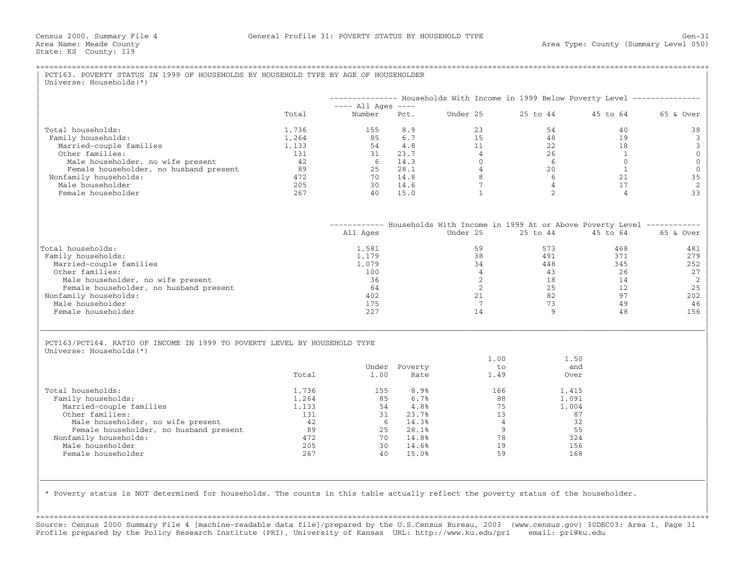Census 2000, Summary File 4 General Profile 31: POVERTY STATUS BY HOUSEHOLD TYPE Gen-31
Area Name: Meade County Area Type: County (Summary Level 050)
State: KS County: 119

## PCT163. POVERTY STATUS IN 1999 OF HOUSEHOLDS BY HOUSEHOLD TYPE BY AGE OF HOUSEHOLDER

Universe: Households(*)

| | Total | Households With Income in 1999 Below Poverty Level: All Ages Number | All Ages Pct. | Under 25 | 25 to 44 | 45 to 64 | 65 & Over |
|---|---|---|---|---|---|---|---|
| Total households: | 1,736 | 155 | 8.9 | 23 | 54 | 40 | 38 |
| Family households: | 1,264 | 85 | 6.7 | 15 | 48 | 19 | 3 |
| Married-couple families | 1,133 | 54 | 4.8 | 11 | 22 | 18 | 3 |
| Other families: | 131 | 31 | 23.7 | 4 | 26 | 1 | 0 |
| Male householder, no wife present | 42 | 6 | 14.3 | 0 | 6 | 0 | 0 |
| Female householder, no husband present | 89 | 25 | 28.1 | 4 | 20 | 1 | 0 |
| Nonfamily households: | 472 | 70 | 14.8 | 8 | 6 | 21 | 35 |
| Male householder | 205 | 30 | 14.6 | 7 | 4 | 17 | 2 |
| Female householder | 267 | 40 | 15.0 | 1 | 2 | 4 | 33 |

| | Households With Income in 1999 At or Above Poverty Level: All Ages | Under 25 | 25 to 44 | 45 to 64 | 65 & Over |
|---|---|---|---|---|---|
| Total households: | 1,581 | 59 | 573 | 468 | 481 |
| Family households: | 1,179 | 38 | 491 | 371 | 279 |
| Married-couple families | 1,079 | 34 | 448 | 345 | 252 |
| Other families: | 100 | 4 | 43 | 26 | 27 |
| Male householder, no wife present | 36 | 2 | 18 | 14 | 2 |
| Female householder, no husband present | 64 | 2 | 25 | 12 | 25 |
| Nonfamily households: | 402 | 21 | 82 | 97 | 202 |
| Male householder | 175 | 7 | 73 | 49 | 46 |
| Female householder | 227 | 14 | 9 | 48 | 156 |

## PCT163/PCT164. RATIO OF INCOME IN 1999 TO POVERTY LEVEL BY HOUSEHOLD TYPE

Universe: Households(*)

| | Total | Under 1.00 | Poverty Rate | 1.00 to 1.49 | 1.50 and Over |
|---|---|---|---|---|---|
| Total households: | 1,736 | 155 | 8.9% | 166 | 1,415 |
| Family households: | 1,264 | 85 | 6.7% | 88 | 1,091 |
| Married-couple families | 1,133 | 54 | 4.8% | 75 | 1,004 |
| Other families: | 131 | 31 | 23.7% | 13 | 87 |
| Male householder, no wife present | 42 | 6 | 14.3% | 4 | 32 |
| Female householder, no husband present | 89 | 25 | 28.1% | 9 | 55 |
| Nonfamily households: | 472 | 70 | 14.8% | 78 | 324 |
| Male householder | 205 | 30 | 14.6% | 19 | 156 |
| Female householder | 267 | 40 | 15.0% | 59 | 168 |

* Poverty status is NOT determined for households. The counts in this table actually reflect the poverty status of the householder.

Source: Census 2000 Summary File 4 [machine-readable data file]/prepared by the U.S.Census Bureau, 2003 (www.census.gov) 30DEC03: Area 1, Page 31
Profile prepared by the Policy Research Institute (PRI), University of Kansas URL: http://www.ku.edu/pri email: pri@ku.edu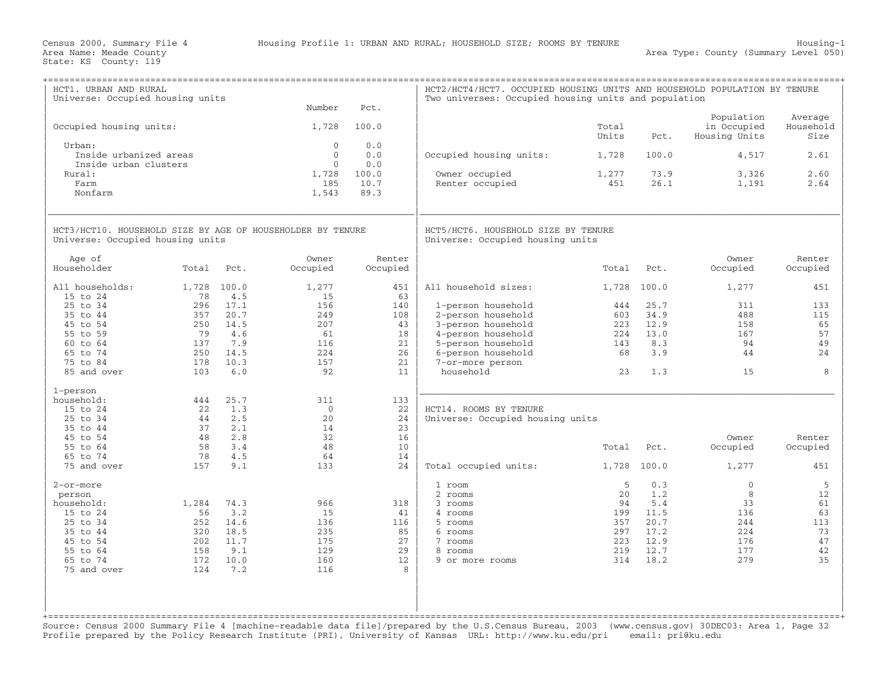Census 2000, Summary File 4 — Housing Profile 1: URBAN AND RURAL; HOUSEHOLD SIZE; ROOMS BY TENURE — Housing-1

Area Name: Meade County — Area Type: County (Summary Level 050)

State: KS County: 119

## HCT1. URBAN AND RURAL

Universe: Occupied housing units

| | Number | Pct. |
|---|---|---|
| Occupied housing units: | 1,728 | 100.0 |
| Urban: | 0 | 0.0 |
| Inside urbanized areas | 0 | 0.0 |
| Inside urban clusters | 0 | 0.0 |
| Rural: | 1,728 | 100.0 |
| Farm | 185 | 10.7 |
| Nonfarm | 1,543 | 89.3 |

## HCT2/HCT4/HCT7. OCCUPIED HOUSING UNITS AND HOUSEHOLD POPULATION BY TENURE

Two universes: Occupied housing units and population

| | Total Units | Pct. | Population in Occupied Housing Units | Average Household Size |
|---|---|---|---|---|
| Occupied housing units: | 1,728 | 100.0 | 4,517 | 2.61 |
| Owner occupied | 1,277 | 73.9 | 3,326 | 2.60 |
| Renter occupied | 451 | 26.1 | 1,191 | 2.64 |

## HCT3/HCT10. HOUSEHOLD SIZE BY AGE OF HOUSEHOLDER BY TENURE

Universe: Occupied housing units

| Age of Householder | Total | Pct. | Owner Occupied | Renter Occupied |
|---|---|---|---|---|
| All households: | 1,728 | 100.0 | 1,277 | 451 |
| 15 to 24 | 78 | 4.5 | 15 | 63 |
| 25 to 34 | 296 | 17.1 | 156 | 140 |
| 35 to 44 | 357 | 20.7 | 249 | 108 |
| 45 to 54 | 250 | 14.5 | 207 | 43 |
| 55 to 59 | 79 | 4.6 | 61 | 18 |
| 60 to 64 | 137 | 7.9 | 116 | 21 |
| 65 to 74 | 250 | 14.5 | 224 | 26 |
| 75 to 84 | 178 | 10.3 | 157 | 21 |
| 85 and over | 103 | 6.0 | 92 | 11 |
| 1-person household: | 444 | 25.7 | 311 | 133 |
| 15 to 24 | 22 | 1.3 | 0 | 22 |
| 25 to 34 | 44 | 2.5 | 20 | 24 |
| 35 to 44 | 37 | 2.1 | 14 | 23 |
| 45 to 54 | 48 | 2.8 | 32 | 16 |
| 55 to 64 | 58 | 3.4 | 48 | 10 |
| 65 to 74 | 78 | 4.5 | 64 | 14 |
| 75 and over | 157 | 9.1 | 133 | 24 |
| 2-or-more person household: | 1,284 | 74.3 | 966 | 318 |
| 15 to 24 | 56 | 3.2 | 15 | 41 |
| 25 to 34 | 252 | 14.6 | 136 | 116 |
| 35 to 44 | 320 | 18.5 | 235 | 85 |
| 45 to 54 | 202 | 11.7 | 175 | 27 |
| 55 to 64 | 158 | 9.1 | 129 | 29 |
| 65 to 74 | 172 | 10.0 | 160 | 12 |
| 75 and over | 124 | 7.2 | 116 | 8 |

## HCT5/HCT6. HOUSEHOLD SIZE BY TENURE

Universe: Occupied housing units

| | Total | Pct. | Owner Occupied | Renter Occupied |
|---|---|---|---|---|
| All household sizes: | 1,728 | 100.0 | 1,277 | 451 |
| 1-person household | 444 | 25.7 | 311 | 133 |
| 2-person household | 603 | 34.9 | 488 | 115 |
| 3-person household | 223 | 12.9 | 158 | 65 |
| 4-person household | 224 | 13.0 | 167 | 57 |
| 5-person household | 143 | 8.3 | 94 | 49 |
| 6-person household | 68 | 3.9 | 44 | 24 |
| 7-or-more person household | 23 | 1.3 | 15 | 8 |

## HCT14. ROOMS BY TENURE

Universe: Occupied housing units

| | Total | Pct. | Owner Occupied | Renter Occupied |
|---|---|---|---|---|
| Total occupied units: | 1,728 | 100.0 | 1,277 | 451 |
| 1 room | 5 | 0.3 | 0 | 5 |
| 2 rooms | 20 | 1.2 | 8 | 12 |
| 3 rooms | 94 | 5.4 | 33 | 61 |
| 4 rooms | 199 | 11.5 | 136 | 63 |
| 5 rooms | 357 | 20.7 | 244 | 113 |
| 6 rooms | 297 | 17.2 | 224 | 73 |
| 7 rooms | 223 | 12.9 | 176 | 47 |
| 8 rooms | 219 | 12.7 | 177 | 42 |
| 9 or more rooms | 314 | 18.2 | 279 | 35 |

Source: Census 2000 Summary File 4 [machine-readable data file]/prepared by the U.S.Census Bureau, 2003 (www.census.gov) 30DEC03: Area 1, Page 32
Profile prepared by the Policy Research Institute (PRI), University of Kansas URL: http://www.ku.edu/pri email: pri@ku.edu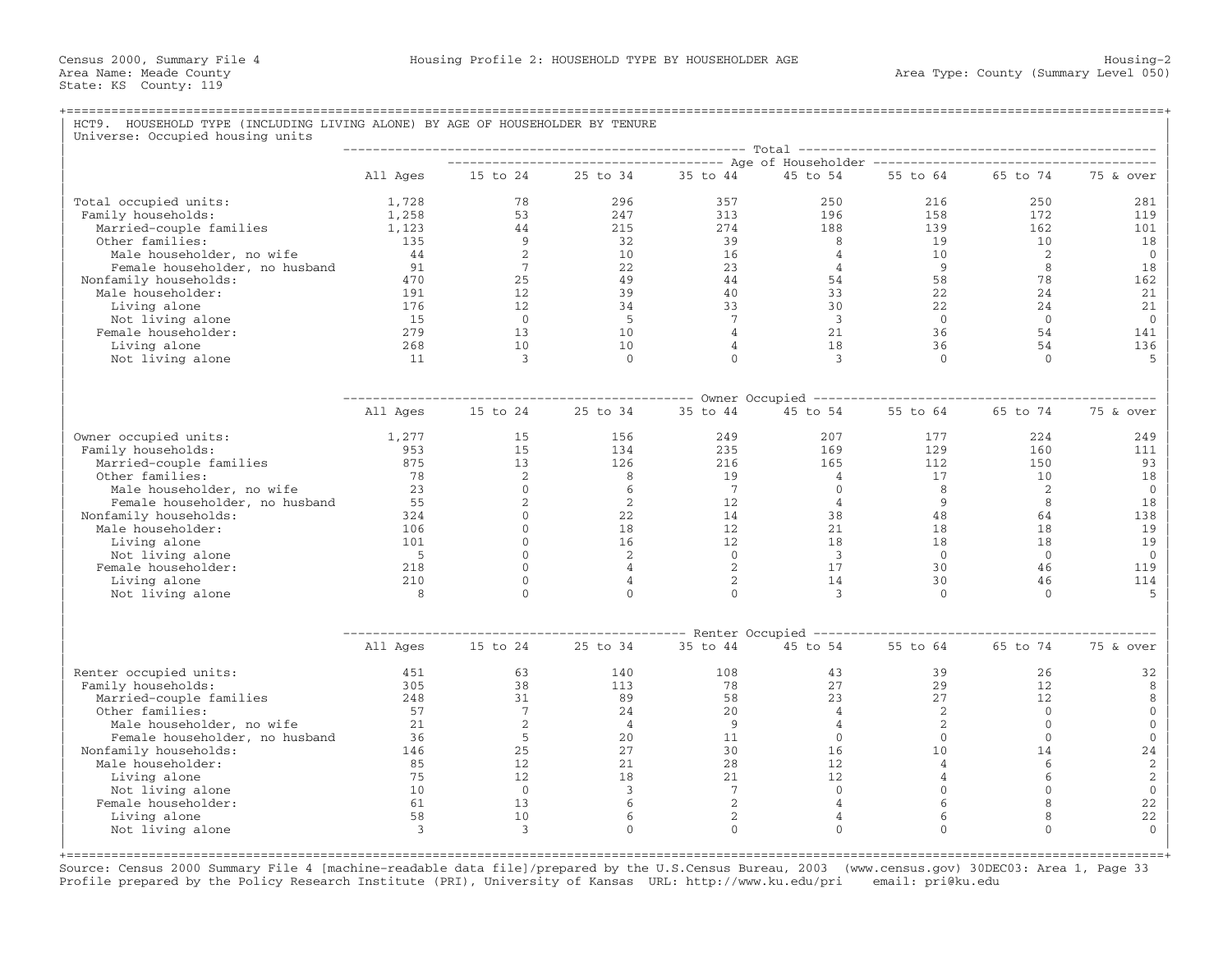Census 2000, Summary File 4 — Housing Profile 2: HOUSEHOLD TYPE BY HOUSEHOLDER AGE — Housing-2

Area Name: Meade County — Area Type: County (Summary Level 050)

State: KS County: 119

## HCT9. HOUSEHOLD TYPE (INCLUDING LIVING ALONE) BY AGE OF HOUSEHOLDER BY TENURE

Universe: Occupied housing units

### Total

| | All Ages | 15 to 24 | 25 to 34 | 35 to 44 | 45 to 54 | 55 to 64 | 65 to 74 | 75 & over |
|---|---|---|---|---|---|---|---|---|
| Total occupied units: | 1,728 | 78 | 296 | 357 | 250 | 216 | 250 | 281 |
| Family households: | 1,258 | 53 | 247 | 313 | 196 | 158 | 172 | 119 |
| Married-couple families | 1,123 | 44 | 215 | 274 | 188 | 139 | 162 | 101 |
| Other families: | 135 | 9 | 32 | 39 | 8 | 19 | 10 | 18 |
| Male householder, no wife | 44 | 2 | 10 | 16 | 4 | 10 | 2 | 0 |
| Female householder, no husband | 91 | 7 | 22 | 23 | 4 | 9 | 8 | 18 |
| Nonfamily households: | 470 | 25 | 49 | 44 | 54 | 58 | 78 | 162 |
| Male householder: | 191 | 12 | 39 | 40 | 33 | 22 | 24 | 21 |
| Living alone | 176 | 12 | 34 | 33 | 30 | 22 | 24 | 21 |
| Not living alone | 15 | 0 | 5 | 7 | 3 | 0 | 0 | 0 |
| Female householder: | 279 | 13 | 10 | 4 | 21 | 36 | 54 | 141 |
| Living alone | 268 | 10 | 10 | 4 | 18 | 36 | 54 | 136 |
| Not living alone | 11 | 3 | 0 | 0 | 3 | 0 | 0 | 5 |

### Owner Occupied

| | All Ages | 15 to 24 | 25 to 34 | 35 to 44 | 45 to 54 | 55 to 64 | 65 to 74 | 75 & over |
|---|---|---|---|---|---|---|---|---|
| Owner occupied units: | 1,277 | 15 | 156 | 249 | 207 | 177 | 224 | 249 |
| Family households: | 953 | 15 | 134 | 235 | 169 | 129 | 160 | 111 |
| Married-couple families | 875 | 13 | 126 | 216 | 165 | 112 | 150 | 93 |
| Other families: | 78 | 2 | 8 | 19 | 4 | 17 | 10 | 18 |
| Male householder, no wife | 23 | 0 | 6 | 7 | 0 | 8 | 2 | 0 |
| Female householder, no husband | 55 | 2 | 2 | 12 | 4 | 9 | 8 | 18 |
| Nonfamily households: | 324 | 0 | 22 | 14 | 38 | 48 | 64 | 138 |
| Male householder: | 106 | 0 | 18 | 12 | 21 | 18 | 18 | 19 |
| Living alone | 101 | 0 | 16 | 12 | 18 | 18 | 18 | 19 |
| Not living alone | 5 | 0 | 2 | 0 | 3 | 0 | 0 | 0 |
| Female householder: | 218 | 0 | 4 | 2 | 17 | 30 | 46 | 119 |
| Living alone | 210 | 0 | 4 | 2 | 14 | 30 | 46 | 114 |
| Not living alone | 8 | 0 | 0 | 0 | 3 | 0 | 0 | 5 |

### Renter Occupied

| | All Ages | 15 to 24 | 25 to 34 | 35 to 44 | 45 to 54 | 55 to 64 | 65 to 74 | 75 & over |
|---|---|---|---|---|---|---|---|---|
| Renter occupied units: | 451 | 63 | 140 | 108 | 43 | 39 | 26 | 32 |
| Family households: | 305 | 38 | 113 | 78 | 27 | 29 | 12 | 8 |
| Married-couple families | 248 | 31 | 89 | 58 | 23 | 27 | 12 | 8 |
| Other families: | 57 | 7 | 24 | 20 | 4 | 2 | 0 | 0 |
| Male householder, no wife | 21 | 2 | 4 | 9 | 4 | 2 | 0 | 0 |
| Female householder, no husband | 36 | 5 | 20 | 11 | 0 | 0 | 0 | 0 |
| Nonfamily households: | 146 | 25 | 27 | 30 | 16 | 10 | 14 | 24 |
| Male householder: | 85 | 12 | 21 | 28 | 12 | 4 | 6 | 2 |
| Living alone | 75 | 12 | 18 | 21 | 12 | 4 | 6 | 2 |
| Not living alone | 10 | 0 | 3 | 7 | 0 | 0 | 0 | 0 |
| Female householder: | 61 | 13 | 6 | 2 | 4 | 6 | 8 | 22 |
| Living alone | 58 | 10 | 6 | 2 | 4 | 6 | 8 | 22 |
| Not living alone | 3 | 3 | 0 | 0 | 0 | 0 | 0 | 0 |

Source: Census 2000 Summary File 4 [machine-readable data file]/prepared by the U.S.Census Bureau, 2003 (www.census.gov) 30DEC03: Area 1, Page 33
Profile prepared by the Policy Research Institute (PRI), University of Kansas URL: http://www.ku.edu/pri email: pri@ku.edu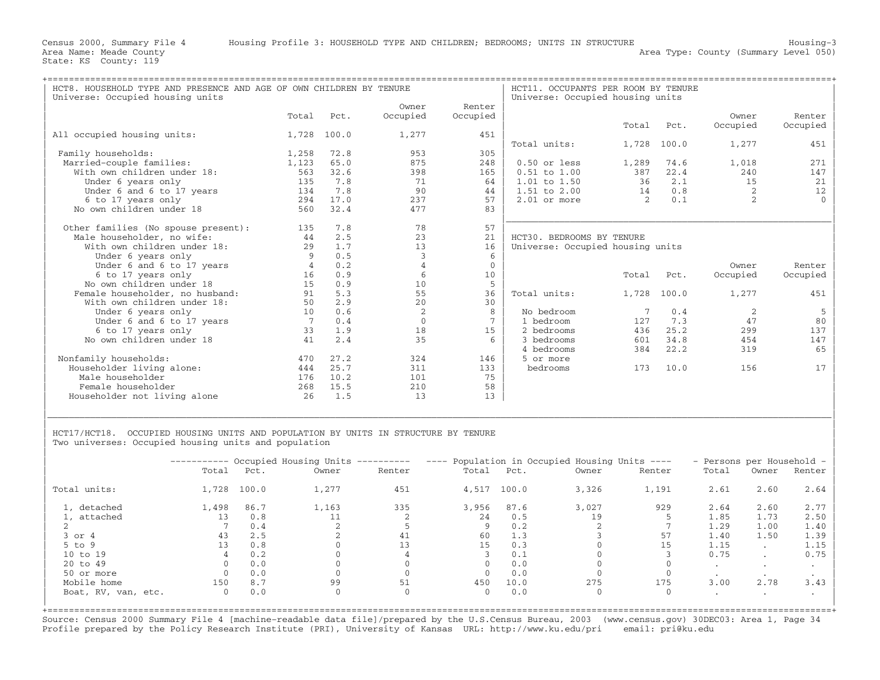Census 2000, Summary File 4 Housing Profile 3: HOUSEHOLD TYPE AND CHILDREN; BEDROOMS; UNITS IN STRUCTURE Housing-3
Area Name: Meade County Area Type: County (Summary Level 050)
State: KS County: 119

## HCT8. HOUSEHOLD TYPE AND PRESENCE AND AGE OF OWN CHILDREN BY TENURE

Universe: Occupied housing units

| | Total | Pct. | Owner Occupied | Renter Occupied |
|---|---|---|---|---|
| All occupied housing units: | 1,728 | 100.0 | 1,277 | 451 |
| Family households: | 1,258 | 72.8 | 953 | 305 |
| Married-couple families: | 1,123 | 65.0 | 875 | 248 |
| With own children under 18: | 563 | 32.6 | 398 | 165 |
| Under 6 years only | 135 | 7.8 | 71 | 64 |
| Under 6 and 6 to 17 years | 134 | 7.8 | 90 | 44 |
| 6 to 17 years only | 294 | 17.0 | 237 | 57 |
| No own children under 18 | 560 | 32.4 | 477 | 83 |
| Other families (No spouse present): | 135 | 7.8 | 78 | 57 |
| Male householder, no wife: | 44 | 2.5 | 23 | 21 |
| With own children under 18: | 29 | 1.7 | 13 | 16 |
| Under 6 years only | 9 | 0.5 | 3 | 6 |
| Under 6 and 6 to 17 years | 4 | 0.2 | 4 | 0 |
| 6 to 17 years only | 16 | 0.9 | 6 | 10 |
| No own children under 18 | 15 | 0.9 | 10 | 5 |
| Female householder, no husband: | 91 | 5.3 | 55 | 36 |
| With own children under 18: | 50 | 2.9 | 20 | 30 |
| Under 6 years only | 10 | 0.6 | 2 | 8 |
| Under 6 and 6 to 17 years | 7 | 0.4 | 0 | 7 |
| 6 to 17 years only | 33 | 1.9 | 18 | 15 |
| No own children under 18 | 41 | 2.4 | 35 | 6 |
| Nonfamily households: | 470 | 27.2 | 324 | 146 |
| Householder living alone: | 444 | 25.7 | 311 | 133 |
| Male householder | 176 | 10.2 | 101 | 75 |
| Female householder | 268 | 15.5 | 210 | 58 |
| Householder not living alone | 26 | 1.5 | 13 | 13 |

## HCT11. OCCUPANTS PER ROOM BY TENURE

Universe: Occupied housing units

| | Total | Pct. | Owner Occupied | Renter Occupied |
|---|---|---|---|---|
| Total units: | 1,728 | 100.0 | 1,277 | 451 |
| 0.50 or less | 1,289 | 74.6 | 1,018 | 271 |
| 0.51 to 1.00 | 387 | 22.4 | 240 | 147 |
| 1.01 to 1.50 | 36 | 2.1 | 15 | 21 |
| 1.51 to 2.00 | 14 | 0.8 | 2 | 12 |
| 2.01 or more | 2 | 0.1 | 2 | 0 |

## HCT30. BEDROOMS BY TENURE

Universe: Occupied housing units

| | Total | Pct. | Owner Occupied | Renter Occupied |
|---|---|---|---|---|
| Total units: | 1,728 | 100.0 | 1,277 | 451 |
| No bedroom | 7 | 0.4 | 2 | 5 |
| 1 bedroom | 127 | 7.3 | 47 | 80 |
| 2 bedrooms | 436 | 25.2 | 299 | 137 |
| 3 bedrooms | 601 | 34.8 | 454 | 147 |
| 4 bedrooms | 384 | 22.2 | 319 | 65 |
| 5 or more bedrooms | 173 | 10.0 | 156 | 17 |

## HCT17/HCT18. OCCUPIED HOUSING UNITS AND POPULATION BY UNITS IN STRUCTURE BY TENURE

Two universes: Occupied housing units and population

| | Occupied Housing Units | | | | Population in Occupied Housing Units | | | | Persons per Household | | |
|---|---|---|---|---|---|---|---|---|---|---|---|
| | Total | Pct. | Owner | Renter | Total | Pct. | Owner | Renter | Total | Owner | Renter |
| Total units: | 1,728 | 100.0 | 1,277 | 451 | 4,517 | 100.0 | 3,326 | 1,191 | 2.61 | 2.60 | 2.64 |
| 1, detached | 1,498 | 86.7 | 1,163 | 335 | 3,956 | 87.6 | 3,027 | 929 | 2.64 | 2.60 | 2.77 |
| 1, attached | 13 | 0.8 | 11 | 2 | 24 | 0.5 | 19 | 5 | 1.85 | 1.73 | 2.50 |
| 2 | 7 | 0.4 | 2 | 5 | 9 | 0.2 | 2 | 7 | 1.29 | 1.00 | 1.40 |
| 3 or 4 | 43 | 2.5 | 2 | 41 | 60 | 1.3 | 3 | 57 | 1.40 | 1.50 | 1.39 |
| 5 to 9 | 13 | 0.8 | 0 | 13 | 15 | 0.3 | 0 | 15 | 1.15 | . | 1.15 |
| 10 to 19 | 4 | 0.2 | 0 | 4 | 3 | 0.1 | 0 | 3 | 0.75 | . | 0.75 |
| 20 to 49 | 0 | 0.0 | 0 | 0 | 0 | 0.0 | 0 | 0 | . | . | . |
| 50 or more | 0 | 0.0 | 0 | 0 | 0 | 0.0 | 0 | 0 | . | . | . |
| Mobile home | 150 | 8.7 | 99 | 51 | 450 | 10.0 | 275 | 175 | 3.00 | 2.78 | 3.43 |
| Boat, RV, van, etc. | 0 | 0.0 | 0 | 0 | 0 | 0.0 | 0 | 0 | . | . | . |

Source: Census 2000 Summary File 4 [machine-readable data file]/prepared by the U.S.Census Bureau, 2003 (www.census.gov) 30DEC03: Area 1, Page 34
Profile prepared by the Policy Research Institute (PRI), University of Kansas URL: http://www.ku.edu/pri email: pri@ku.edu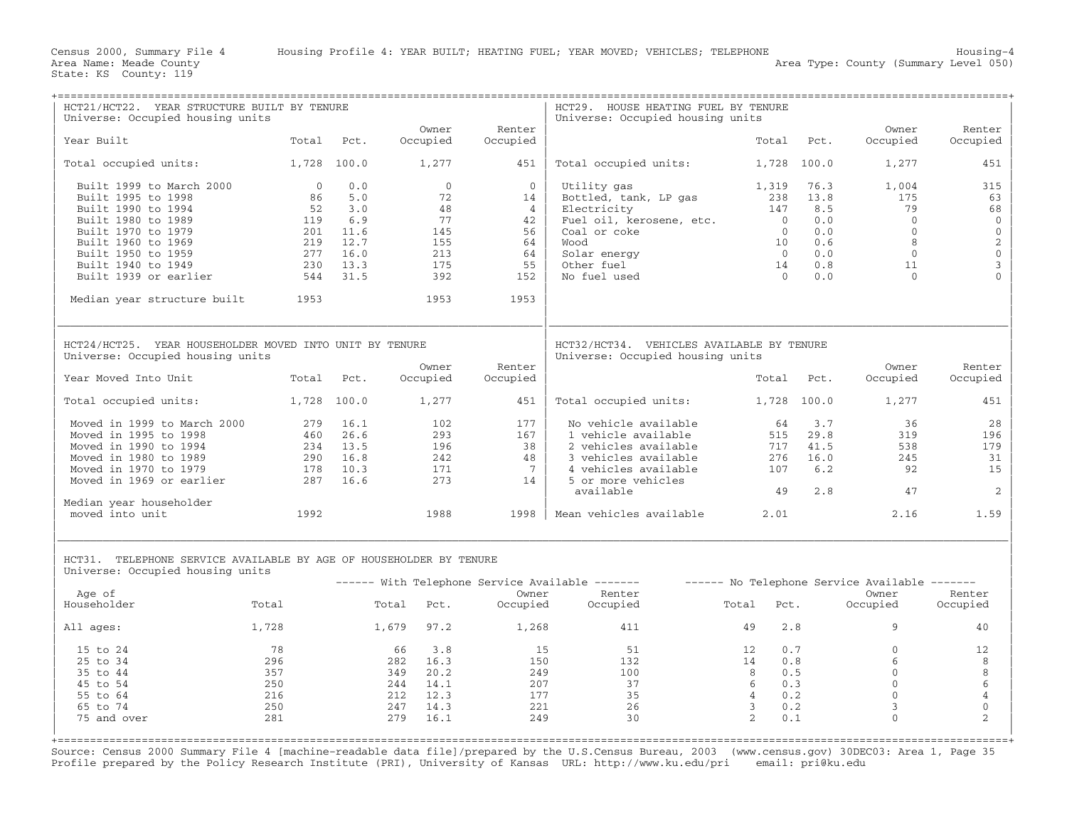Census 2000, Summary File 4 Housing Profile 4: YEAR BUILT; HEATING FUEL; YEAR MOVED; VEHICLES; TELEPHONE Housing-4
Area Name: Meade County Area Type: County (Summary Level 050)
State: KS County: 119

## HCT21/HCT22. YEAR STRUCTURE BUILT BY TENURE
Universe: Occupied housing units

| Year Built | Total | Pct. | Owner Occupied | Renter Occupied |
|---|---|---|---|---|
| Total occupied units: | 1,728 | 100.0 | 1,277 | 451 |
| Built 1999 to March 2000 | 0 | 0.0 | 0 | 0 |
| Built 1995 to 1998 | 86 | 5.0 | 72 | 14 |
| Built 1990 to 1994 | 52 | 3.0 | 48 | 4 |
| Built 1980 to 1989 | 119 | 6.9 | 77 | 42 |
| Built 1970 to 1979 | 201 | 11.6 | 145 | 56 |
| Built 1960 to 1969 | 219 | 12.7 | 155 | 64 |
| Built 1950 to 1959 | 277 | 16.0 | 213 | 64 |
| Built 1940 to 1949 | 230 | 13.3 | 175 | 55 |
| Built 1939 or earlier | 544 | 31.5 | 392 | 152 |
| Median year structure built | 1953 | | 1953 | 1953 |

## HCT29. HOUSE HEATING FUEL BY TENURE
Universe: Occupied housing units

| | Total | Pct. | Owner Occupied | Renter Occupied |
|---|---|---|---|---|
| Total occupied units: | 1,728 | 100.0 | 1,277 | 451 |
| Utility gas | 1,319 | 76.3 | 1,004 | 315 |
| Bottled, tank, LP gas | 238 | 13.8 | 175 | 63 |
| Electricity | 147 | 8.5 | 79 | 68 |
| Fuel oil, kerosene, etc. | 0 | 0.0 | 0 | 0 |
| Coal or coke | 0 | 0.0 | 0 | 0 |
| Wood | 10 | 0.6 | 8 | 2 |
| Solar energy | 0 | 0.0 | 0 | 0 |
| Other fuel | 14 | 0.8 | 11 | 3 |
| No fuel used | 0 | 0.0 | 0 | 0 |

## HCT24/HCT25. YEAR HOUSEHOLDER MOVED INTO UNIT BY TENURE
Universe: Occupied housing units

| Year Moved Into Unit | Total | Pct. | Owner Occupied | Renter Occupied |
|---|---|---|---|---|
| Total occupied units: | 1,728 | 100.0 | 1,277 | 451 |
| Moved in 1999 to March 2000 | 279 | 16.1 | 102 | 177 |
| Moved in 1995 to 1998 | 460 | 26.6 | 293 | 167 |
| Moved in 1990 to 1994 | 234 | 13.5 | 196 | 38 |
| Moved in 1980 to 1989 | 290 | 16.8 | 242 | 48 |
| Moved in 1970 to 1979 | 178 | 10.3 | 171 | 7 |
| Moved in 1969 or earlier | 287 | 16.6 | 273 | 14 |
| Median year householder moved into unit | 1992 | | 1988 | 1998 |

## HCT32/HCT34. VEHICLES AVAILABLE BY TENURE
Universe: Occupied housing units

| | Total | Pct. | Owner Occupied | Renter Occupied |
|---|---|---|---|---|
| Total occupied units: | 1,728 | 100.0 | 1,277 | 451 |
| No vehicle available | 64 | 3.7 | 36 | 28 |
| 1 vehicle available | 515 | 29.8 | 319 | 196 |
| 2 vehicles available | 717 | 41.5 | 538 | 179 |
| 3 vehicles available | 276 | 16.0 | 245 | 31 |
| 4 vehicles available | 107 | 6.2 | 92 | 15 |
| 5 or more vehicles available | 49 | 2.8 | 47 | 2 |
| Mean vehicles available | 2.01 | | 2.16 | 1.59 |

## HCT31. TELEPHONE SERVICE AVAILABLE BY AGE OF HOUSEHOLDER BY TENURE
Universe: Occupied housing units

| Age of Householder | Total | With Telephone Service Available: Total | Pct. | Owner Occupied | Renter Occupied | No Telephone Service Available: Total | Pct. | Owner Occupied | Renter Occupied |
|---|---|---|---|---|---|---|---|---|---|
| All ages: | 1,728 | 1,679 | 97.2 | 1,268 | 411 | 49 | 2.8 | 9 | 40 |
| 15 to 24 | 78 | 66 | 3.8 | 15 | 51 | 12 | 0.7 | 0 | 12 |
| 25 to 34 | 296 | 282 | 16.3 | 150 | 132 | 14 | 0.8 | 6 | 8 |
| 35 to 44 | 357 | 349 | 20.2 | 249 | 100 | 8 | 0.5 | 0 | 8 |
| 45 to 54 | 250 | 244 | 14.1 | 207 | 37 | 6 | 0.3 | 0 | 6 |
| 55 to 64 | 216 | 212 | 12.3 | 177 | 35 | 4 | 0.2 | 0 | 4 |
| 65 to 74 | 250 | 247 | 14.3 | 221 | 26 | 3 | 0.2 | 3 | 0 |
| 75 and over | 281 | 279 | 16.1 | 249 | 30 | 2 | 0.1 | 0 | 2 |

Source: Census 2000 Summary File 4 [machine-readable data file]/prepared by the U.S.Census Bureau, 2003 (www.census.gov) 30DEC03: Area 1, Page 35
Profile prepared by the Policy Research Institute (PRI), University of Kansas URL: http://www.ku.edu/pri email: pri@ku.edu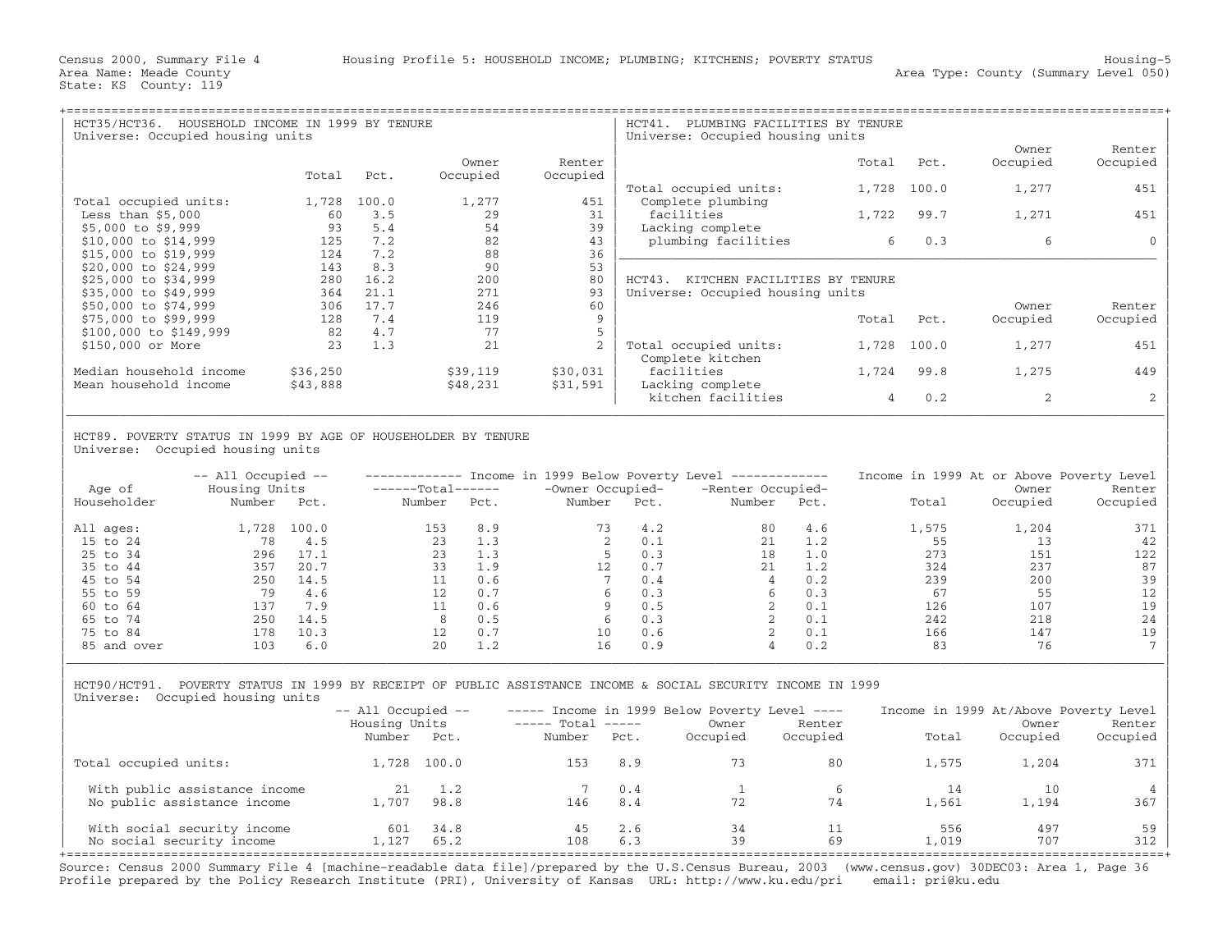Census 2000, Summary File 4 — Housing Profile 5: HOUSEHOLD INCOME; PLUMBING; KITCHENS; POVERTY STATUS — Housing-5

Area Name: Meade County — Area Type: County (Summary Level 050)

State: KS County: 119

## HCT35/HCT36. HOUSEHOLD INCOME IN 1999 BY TENURE

Universe: Occupied housing units

| | Total | Pct. | Owner Occupied | Renter Occupied |
|---|---|---|---|---|
| Total occupied units: | 1,728 | 100.0 | 1,277 | 451 |
| Less than $5,000 | 60 | 3.5 | 29 | 31 |
| $5,000 to $9,999 | 93 | 5.4 | 54 | 39 |
| $10,000 to $14,999 | 125 | 7.2 | 82 | 43 |
| $15,000 to $19,999 | 124 | 7.2 | 88 | 36 |
| $20,000 to $24,999 | 143 | 8.3 | 90 | 53 |
| $25,000 to $34,999 | 280 | 16.2 | 200 | 80 |
| $35,000 to $49,999 | 364 | 21.1 | 271 | 93 |
| $50,000 to $74,999 | 306 | 17.7 | 246 | 60 |
| $75,000 to $99,999 | 128 | 7.4 | 119 | 9 |
| $100,000 to $149,999 | 82 | 4.7 | 77 | 5 |
| $150,000 or More | 23 | 1.3 | 21 | 2 |
| Median household income | $36,250 | | $39,119 | $30,031 |
| Mean household income | $43,888 | | $48,231 | $31,591 |

## HCT41. PLUMBING FACILITIES BY TENURE

Universe: Occupied housing units

| | Total | Pct. | Owner Occupied | Renter Occupied |
|---|---|---|---|---|
| Total occupied units: | 1,728 | 100.0 | 1,277 | 451 |
| Complete plumbing facilities | 1,722 | 99.7 | 1,271 | 451 |
| Lacking complete plumbing facilities | 6 | 0.3 | 6 | 0 |

## HCT43. KITCHEN FACILITIES BY TENURE

Universe: Occupied housing units

| | Total | Pct. | Owner Occupied | Renter Occupied |
|---|---|---|---|---|
| Total occupied units: | 1,728 | 100.0 | 1,277 | 451 |
| Complete kitchen facilities | 1,724 | 99.8 | 1,275 | 449 |
| Lacking complete kitchen facilities | 4 | 0.2 | 2 | 2 |

## HCT89. POVERTY STATUS IN 1999 BY AGE OF HOUSEHOLDER BY TENURE

Universe: Occupied housing units

| Age of Householder | All Occupied Housing Units Number | Pct. | Below Poverty Level: Total Number | Pct. | Owner Occupied Number | Pct. | Renter Occupied Number | Pct. | At or Above Poverty Level: Total | Owner Occupied | Renter Occupied |
|---|---|---|---|---|---|---|---|---|---|---|---|
| All ages: | 1,728 | 100.0 | 153 | 8.9 | 73 | 4.2 | 80 | 4.6 | 1,575 | 1,204 | 371 |
| 15 to 24 | 78 | 4.5 | 23 | 1.3 | 2 | 0.1 | 21 | 1.2 | 55 | 13 | 42 |
| 25 to 34 | 296 | 17.1 | 23 | 1.3 | 5 | 0.3 | 18 | 1.0 | 273 | 151 | 122 |
| 35 to 44 | 357 | 20.7 | 33 | 1.9 | 12 | 0.7 | 21 | 1.2 | 324 | 237 | 87 |
| 45 to 54 | 250 | 14.5 | 11 | 0.6 | 7 | 0.4 | 4 | 0.2 | 239 | 200 | 39 |
| 55 to 59 | 79 | 4.6 | 12 | 0.7 | 6 | 0.3 | 6 | 0.3 | 67 | 55 | 12 |
| 60 to 64 | 137 | 7.9 | 11 | 0.6 | 9 | 0.5 | 2 | 0.1 | 126 | 107 | 19 |
| 65 to 74 | 250 | 14.5 | 8 | 0.5 | 6 | 0.3 | 2 | 0.1 | 242 | 218 | 24 |
| 75 to 84 | 178 | 10.3 | 12 | 0.7 | 10 | 0.6 | 2 | 0.1 | 166 | 147 | 19 |
| 85 and over | 103 | 6.0 | 20 | 1.2 | 16 | 0.9 | 4 | 0.2 | 83 | 76 | 7 |

## HCT90/HCT91. POVERTY STATUS IN 1999 BY RECEIPT OF PUBLIC ASSISTANCE INCOME & SOCIAL SECURITY INCOME IN 1999

Universe: Occupied housing units

| | All Occupied Housing Units Number | Pct. | Below Poverty Level: Total Number | Pct. | Owner Occupied | Renter Occupied | At/Above Poverty Level: Total | Owner Occupied | Renter Occupied |
|---|---|---|---|---|---|---|---|---|---|
| Total occupied units: | 1,728 | 100.0 | 153 | 8.9 | 73 | 80 | 1,575 | 1,204 | 371 |
| With public assistance income | 21 | 1.2 | 7 | 0.4 | 1 | 6 | 14 | 10 | 4 |
| No public assistance income | 1,707 | 98.8 | 146 | 8.4 | 72 | 74 | 1,561 | 1,194 | 367 |
| With social security income | 601 | 34.8 | 45 | 2.6 | 34 | 11 | 556 | 497 | 59 |
| No social security income | 1,127 | 65.2 | 108 | 6.3 | 39 | 69 | 1,019 | 707 | 312 |

Source: Census 2000 Summary File 4 [machine-readable data file]/prepared by the U.S.Census Bureau, 2003 (www.census.gov) 30DEC03: Area 1, Page 36
Profile prepared by the Policy Research Institute (PRI), University of Kansas URL: http://www.ku.edu/pri email: pri@ku.edu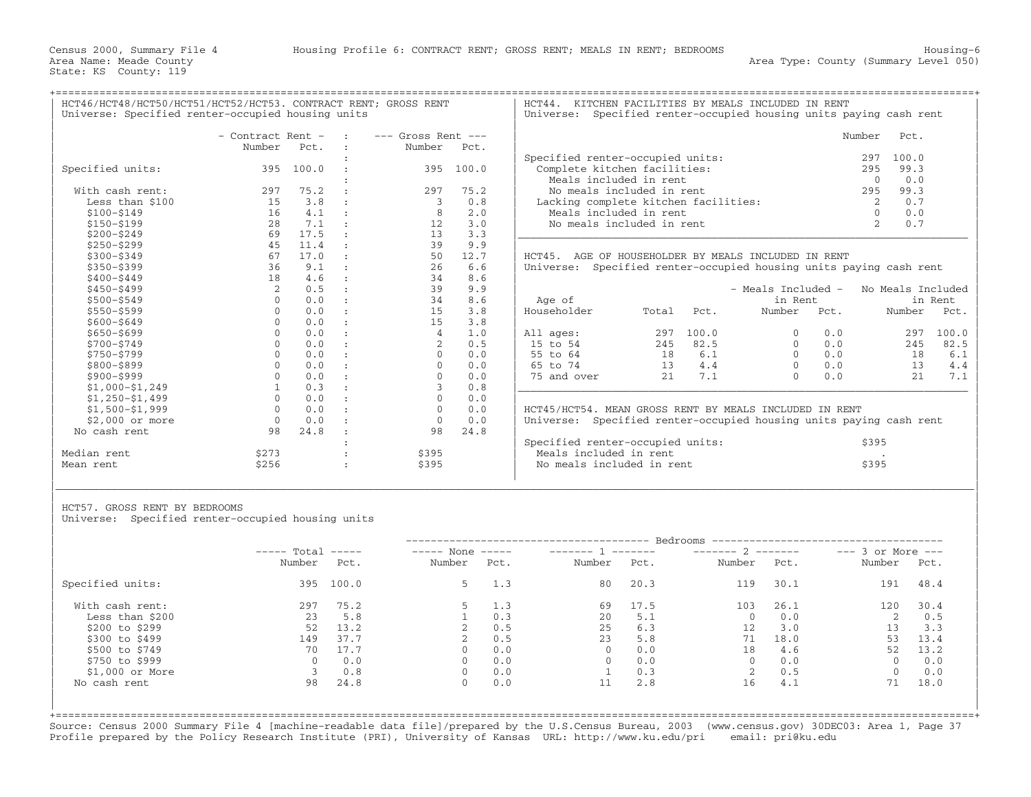Census 2000, Summary File 4 — Housing Profile 6: CONTRACT RENT; GROSS RENT; MEALS IN RENT; BEDROOMS — Housing-6

Area Name: Meade County — Area Type: County (Summary Level 050)

State: KS County: 119

## HCT46/HCT48/HCT50/HCT51/HCT52/HCT53. CONTRACT RENT; GROSS RENT

Universe: Specified renter-occupied housing units

| | Contract Rent Number | Contract Rent Pct. | Gross Rent Number | Gross Rent Pct. |
|---|---|---|---|---|
| Specified units: | 395 | 100.0 | 395 | 100.0 |
| With cash rent: | 297 | 75.2 | 297 | 75.2 |
| Less than $100 | 15 | 3.8 | 3 | 0.8 |
| $100–$149 | 16 | 4.1 | 8 | 2.0 |
| $150–$199 | 28 | 7.1 | 12 | 3.0 |
| $200–$249 | 69 | 17.5 | 13 | 3.3 |
| $250–$299 | 45 | 11.4 | 39 | 9.9 |
| $300–$349 | 67 | 17.0 | 50 | 12.7 |
| $350–$399 | 36 | 9.1 | 26 | 6.6 |
| $400–$449 | 18 | 4.6 | 34 | 8.6 |
| $450–$499 | 2 | 0.5 | 39 | 9.9 |
| $500–$549 | 0 | 0.0 | 34 | 8.6 |
| $550–$599 | 0 | 0.0 | 15 | 3.8 |
| $600–$649 | 0 | 0.0 | 15 | 3.8 |
| $650–$699 | 0 | 0.0 | 4 | 1.0 |
| $700–$749 | 0 | 0.0 | 2 | 0.5 |
| $750–$799 | 0 | 0.0 | 0 | 0.0 |
| $800–$899 | 0 | 0.0 | 0 | 0.0 |
| $900–$999 | 0 | 0.0 | 0 | 0.0 |
| $1,000–$1,249 | 1 | 0.3 | 3 | 0.8 |
| $1,250–$1,499 | 0 | 0.0 | 0 | 0.0 |
| $1,500–$1,999 | 0 | 0.0 | 0 | 0.0 |
| $2,000 or more | 0 | 0.0 | 0 | 0.0 |
| No cash rent | 98 | 24.8 | 98 | 24.8 |
| Median rent | $273 | | $395 | |
| Mean rent | $256 | | $395 | |

## HCT44. KITCHEN FACILITIES BY MEALS INCLUDED IN RENT

Universe: Specified renter-occupied housing units paying cash rent

| | Number | Pct. |
|---|---|---|
| Specified renter-occupied units: | 297 | 100.0 |
| Complete kitchen facilities: | 295 | 99.3 |
| Meals included in rent | 0 | 0.0 |
| No meals included in rent | 295 | 99.3 |
| Lacking complete kitchen facilities: | 2 | 0.7 |
| Meals included in rent | 0 | 0.0 |
| No meals included in rent | 2 | 0.7 |

## HCT45. AGE OF HOUSEHOLDER BY MEALS INCLUDED IN RENT

Universe: Specified renter-occupied housing units paying cash rent

| Age of Householder | Total | Pct. | Meals Included in Rent Number | Meals Included in Rent Pct. | No Meals Included in Rent Number | No Meals Included in Rent Pct. |
|---|---|---|---|---|---|---|
| All ages: | 297 | 100.0 | 0 | 0.0 | 297 | 100.0 |
| 15 to 54 | 245 | 82.5 | 0 | 0.0 | 245 | 82.5 |
| 55 to 64 | 18 | 6.1 | 0 | 0.0 | 18 | 6.1 |
| 65 to 74 | 13 | 4.4 | 0 | 0.0 | 13 | 4.4 |
| 75 and over | 21 | 7.1 | 0 | 0.0 | 21 | 7.1 |

## HCT45/HCT54. MEAN GROSS RENT BY MEALS INCLUDED IN RENT

Universe: Specified renter-occupied housing units paying cash rent

| | |
|---|---|
| Specified renter-occupied units: | $395 |
| Meals included in rent | . |
| No meals included in rent | $395 |

## HCT57. GROSS RENT BY BEDROOMS

Universe: Specified renter-occupied housing units

| | Total Number | Total Pct. | None Number | None Pct. | 1 Number | 1 Pct. | 2 Number | 2 Pct. | 3 or More Number | 3 or More Pct. |
|---|---|---|---|---|---|---|---|---|---|---|
| Specified units: | 395 | 100.0 | 5 | 1.3 | 80 | 20.3 | 119 | 30.1 | 191 | 48.4 |
| With cash rent: | 297 | 75.2 | 5 | 1.3 | 69 | 17.5 | 103 | 26.1 | 120 | 30.4 |
| Less than $200 | 23 | 5.8 | 1 | 0.3 | 20 | 5.1 | 0 | 0.0 | 2 | 0.5 |
| $200 to $299 | 52 | 13.2 | 2 | 0.5 | 25 | 6.3 | 12 | 3.0 | 13 | 3.3 |
| $300 to $499 | 149 | 37.7 | 2 | 0.5 | 23 | 5.8 | 71 | 18.0 | 53 | 13.4 |
| $500 to $749 | 70 | 17.7 | 0 | 0.0 | 0 | 0.0 | 18 | 4.6 | 52 | 13.2 |
| $750 to $999 | 0 | 0.0 | 0 | 0.0 | 0 | 0.0 | 0 | 0.0 | 0 | 0.0 |
| $1,000 or More | 3 | 0.8 | 0 | 0.0 | 1 | 0.3 | 2 | 0.5 | 0 | 0.0 |
| No cash rent | 98 | 24.8 | 0 | 0.0 | 11 | 2.8 | 16 | 4.1 | 71 | 18.0 |

Source: Census 2000 Summary File 4 [machine-readable data file]/prepared by the U.S.Census Bureau, 2003 (www.census.gov) 30DEC03: Area 1, Page 37
Profile prepared by the Policy Research Institute (PRI), University of Kansas URL: http://www.ku.edu/pri email: pri@ku.edu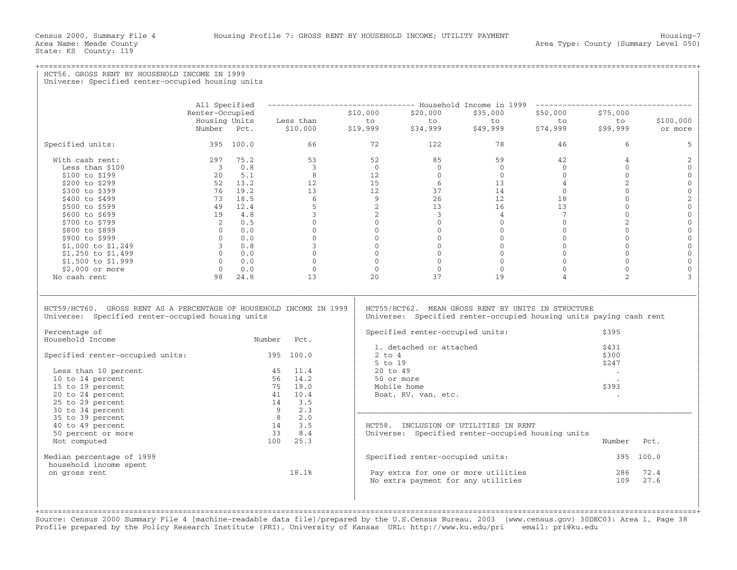Census 2000, Summary File 4 — Housing Profile 7: GROSS RENT BY HOUSEHOLD INCOME; UTILITY PAYMENT — Housing-7

Area Name: Meade County — Area Type: County (Summary Level 050)

State: KS County: 119

## HCT56. GROSS RENT BY HOUSEHOLD INCOME IN 1999

Universe: Specified renter-occupied housing units

| | All Specified Renter-Occupied Housing Units Number | Pct. | Household Income in 1999: Less than $10,000 | $10,000 to $19,999 | $20,000 to $34,999 | $35,000 to $49,999 | $50,000 to $74,999 | $75,000 to $99,999 | $100,000 or more |
|---|---|---|---|---|---|---|---|---|---|
| Specified units: | 395 | 100.0 | 66 | 72 | 122 | 78 | 46 | 6 | 5 |
| With cash rent: | 297 | 75.2 | 53 | 52 | 85 | 59 | 42 | 4 | 2 |
| Less than $100 | 3 | 0.8 | 3 | 0 | 0 | 0 | 0 | 0 | 0 |
| $100 to $199 | 20 | 5.1 | 8 | 12 | 0 | 0 | 0 | 0 | 0 |
| $200 to $299 | 52 | 13.2 | 12 | 15 | 6 | 13 | 4 | 2 | 0 |
| $300 to $399 | 76 | 19.2 | 13 | 12 | 37 | 14 | 0 | 0 | 0 |
| $400 to $499 | 73 | 18.5 | 6 | 9 | 26 | 12 | 18 | 0 | 2 |
| $500 to $599 | 49 | 12.4 | 5 | 2 | 13 | 16 | 13 | 0 | 0 |
| $600 to $699 | 19 | 4.8 | 3 | 2 | 3 | 4 | 7 | 0 | 0 |
| $700 to $799 | 2 | 0.5 | 0 | 0 | 0 | 0 | 0 | 2 | 0 |
| $800 to $899 | 0 | 0.0 | 0 | 0 | 0 | 0 | 0 | 0 | 0 |
| $900 to $999 | 0 | 0.0 | 0 | 0 | 0 | 0 | 0 | 0 | 0 |
| $1,000 to $1,249 | 3 | 0.8 | 3 | 0 | 0 | 0 | 0 | 0 | 0 |
| $1,250 to $1,499 | 0 | 0.0 | 0 | 0 | 0 | 0 | 0 | 0 | 0 |
| $1,500 to $1,999 | 0 | 0.0 | 0 | 0 | 0 | 0 | 0 | 0 | 0 |
| $2,000 or more | 0 | 0.0 | 0 | 0 | 0 | 0 | 0 | 0 | 0 |
| No cash rent | 98 | 24.8 | 13 | 20 | 37 | 19 | 4 | 2 | 3 |

## HCT59/HCT60. GROSS RENT AS A PERCENTAGE OF HOUSEHOLD INCOME IN 1999

Universe: Specified renter-occupied housing units

| Percentage of Household Income | Number | Pct. |
|---|---|---|
| Specified renter-occupied units: | 395 | 100.0 |
| Less than 10 percent | 45 | 11.4 |
| 10 to 14 percent | 56 | 14.2 |
| 15 to 19 percent | 75 | 19.0 |
| 20 to 24 percent | 41 | 10.4 |
| 25 to 29 percent | 14 | 3.5 |
| 30 to 34 percent | 9 | 2.3 |
| 35 to 39 percent | 8 | 2.0 |
| 40 to 49 percent | 14 | 3.5 |
| 50 percent or more | 33 | 8.4 |
| Not computed | 100 | 25.3 |
| Median percentage of 1999 household income spent on gross rent | 18.1% | |

## HCT55/HCT62. MEAN GROSS RENT BY UNITS IN STRUCTURE

Universe: Specified renter-occupied housing units paying cash rent

| | |
|---|---|
| Specified renter-occupied units: | $395 |
| 1, detached or attached | $431 |
| 2 to 4 | $300 |
| 5 to 19 | $247 |
| 20 to 49 | . |
| 50 or more | . |
| Mobile home | $393 |
| Boat, RV, van, etc. | . |

## HCT58. INCLUSION OF UTILITIES IN RENT

Universe: Specified renter-occupied housing units

| | Number | Pct. |
|---|---|---|
| Specified renter-occupied units: | 395 | 100.0 |
| Pay extra for one or more utilities | 286 | 72.4 |
| No extra payment for any utilities | 109 | 27.6 |

Source: Census 2000 Summary File 4 [machine-readable data file]/prepared by the U.S.Census Bureau, 2003 (www.census.gov) 30DEC03: Area 1, Page 38
Profile prepared by the Policy Research Institute (PRI), University of Kansas URL: http://www.ku.edu/pri email: pri@ku.edu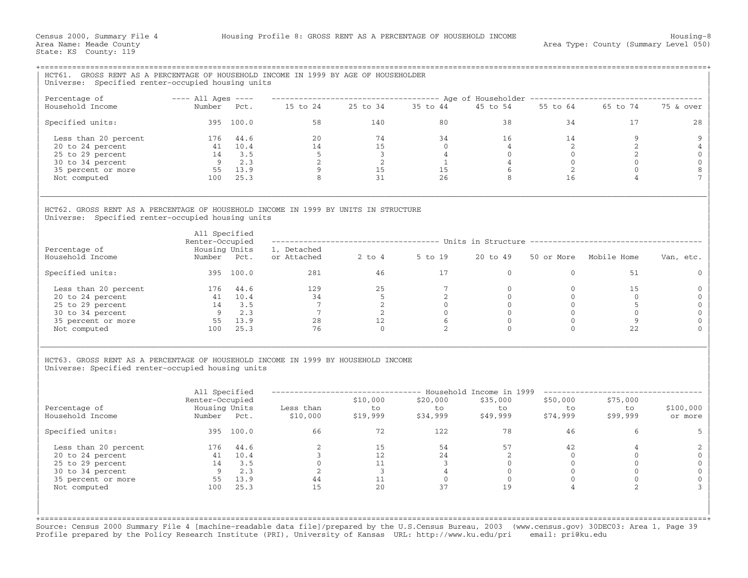Census 2000, Summary File 4 — Housing Profile 8: GROSS RENT AS A PERCENTAGE OF HOUSEHOLD INCOME — Housing-8

Area Name: Meade County — Area Type: County (Summary Level 050)

State: KS County: 119

## HCT61. GROSS RENT AS A PERCENTAGE OF HOUSEHOLD INCOME IN 1999 BY AGE OF HOUSEHOLDER

Universe: Specified renter-occupied housing units

| Percentage of Household Income | All Ages Number | All Ages Pct. | 15 to 24 | 25 to 34 | 35 to 44 | 45 to 54 | 55 to 64 | 65 to 74 | 75 & over |
|---|---|---|---|---|---|---|---|---|---|
| Specified units: | 395 | 100.0 | 58 | 140 | 80 | 38 | 34 | 17 | 28 |
| Less than 20 percent | 176 | 44.6 | 20 | 74 | 34 | 16 | 14 | 9 | 9 |
| 20 to 24 percent | 41 | 10.4 | 14 | 15 | 0 | 4 | 2 | 2 | 4 |
| 25 to 29 percent | 14 | 3.5 | 5 | 3 | 4 | 0 | 0 | 2 | 0 |
| 30 to 34 percent | 9 | 2.3 | 2 | 2 | 1 | 4 | 0 | 0 | 0 |
| 35 percent or more | 55 | 13.9 | 9 | 15 | 15 | 6 | 2 | 0 | 8 |
| Not computed | 100 | 25.3 | 8 | 31 | 26 | 8 | 16 | 4 | 7 |

## HCT62. GROSS RENT AS A PERCENTAGE OF HOUSEHOLD INCOME IN 1999 BY UNITS IN STRUCTURE

Universe: Specified renter-occupied housing units

| Percentage of Household Income | All Specified Renter-Occupied Housing Units Number | Pct. | 1, Detached or Attached | 2 to 4 | 5 to 19 | 20 to 49 | 50 or More | Mobile Home | Van, etc. |
|---|---|---|---|---|---|---|---|---|---|
| Specified units: | 395 | 100.0 | 281 | 46 | 17 | 0 | 0 | 51 | 0 |
| Less than 20 percent | 176 | 44.6 | 129 | 25 | 7 | 0 | 0 | 15 | 0 |
| 20 to 24 percent | 41 | 10.4 | 34 | 5 | 2 | 0 | 0 | 0 | 0 |
| 25 to 29 percent | 14 | 3.5 | 7 | 2 | 0 | 0 | 0 | 5 | 0 |
| 30 to 34 percent | 9 | 2.3 | 7 | 2 | 0 | 0 | 0 | 0 | 0 |
| 35 percent or more | 55 | 13.9 | 28 | 12 | 6 | 0 | 0 | 9 | 0 |
| Not computed | 100 | 25.3 | 76 | 0 | 2 | 0 | 0 | 22 | 0 |

## HCT63. GROSS RENT AS A PERCENTAGE OF HOUSEHOLD INCOME IN 1999 BY HOUSEHOLD INCOME

Universe: Specified renter-occupied housing units

| Percentage of Household Income | All Specified Renter-Occupied Housing Units Number | Pct. | Less than $10,000 | $10,000 to $19,999 | $20,000 to $34,999 | $35,000 to $49,999 | $50,000 to $74,999 | $75,000 to $99,999 | $100,000 or more |
|---|---|---|---|---|---|---|---|---|---|
| Specified units: | 395 | 100.0 | 66 | 72 | 122 | 78 | 46 | 6 | 5 |
| Less than 20 percent | 176 | 44.6 | 2 | 15 | 54 | 57 | 42 | 4 | 2 |
| 20 to 24 percent | 41 | 10.4 | 3 | 12 | 24 | 2 | 0 | 0 | 0 |
| 25 to 29 percent | 14 | 3.5 | 0 | 11 | 3 | 0 | 0 | 0 | 0 |
| 30 to 34 percent | 9 | 2.3 | 2 | 3 | 4 | 0 | 0 | 0 | 0 |
| 35 percent or more | 55 | 13.9 | 44 | 11 | 0 | 0 | 0 | 0 | 0 |
| Not computed | 100 | 25.3 | 15 | 20 | 37 | 19 | 4 | 2 | 3 |

Source: Census 2000 Summary File 4 [machine-readable data file]/prepared by the U.S.Census Bureau, 2003 (www.census.gov) 30DEC03: Area 1, Page 39
Profile prepared by the Policy Research Institute (PRI), University of Kansas URL: http://www.ku.edu/pri email: pri@ku.edu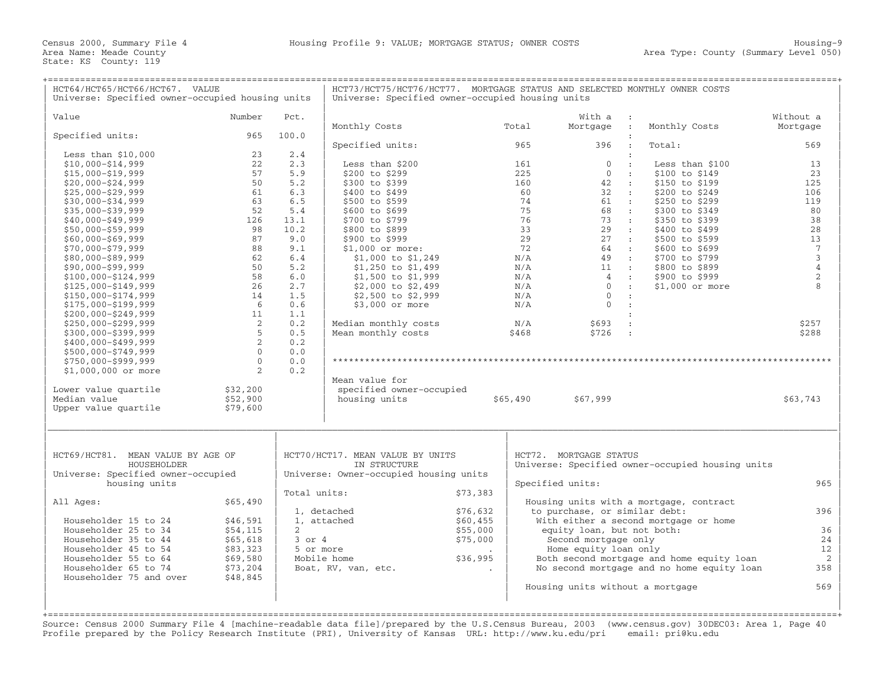Census 2000, Summary File 4 — Housing Profile 9: VALUE; MORTGAGE STATUS; OWNER COSTS — Housing-9

Area Name: Meade County — Area Type: County (Summary Level 050)

State: KS County: 119

## HCT64/HCT65/HCT66/HCT67. VALUE

Universe: Specified owner-occupied housing units

| Value | Number | Pct. |
|---|---|---|
| Specified units: | 965 | 100.0 |
| Less than $10,000 | 23 | 2.4 |
| $10,000-$14,999 | 22 | 2.3 |
| $15,000-$19,999 | 57 | 5.9 |
| $20,000-$24,999 | 50 | 5.2 |
| $25,000-$29,999 | 61 | 6.3 |
| $30,000-$34,999 | 63 | 6.5 |
| $35,000-$39,999 | 52 | 5.4 |
| $40,000-$49,999 | 126 | 13.1 |
| $50,000-$59,999 | 98 | 10.2 |
| $60,000-$69,999 | 87 | 9.0 |
| $70,000-$79,999 | 88 | 9.1 |
| $80,000-$89,999 | 62 | 6.4 |
| $90,000-$99,999 | 50 | 5.2 |
| $100,000-$124,999 | 58 | 6.0 |
| $125,000-$149,999 | 26 | 2.7 |
| $150,000-$174,999 | 14 | 1.5 |
| $175,000-$199,999 | 6 | 0.6 |
| $200,000-$249,999 | 11 | 1.1 |
| $250,000-$299,999 | 2 | 0.2 |
| $300,000-$399,999 | 5 | 0.5 |
| $400,000-$499,999 | 2 | 0.2 |
| $500,000-$749,999 | 0 | 0.0 |
| $750,000-$999,999 | 0 | 0.0 |
| $1,000,000 or more | 2 | 0.2 |
| Lower value quartile | $32,200 | |
| Median value | $52,900 | |
| Upper value quartile | $79,600 | |

## HCT73/HCT75/HCT76/HCT77. MORTGAGE STATUS AND SELECTED MONTHLY OWNER COSTS

Universe: Specified owner-occupied housing units

| Monthly Costs | Total | With a Mortgage |
|---|---|---|
| Specified units: | 965 | 396 |
| Less than $200 | 161 | 0 |
| $200 to $299 | 225 | 0 |
| $300 to $399 | 160 | 42 |
| $400 to $499 | 60 | 32 |
| $500 to $599 | 74 | 61 |
| $600 to $699 | 75 | 68 |
| $700 to $799 | 76 | 73 |
| $800 to $899 | 33 | 29 |
| $900 to $999 | 29 | 27 |
| $1,000 or more: | 72 | 64 |
| $1,000 to $1,249 | N/A | 49 |
| $1,250 to $1,499 | N/A | 11 |
| $1,500 to $1,999 | N/A | 4 |
| $2,000 to $2,499 | N/A | 0 |
| $2,500 to $2,999 | N/A | 0 |
| $3,000 or more | N/A | 0 |
| Median monthly costs | N/A | $693 |
| Mean monthly costs | $468 | $726 |

| Monthly Costs | Without a Mortgage |
|---|---|
| Total: | 569 |
| Less than $100 | 13 |
| $100 to $149 | 23 |
| $150 to $199 | 125 |
| $200 to $249 | 106 |
| $250 to $299 | 119 |
| $300 to $349 | 80 |
| $350 to $399 | 38 |
| $400 to $499 | 28 |
| $500 to $599 | 13 |
| $600 to $699 | 7 |
| $700 to $799 | 3 |
| $800 to $899 | 4 |
| $900 to $999 | 2 |
| $1,000 or more | 8 |
| Median monthly costs | $257 |
| Mean monthly costs | $288 |

| | Total | With a Mortgage | Without a Mortgage |
|---|---|---|---|
| Mean value for specified owner-occupied housing units | $65,490 | $67,999 | $63,743 |

## HCT69/HCT81. MEAN VALUE BY AGE OF HOUSEHOLDER

Universe: Specified owner-occupied housing units

| | |
|---|---|
| All Ages: | $65,490 |
| Householder 15 to 24 | $46,591 |
| Householder 25 to 34 | $54,115 |
| Householder 35 to 44 | $65,618 |
| Householder 45 to 54 | $83,323 |
| Householder 55 to 64 | $69,580 |
| Householder 65 to 74 | $73,204 |
| Householder 75 and over | $48,845 |

## HCT70/HCT17. MEAN VALUE BY UNITS IN STRUCTURE

Universe: Owner-occupied housing units

| | |
|---|---|
| Total units: | $73,383 |
| 1, detached | $76,632 |
| 1, attached | $60,455 |
| 2 | $55,000 |
| 3 or 4 | $75,000 |
| 5 or more | . |
| Mobile home | $36,995 |
| Boat, RV, van, etc. | . |

## HCT72. MORTGAGE STATUS

Universe: Specified owner-occupied housing units

| | |
|---|---|
| Specified units: | 965 |
| Housing units with a mortgage, contract to purchase, or similar debt: | 396 |
| With either a second mortgage or home equity loan, but not both: | 36 |
| Second mortgage only | 24 |
| Home equity loan only | 12 |
| Both second mortgage and home equity loan | 2 |
| No second mortgage and no home equity loan | 358 |
| Housing units without a mortgage | 569 |

Source: Census 2000 Summary File 4 [machine-readable data file]/prepared by the U.S.Census Bureau, 2003 (www.census.gov) 30DEC03: Area 1, Page 40
Profile prepared by the Policy Research Institute (PRI), University of Kansas URL: http://www.ku.edu/pri email: pri@ku.edu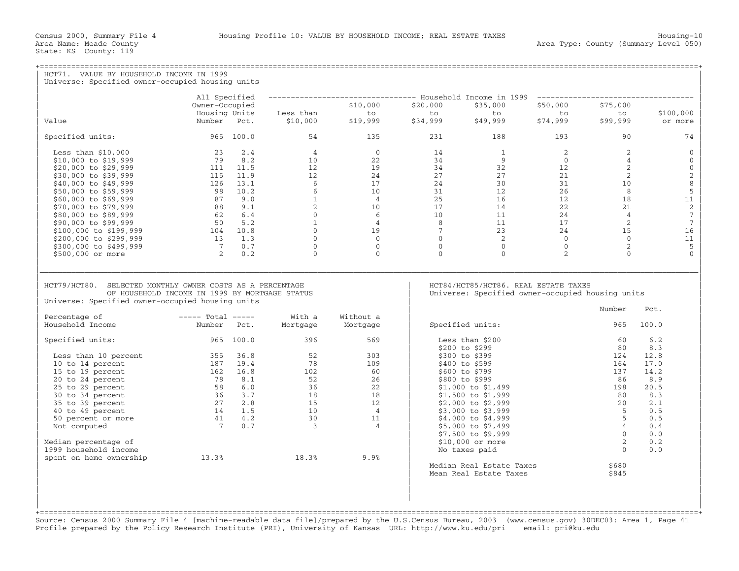Census 2000, Summary File 4 — Housing Profile 10: VALUE BY HOUSEHOLD INCOME; REAL ESTATE TAXES

Area Name: Meade County
State: KS County: 119
Area Type: County (Summary Level 050)

## HCT71. VALUE BY HOUSEHOLD INCOME IN 1999

Universe: Specified owner-occupied housing units

| Value | All Specified Owner-Occupied Housing Units Number | Pct. | Household Income in 1999: Less than $10,000 | $10,000 to $19,999 | $20,000 to $34,999 | $35,000 to $49,999 | $50,000 to $74,999 | $75,000 to $99,999 | $100,000 or more |
|---|---|---|---|---|---|---|---|---|---|
| Specified units: | 965 | 100.0 | 54 | 135 | 231 | 188 | 193 | 90 | 74 |
| Less than $10,000 | 23 | 2.4 | 4 | 0 | 14 | 1 | 2 | 2 | 0 |
| $10,000 to $19,999 | 79 | 8.2 | 10 | 22 | 34 | 9 | 0 | 4 | 0 |
| $20,000 to $29,999 | 111 | 11.5 | 12 | 19 | 34 | 32 | 12 | 2 | 0 |
| $30,000 to $39,999 | 115 | 11.9 | 12 | 24 | 27 | 27 | 21 | 2 | 2 |
| $40,000 to $49,999 | 126 | 13.1 | 6 | 17 | 24 | 30 | 31 | 10 | 8 |
| $50,000 to $59,999 | 98 | 10.2 | 6 | 10 | 31 | 12 | 26 | 8 | 5 |
| $60,000 to $69,999 | 87 | 9.0 | 1 | 4 | 25 | 16 | 12 | 18 | 11 |
| $70,000 to $79,999 | 88 | 9.1 | 2 | 10 | 17 | 14 | 22 | 21 | 2 |
| $80,000 to $89,999 | 62 | 6.4 | 0 | 6 | 10 | 11 | 24 | 4 | 7 |
| $90,000 to $99,999 | 50 | 5.2 | 1 | 4 | 8 | 11 | 17 | 2 | 7 |
| $100,000 to $199,999 | 104 | 10.8 | 0 | 19 | 7 | 23 | 24 | 15 | 16 |
| $200,000 to $299,999 | 13 | 1.3 | 0 | 0 | 0 | 2 | 0 | 0 | 11 |
| $300,000 to $499,999 | 7 | 0.7 | 0 | 0 | 0 | 0 | 0 | 2 | 5 |
| $500,000 or more | 2 | 0.2 | 0 | 0 | 0 | 0 | 2 | 0 | 0 |

## HCT79/HCT80. SELECTED MONTHLY OWNER COSTS AS A PERCENTAGE OF HOUSEHOLD INCOME IN 1999 BY MORTGAGE STATUS

Universe: Specified owner-occupied housing units

| Percentage of Household Income | Total Number | Total Pct. | With a Mortgage | Without a Mortgage |
|---|---|---|---|---|
| Specified units: | 965 | 100.0 | 396 | 569 |
| Less than 10 percent | 355 | 36.8 | 52 | 303 |
| 10 to 14 percent | 187 | 19.4 | 78 | 109 |
| 15 to 19 percent | 162 | 16.8 | 102 | 60 |
| 20 to 24 percent | 78 | 8.1 | 52 | 26 |
| 25 to 29 percent | 58 | 6.0 | 36 | 22 |
| 30 to 34 percent | 36 | 3.7 | 18 | 18 |
| 35 to 39 percent | 27 | 2.8 | 15 | 12 |
| 40 to 49 percent | 14 | 1.5 | 10 | 4 |
| 50 percent or more | 41 | 4.2 | 30 | 11 |
| Not computed | 7 | 0.7 | 3 | 4 |
| Median percentage of 1999 household income spent on home ownership | 13.3% | | 18.3% | 9.9% |

## HCT84/HCT85/HCT86. REAL ESTATE TAXES

Universe: Specified owner-occupied housing units

| | Number | Pct. |
|---|---|---|
| Specified units: | 965 | 100.0 |
| Less than $200 | 60 | 6.2 |
| $200 to $299 | 80 | 8.3 |
| $300 to $399 | 124 | 12.8 |
| $400 to $599 | 164 | 17.0 |
| $600 to $799 | 137 | 14.2 |
| $800 to $999 | 86 | 8.9 |
| $1,000 to $1,499 | 198 | 20.5 |
| $1,500 to $1,999 | 80 | 8.3 |
| $2,000 to $2,999 | 20 | 2.1 |
| $3,000 to $3,999 | 5 | 0.5 |
| $4,000 to $4,999 | 5 | 0.5 |
| $5,000 to $7,499 | 4 | 0.4 |
| $7,500 to $9,999 | 0 | 0.0 |
| $10,000 or more | 2 | 0.2 |
| No taxes paid | 0 | 0.0 |
| Median Real Estate Taxes | $680 | |
| Mean Real Estate Taxes | $845 | |

Source: Census 2000 Summary File 4 [machine-readable data file]/prepared by the U.S.Census Bureau, 2003 (www.census.gov) 30DEC03: Area 1, Page 41
Profile prepared by the Policy Research Institute (PRI), University of Kansas URL: http://www.ku.edu/pri email: pri@ku.edu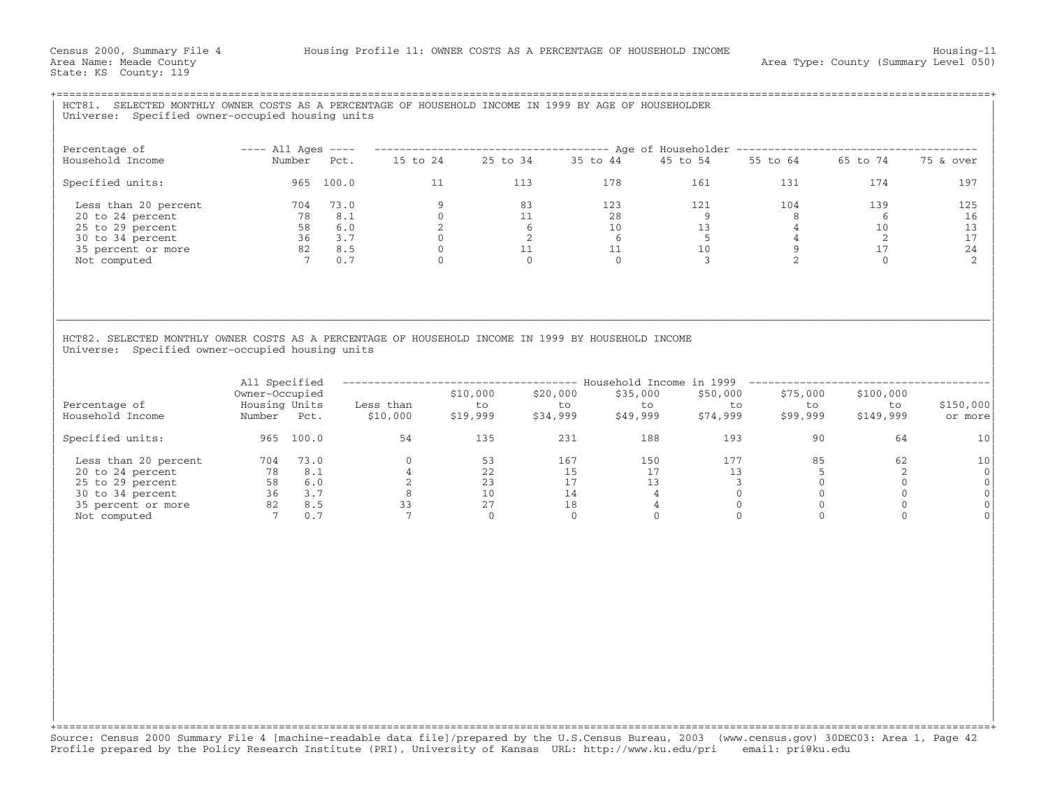Census 2000, Summary File 4 Housing Profile 11: OWNER COSTS AS A PERCENTAGE OF HOUSEHOLD INCOME Housing-11
Area Name: Meade County Area Type: County (Summary Level 050)
State: KS County: 119

## HCT81. SELECTED MONTHLY OWNER COSTS AS A PERCENTAGE OF HOUSEHOLD INCOME IN 1999 BY AGE OF HOUSEHOLDER

Universe: Specified owner-occupied housing units

| Percentage of Household Income | All Ages Number | All Ages Pct. | 15 to 24 | 25 to 34 | 35 to 44 | 45 to 54 | 55 to 64 | 65 to 74 | 75 & over |
|---|---|---|---|---|---|---|---|---|---|
| Specified units: | 965 | 100.0 | 11 | 113 | 178 | 161 | 131 | 174 | 197 |
| Less than 20 percent | 704 | 73.0 | 9 | 83 | 123 | 121 | 104 | 139 | 125 |
| 20 to 24 percent | 78 | 8.1 | 0 | 11 | 28 | 9 | 8 | 6 | 16 |
| 25 to 29 percent | 58 | 6.0 | 2 | 6 | 10 | 13 | 4 | 10 | 13 |
| 30 to 34 percent | 36 | 3.7 | 0 | 2 | 6 | 5 | 4 | 2 | 17 |
| 35 percent or more | 82 | 8.5 | 0 | 11 | 11 | 10 | 9 | 17 | 24 |
| Not computed | 7 | 0.7 | 0 | 0 | 0 | 3 | 2 | 0 | 2 |

## HCT82. SELECTED MONTHLY OWNER COSTS AS A PERCENTAGE OF HOUSEHOLD INCOME IN 1999 BY HOUSEHOLD INCOME

Universe: Specified owner-occupied housing units

| Percentage of Household Income | All Specified Owner-Occupied Housing Units Number | Pct. | Less than $10,000 | $10,000 to $19,999 | $20,000 to $34,999 | $35,000 to $49,999 | $50,000 to $74,999 | $75,000 to $99,999 | $100,000 to $149,999 | $150,000 or more |
|---|---|---|---|---|---|---|---|---|---|---|
| Specified units: | 965 | 100.0 | 54 | 135 | 231 | 188 | 193 | 90 | 64 | 10 |
| Less than 20 percent | 704 | 73.0 | 0 | 53 | 167 | 150 | 177 | 85 | 62 | 10 |
| 20 to 24 percent | 78 | 8.1 | 4 | 22 | 15 | 17 | 13 | 5 | 2 | 0 |
| 25 to 29 percent | 58 | 6.0 | 2 | 23 | 17 | 13 | 3 | 0 | 0 | 0 |
| 30 to 34 percent | 36 | 3.7 | 8 | 10 | 14 | 4 | 0 | 0 | 0 | 0 |
| 35 percent or more | 82 | 8.5 | 33 | 27 | 18 | 4 | 0 | 0 | 0 | 0 |
| Not computed | 7 | 0.7 | 7 | 0 | 0 | 0 | 0 | 0 | 0 | 0 |

Source: Census 2000 Summary File 4 [machine-readable data file]/prepared by the U.S.Census Bureau, 2003 (www.census.gov) 30DEC03: Area 1, Page 42
Profile prepared by the Policy Research Institute (PRI), University of Kansas URL: http://www.ku.edu/pri email: pri@ku.edu